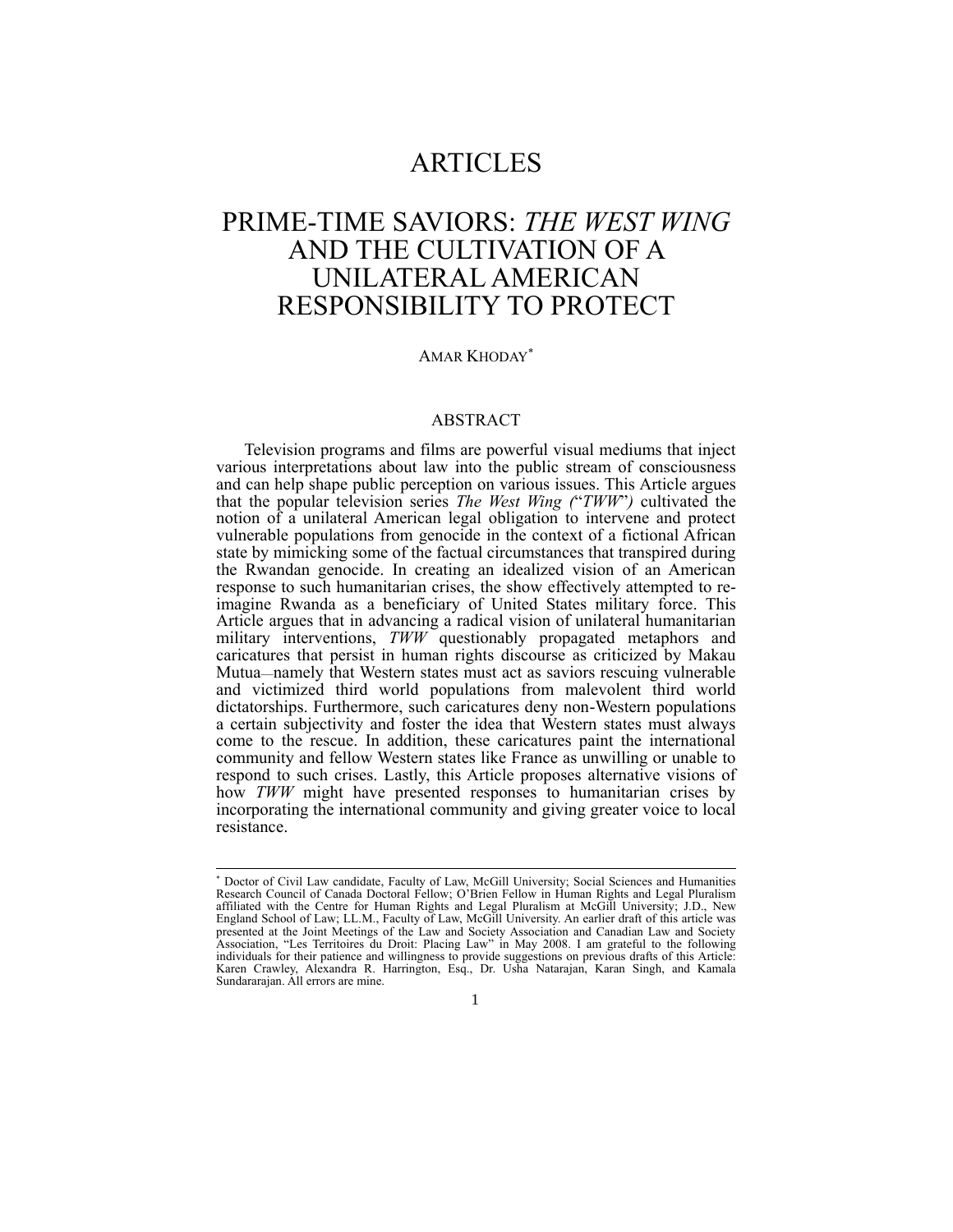# ARTICLES

# PRIME-TIME SAVIORS: *THE WEST WING* AND THE CULTIVATION OF A UNILATERAL AMERICAN RESPONSIBILITY TO PROTECT

AMAR KHODAY[*]

## ABSTRACT

Television programs and films are powerful visual mediums that inject various interpretations about law into the public stream of consciousness and can help shape public perception on various issues. This Article argues that the popular television series *The West Wing* ("*TWW*") cultivated the notion of a unilateral American legal obligation to intervene and protect vulnerable populations from genocide in the context of a fictional African state by mimicking some of the factual circumstances that transpired during the Rwandan genocide. In creating an idealized vision of an American response to such humanitarian crises, the show effectively attempted to re-imagine Rwanda as a beneficiary of United States military force. This Article argues that in advancing a radical vision of unilateral humanitarian military interventions, *TWW* questionably propagated metaphors and caricatures that persist in human rights discourse as criticized by Makau Mutua—namely that Western states must act as saviors rescuing vulnerable and victimized third world populations from malevolent third world dictatorships. Furthermore, such caricatures deny non-Western populations a certain subjectivity and foster the idea that Western states must always come to the rescue. In addition, these caricatures paint the international community and fellow Western states like France as unwilling or unable to respond to such crises. Lastly, this Article proposes alternative visions of how *TWW* might have presented responses to humanitarian crises by incorporating the international community and giving greater voice to local resistance.

---

[*] Doctor of Civil Law candidate, Faculty of Law, McGill University; Social Sciences and Humanities Research Council of Canada Doctoral Fellow; O'Brien Fellow in Human Rights and Legal Pluralism affiliated with the Centre for Human Rights and Legal Pluralism at McGill University; J.D., New England School of Law; LL.M., Faculty of Law, McGill University. An earlier draft of this article was presented at the Joint Meetings of the Law and Society Association and Canadian Law and Society Association, "Les Territoires du Droit: Placing Law" in May 2008. I am grateful to the following individuals for their patience and willingness to provide suggestions on previous drafts of this Article: Karen Crawley, Alexandra R. Harrington, Esq., Dr. Usha Natarajan, Karan Singh, and Kamala Sundararajan. All errors are mine.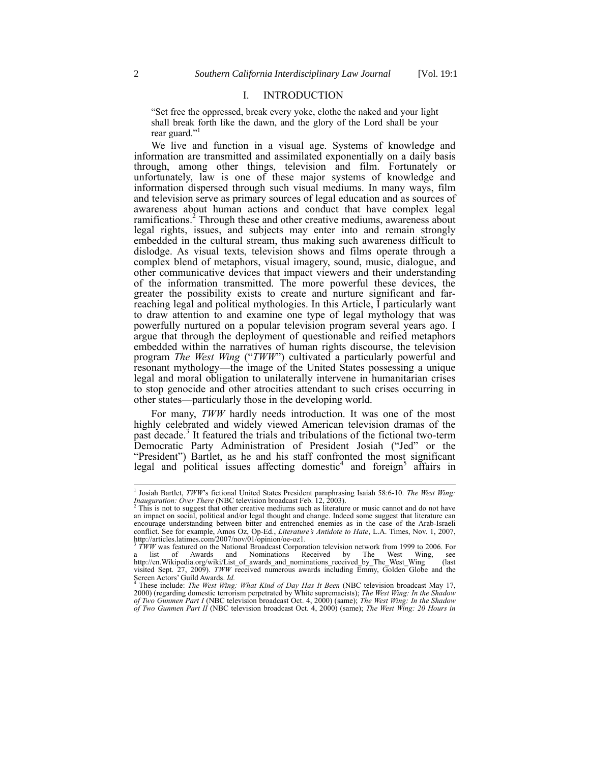## I. INTRODUCTION

> "Set free the oppressed, break every yoke, clothe the naked and your light shall break forth like the dawn, and the glory of the Lord shall be your rear guard."[1]

We live and function in a visual age. Systems of knowledge and information are transmitted and assimilated exponentially on a daily basis through, among other things, television and film. Fortunately or unfortunately, law is one of these major systems of knowledge and information dispersed through such visual mediums. In many ways, film and television serve as primary sources of legal education and as sources of awareness about human actions and conduct that have complex legal ramifications.[2] Through these and other creative mediums, awareness about legal rights, issues, and subjects may enter into and remain strongly embedded in the cultural stream, thus making such awareness difficult to dislodge. As visual texts, television shows and films operate through a complex blend of metaphors, visual imagery, sound, music, dialogue, and other communicative devices that impact viewers and their understanding of the information transmitted. The more powerful these devices, the greater the possibility exists to create and nurture significant and far-reaching legal and political mythologies. In this Article, I particularly want to draw attention to and examine one type of legal mythology that was powerfully nurtured on a popular television program several years ago. I argue that through the deployment of questionable and reified metaphors embedded within the narratives of human rights discourse, the television program *The West Wing* ("*TWW*") cultivated a particularly powerful and resonant mythology—the image of the United States possessing a unique legal and moral obligation to unilaterally intervene in humanitarian crises to stop genocide and other atrocities attendant to such crises occurring in other states—particularly those in the developing world.

For many, *TWW* hardly needs introduction. It was one of the most highly celebrated and widely viewed American television dramas of the past decade.[3] It featured the trials and tribulations of the fictional two-term Democratic Party Administration of President Josiah ("Jed" or the "President") Bartlet, as he and his staff confronted the most significant legal and political issues affecting domestic[4] and foreign[5] affairs in

---

[1] Josiah Bartlet, *TWW*'s fictional United States President paraphrasing Isaiah 58:6-10. *The West Wing: Inauguration: Over There* (NBC television broadcast Feb. 12, 2003).

[2] This is not to suggest that other creative mediums such as literature or music cannot and do not have an impact on social, political and/or legal thought and change. Indeed some suggest that literature can encourage understanding between bitter and entrenched enemies as in the case of the Arab-Israeli conflict. See for example, Amos Oz, Op-Ed., *Literature's Antidote to Hate*, L.A. Times, Nov. 1, 2007, http://articles.latimes.com/2007/nov/01/opinion/oe-oz1.

[3] *TWW* was featured on the National Broadcast Corporation television network from 1999 to 2006. For a list of Awards and Nominations Received by The West Wing, see http://en.Wikipedia.org/wiki/List_of_awards_and_nominations_received_by_The_West_Wing (last visited Sept. 27, 2009). *TWW* received numerous awards including Emmy, Golden Globe and the Screen Actors' Guild Awards. *Id.*

[4] These include: *The West Wing: What Kind of Day Has It Been* (NBC television broadcast May 17, 2000) (regarding domestic terrorism perpetrated by White supremacists); *The West Wing: In the Shadow of Two Gunmen Part I* (NBC television broadcast Oct. 4, 2000) (same); *The West Wing: In the Shadow of Two Gunmen Part II* (NBC television broadcast Oct. 4, 2000) (same); *The West Wing: 20 Hours in*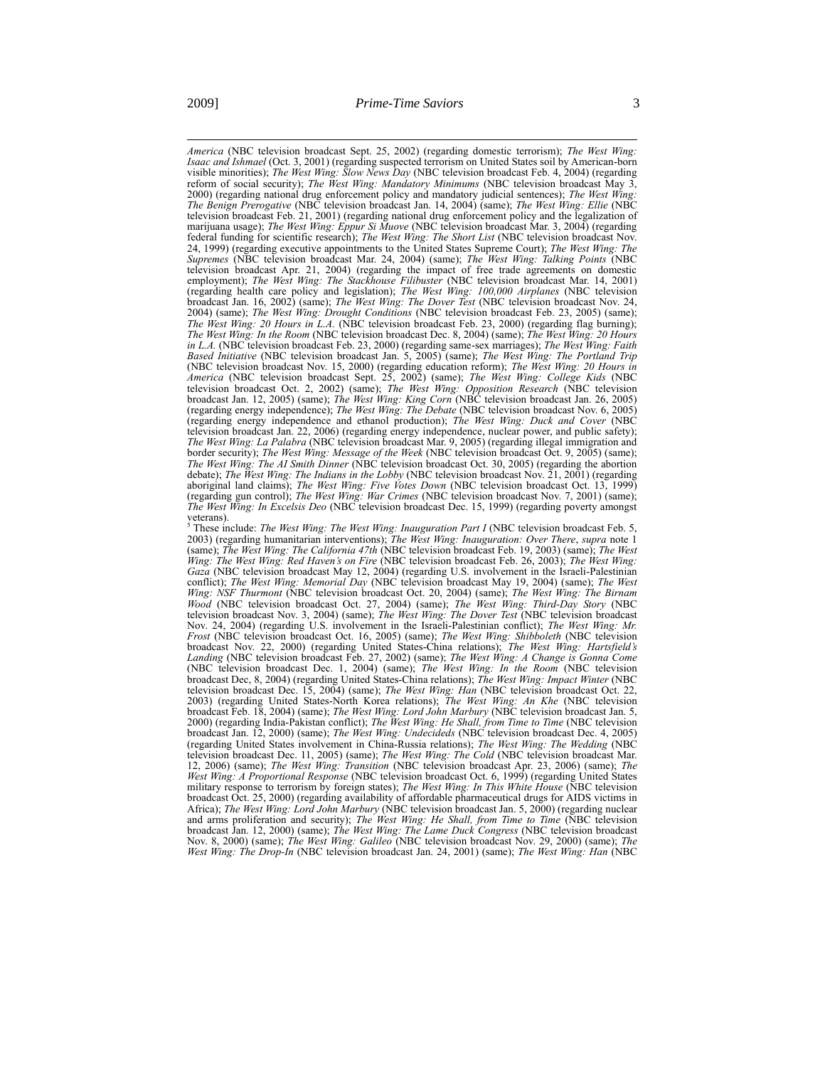*America* (NBC television broadcast Sept. 25, 2002) (regarding domestic terrorism); *The West Wing: Isaac and Ishmael* (Oct. 3, 2001) (regarding suspected terrorism on United States soil by American-born visible minorities); *The West Wing: Slow News Day* (NBC television broadcast Feb. 4, 2004) (regarding reform of social security); *The West Wing: Mandatory Minimums* (NBC television broadcast May 3, 2000) (regarding national drug enforcement policy and mandatory judicial sentences); *The West Wing: The Benign Prerogative* (NBC television broadcast Jan. 14, 2004) (same); *The West Wing: Ellie* (NBC television broadcast Feb. 21, 2001) (regarding national drug enforcement policy and the legalization of marijuana usage); *The West Wing: Eppur Si Muove* (NBC television broadcast Mar. 3, 2004) (regarding federal funding for scientific research); *The West Wing: The Short List* (NBC television broadcast Nov. 24, 1999) (regarding executive appointments to the United States Supreme Court); *The West Wing: The Supremes* (NBC television broadcast Mar. 24, 2004) (same); *The West Wing: Talking Points* (NBC television broadcast Apr. 21, 2004) (regarding the impact of free trade agreements on domestic employment); *The West Wing: The Stackhouse Filibuster* (NBC television broadcast Mar. 14, 2001) (regarding health care policy and legislation); *The West Wing: 100,000 Airplanes* (NBC television broadcast Jan. 16, 2002) (same); *The West Wing: The Dover Test* (NBC television broadcast Nov. 24, 2004) (same); *The West Wing: Drought Conditions* (NBC television broadcast Feb. 23, 2005) (same); *The West Wing: 20 Hours in L.A.* (NBC television broadcast Feb. 23, 2000) (regarding flag burning); *The West Wing: In the Room* (NBC television broadcast Dec. 8, 2004) (same); *The West Wing: 20 Hours in L.A.* (NBC television broadcast Feb. 23, 2000) (regarding same-sex marriages); *The West Wing: Faith Based Initiative* (NBC television broadcast Jan. 5, 2005) (same); *The West Wing: The Portland Trip* (NBC television broadcast Nov. 15, 2000) (regarding education reform); *The West Wing: 20 Hours in America* (NBC television broadcast Sept. 25, 2002) (same); *The West Wing: College Kids* (NBC television broadcast Oct. 2, 2002) (same); *The West Wing: Opposition Research* (NBC television broadcast Jan. 12, 2005) (same); *The West Wing: King Corn* (NBC television broadcast Jan. 26, 2005) (regarding energy independence); *The West Wing: The Debate* (NBC television broadcast Nov. 6, 2005) (regarding energy independence and ethanol production); *The West Wing: Duck and Cover* (NBC television broadcast Jan. 22, 2006) (regarding energy independence, nuclear power, and public safety); *The West Wing: La Palabra* (NBC television broadcast Mar. 9, 2005) (regarding illegal immigration and border security); *The West Wing: Message of the Week* (NBC television broadcast Oct. 9, 2005) (same); *The West Wing: The AI Smith Dinner* (NBC television broadcast Oct. 30, 2005) (regarding the abortion debate); *The West Wing: The Indians in the Lobby* (NBC television broadcast Nov. 21, 2001) (regarding aboriginal land claims); *The West Wing: Five Votes Down* (NBC television broadcast Oct. 13, 1999) (regarding gun control); *The West Wing: War Crimes* (NBC television broadcast Nov. 7, 2001) (same); *The West Wing: In Excelsis Deo* (NBC television broadcast Dec. 15, 1999) (regarding poverty amongst veterans).

[5] These include: *The West Wing: The West Wing: Inauguration Part I* (NBC television broadcast Feb. 5, 2003) (regarding humanitarian interventions); *The West Wing: Inauguration: Over There*, *supra* note 1 (same); *The West Wing: The California 47th* (NBC television broadcast Feb. 19, 2003) (same); *The West Wing: The West Wing: Red Haven's on Fire* (NBC television broadcast Feb. 26, 2003); *The West Wing: Gaza* (NBC television broadcast May 12, 2004) (regarding U.S. involvement in the Israeli-Palestinian conflict); *The West Wing: Memorial Day* (NBC television broadcast May 19, 2004) (same); *The West Wing: NSF Thurmont* (NBC television broadcast Oct. 20, 2004) (same); *The West Wing: The Birnam Wood* (NBC television broadcast Oct. 27, 2004) (same); *The West Wing: Third-Day Story* (NBC television broadcast Nov. 3, 2004) (same); *The West Wing: The Dover Test* (NBC television broadcast Nov. 24, 2004) (regarding U.S. involvement in the Israeli-Palestinian conflict); *The West Wing: Mr. Frost* (NBC television broadcast Oct. 16, 2005) (same); *The West Wing: Shibboleth* (NBC television broadcast Nov. 22, 2000) (regarding United States-China relations); *The West Wing: Hartsfield's Landing* (NBC television broadcast Feb. 27, 2002) (same); *The West Wing: A Change is Gonna Come* (NBC television broadcast Dec. 1, 2004) (same); *The West Wing: In the Room* (NBC television broadcast Dec, 8, 2004) (regarding United States-China relations); *The West Wing: Impact Winter* (NBC television broadcast Dec. 15, 2004) (same); *The West Wing: Han* (NBC television broadcast Oct. 22, 2003) (regarding United States-North Korea relations); *The West Wing: An Khe* (NBC television broadcast Feb. 18, 2004) (same); *The West Wing: Lord John Marbury* (NBC television broadcast Jan. 5, 2000) (regarding India-Pakistan conflict); *The West Wing: He Shall, from Time to Time* (NBC television broadcast Jan. 12, 2000) (same); *The West Wing: Undecideds* (NBC television broadcast Dec. 4, 2005) (regarding United States involvement in China-Russia relations); *The West Wing: The Wedding* (NBC television broadcast Dec. 11, 2005) (same); *The West Wing: The Cold* (NBC television broadcast Mar. 12, 2006) (same); *The West Wing: Transition* (NBC television broadcast Apr. 23, 2006) (same); *The West Wing: A Proportional Response* (NBC television broadcast Oct. 6, 1999) (regarding United States military response to terrorism by foreign states); *The West Wing: In This White House* (NBC television broadcast Oct. 25, 2000) (regarding availability of affordable pharmaceutical drugs for AIDS victims in Africa); *The West Wing: Lord John Marbury* (NBC television broadcast Jan. 5, 2000) (regarding nuclear and arms proliferation and security); *The West Wing: He Shall, from Time to Time* (NBC television broadcast Jan. 12, 2000) (same); *The West Wing: The Lame Duck Congress* (NBC television broadcast Nov. 8, 2000) (same); *The West Wing: Galileo* (NBC television broadcast Nov. 29, 2000) (same); *The West Wing: The Drop-In* (NBC television broadcast Jan. 24, 2001) (same); *The West Wing: Han* (NBC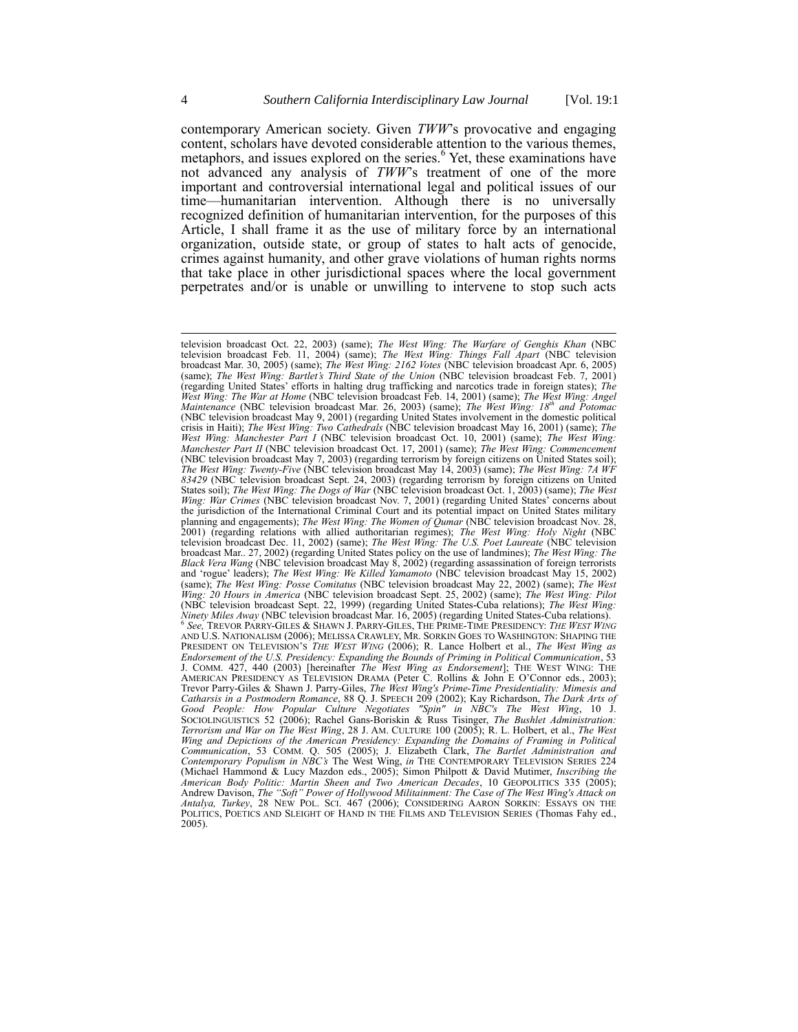contemporary American society. Given *TWW*'s provocative and engaging content, scholars have devoted considerable attention to the various themes, metaphors, and issues explored on the series.[6] Yet, these examinations have not advanced any analysis of *TWW*'s treatment of one of the more important and controversial international legal and political issues of our time—humanitarian intervention. Although there is no universally recognized definition of humanitarian intervention, for the purposes of this Article, I shall frame it as the use of military force by an international organization, outside state, or group of states to halt acts of genocide, crimes against humanity, and other grave violations of human rights norms that take place in other jurisdictional spaces where the local government perpetrates and/or is unable or unwilling to intervene to stop such acts

---

television broadcast Oct. 22, 2003) (same); *The West Wing: The Warfare of Genghis Khan* (NBC television broadcast Feb. 11, 2004) (same); *The West Wing: Things Fall Apart* (NBC television broadcast Mar. 30, 2005) (same); *The West Wing: 2162 Votes* (NBC television broadcast Apr. 6, 2005) (same); *The West Wing: Bartlet's Third State of the Union* (NBC television broadcast Feb. 7, 2001) (regarding United States' efforts in halting drug trafficking and narcotics trade in foreign states); *The West Wing: The War at Home* (NBC television broadcast Feb. 14, 2001) (same); *The West Wing: Angel Maintenance* (NBC television broadcast Mar. 26, 2003) (same); *The West Wing: 18th and Potomac* (NBC television broadcast May 9, 2001) (regarding United States involvement in the domestic political crisis in Haiti); *The West Wing: Two Cathedrals* (NBC television broadcast May 16, 2001) (same); *The West Wing: Manchester Part I* (NBC television broadcast Oct. 10, 2001) (same); *The West Wing: Manchester Part II* (NBC television broadcast Oct. 17, 2001) (same); *The West Wing: Commencement* (NBC television broadcast May 7, 2003) (regarding terrorism by foreign citizens on United States soil); *The West Wing: Twenty-Five* (NBC television broadcast May 14, 2003) (same); *The West Wing: 7A WF 83429* (NBC television broadcast Sept. 24, 2003) (regarding terrorism by foreign citizens on United States soil); *The West Wing: The Dogs of War* (NBC television broadcast Oct. 1, 2003) (same); *The West Wing: War Crimes* (NBC television broadcast Nov. 7, 2001) (regarding United States' concerns about the jurisdiction of the International Criminal Court and its potential impact on United States military planning and engagements); *The West Wing: The Women of Qumar* (NBC television broadcast Nov. 28, 2001) (regarding relations with allied authoritarian regimes); *The West Wing: Holy Night* (NBC television broadcast Dec. 11, 2002) (same); *The West Wing: The U.S. Poet Laureate* (NBC television broadcast Mar.. 27, 2002) (regarding United States policy on the use of landmines); *The West Wing: The Black Vera Wang* (NBC television broadcast May 8, 2002) (regarding assassination of foreign terrorists and 'rogue' leaders); *The West Wing: We Killed Yamamoto* (NBC television broadcast May 15, 2002) (same); *The West Wing: Posse Comitatus* (NBC television broadcast May 22, 2002) (same); *The West Wing: 20 Hours in America* (NBC television broadcast Sept. 25, 2002) (same); *The West Wing: Pilot* (NBC television broadcast Sept. 22, 1999) (regarding United States-Cuba relations); *The West Wing: Ninety Miles Away* (NBC television broadcast Mar. 16, 2005) (regarding United States-Cuba relations).

[6] *See,* TREVOR PARRY-GILES & SHAWN J. PARRY-GILES, THE PRIME-TIME PRESIDENCY: *THE WEST WING* AND U.S. NATIONALISM (2006); MELISSA CRAWLEY, MR. SORKIN GOES TO WASHINGTON: SHAPING THE PRESIDENT ON TELEVISION'S *THE WEST WING* (2006); R. Lance Holbert et al., *The West Wing as Endorsement of the U.S. Presidency: Expanding the Bounds of Priming in Political Communication*, 53 J. COMM. 427, 440 (2003) [hereinafter *The West Wing as Endorsement*]; THE WEST WING: THE AMERICAN PRESIDENCY AS TELEVISION DRAMA (Peter C. Rollins & John E O'Connor eds., 2003); Trevor Parry-Giles & Shawn J. Parry-Giles, *The West Wing's Prime-Time Presidentiality: Mimesis and Catharsis in a Postmodern Romance*, 88 Q. J. SPEECH 209 (2002); Kay Richardson, *The Dark Arts of Good People: How Popular Culture Negotiates "Spin" in NBC's The West Wing*, 10 J. SOCIOLINGUISTICS 52 (2006); Rachel Gans-Boriskin & Russ Tisinger, *The Bushlet Administration: Terrorism and War on The West Wing*, 28 J. AM. CULTURE 100 (2005); R. L. Holbert, et al., *The West Wing and Depictions of the American Presidency: Expanding the Domains of Framing in Political Communication*, 53 COMM. Q. 505 (2005); J. Elizabeth Clark, *The Bartlet Administration and Contemporary Populism in NBC's* The West Wing, *in* THE CONTEMPORARY TELEVISION SERIES 224 (Michael Hammond & Lucy Mazdon eds., 2005); Simon Philpott & David Mutimer, *Inscribing the American Body Politic: Martin Sheen and Two American Decades*, 10 GEOPOLITICS 335 (2005); Andrew Davison, *The "Soft" Power of Hollywood Militainment: The Case of The West Wing's Attack on Antalya, Turkey*, 28 NEW POL. SCI. 467 (2006); CONSIDERING AARON SORKIN: ESSAYS ON THE POLITICS, POETICS AND SLEIGHT OF HAND IN THE FILMS AND TELEVISION SERIES (Thomas Fahy ed., 2005).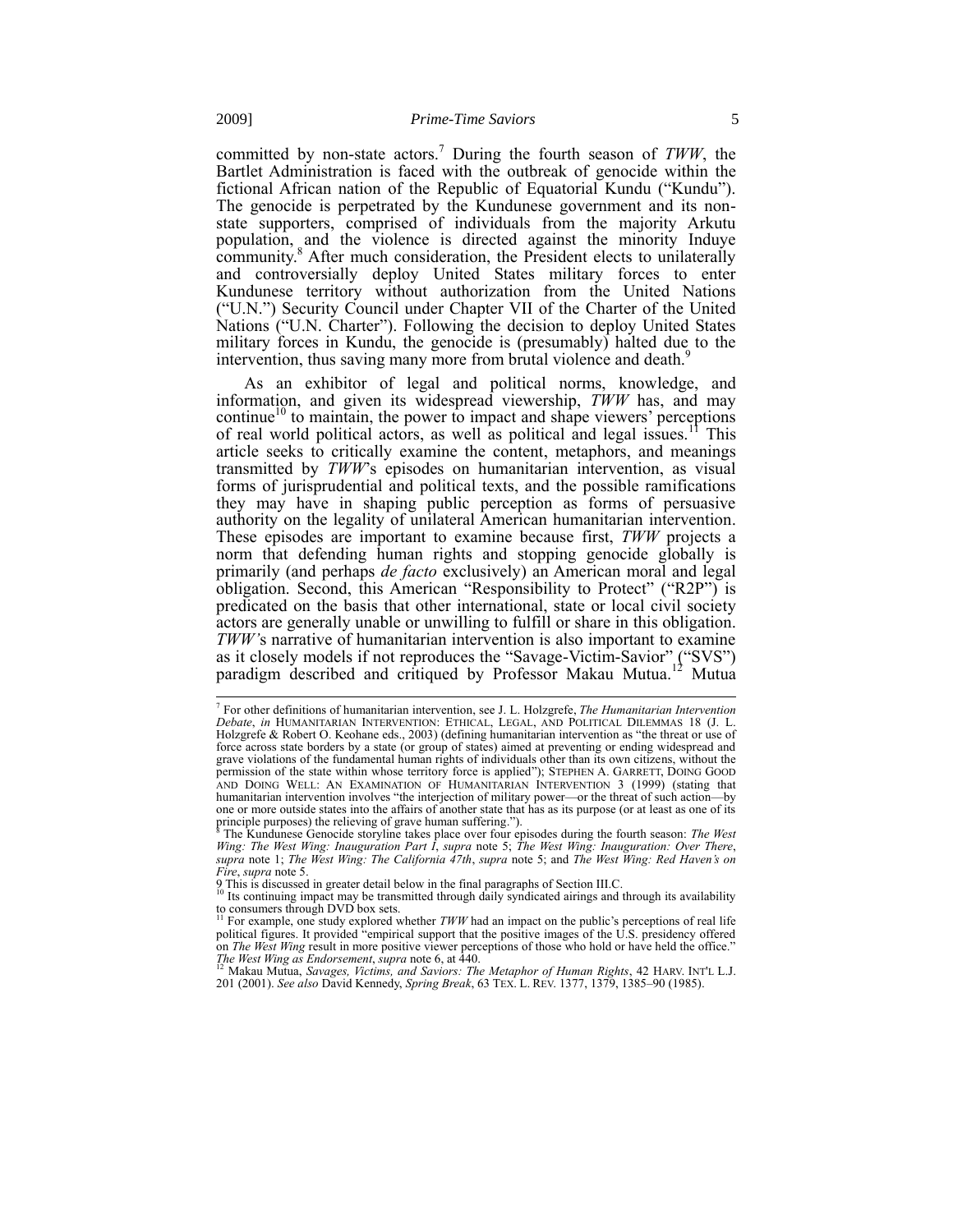committed by non-state actors.[7] During the fourth season of *TWW*, the Bartlet Administration is faced with the outbreak of genocide within the fictional African nation of the Republic of Equatorial Kundu ("Kundu"). The genocide is perpetrated by the Kundunese government and its non-state supporters, comprised of individuals from the majority Arkutu population, and the violence is directed against the minority Induye community.[8] After much consideration, the President elects to unilaterally and controversially deploy United States military forces to enter Kundunese territory without authorization from the United Nations ("U.N.") Security Council under Chapter VII of the Charter of the United Nations ("U.N. Charter"). Following the decision to deploy United States military forces in Kundu, the genocide is (presumably) halted due to the intervention, thus saving many more from brutal violence and death.[9]

As an exhibitor of legal and political norms, knowledge, and information, and given its widespread viewership, *TWW* has, and may continue[10] to maintain, the power to impact and shape viewers' perceptions of real world political actors, as well as political and legal issues.[11] This article seeks to critically examine the content, metaphors, and meanings transmitted by *TWW*'s episodes on humanitarian intervention, as visual forms of jurisprudential and political texts, and the possible ramifications they may have in shaping public perception as forms of persuasive authority on the legality of unilateral American humanitarian intervention. These episodes are important to examine because first, *TWW* projects a norm that defending human rights and stopping genocide globally is primarily (and perhaps *de facto* exclusively) an American moral and legal obligation. Second, this American "Responsibility to Protect" ("R2P") is predicated on the basis that other international, state or local civil society actors are generally unable or unwilling to fulfill or share in this obligation. *TWW*'s narrative of humanitarian intervention is also important to examine as it closely models if not reproduces the "Savage-Victim-Savior" ("SVS") paradigm described and critiqued by Professor Makau Mutua.[12] Mutua

---

[7] For other definitions of humanitarian intervention, see J. L. Holzgrefe, *The Humanitarian Intervention Debate*, *in* HUMANITARIAN INTERVENTION: ETHICAL, LEGAL, AND POLITICAL DILEMMAS 18 (J. L. Holzgrefe & Robert O. Keohane eds., 2003) (defining humanitarian intervention as "the threat or use of force across state borders by a state (or group of states) aimed at preventing or ending widespread and grave violations of the fundamental human rights of individuals other than its own citizens, without the permission of the state within whose territory force is applied"); STEPHEN A. GARRETT, DOING GOOD AND DOING WELL: AN EXAMINATION OF HUMANITARIAN INTERVENTION 3 (1999) (stating that humanitarian intervention involves "the interjection of military power—or the threat of such action—by one or more outside states into the affairs of another state that has as its purpose (or at least as one of its principle purposes) the relieving of grave human suffering.").

[8] The Kundunese Genocide storyline takes place over four episodes during the fourth season: *The West Wing: The West Wing: Inauguration Part I*, *supra* note 5; *The West Wing: Inauguration: Over There*, *supra* note 1; *The West Wing: The California 47th*, *supra* note 5; and *The West Wing: Red Haven's on Fire*, *supra* note 5.

[9] This is discussed in greater detail below in the final paragraphs of Section III.C.

[10] Its continuing impact may be transmitted through daily syndicated airings and through its availability to consumers through DVD box sets.

[11] For example, one study explored whether *TWW* had an impact on the public's perceptions of real life political figures. It provided "empirical support that the positive images of the U.S. presidency offered on *The West Wing* result in more positive viewer perceptions of those who hold or have held the office." *The West Wing as Endorsement*, *supra* note 6, at 440.

[12] Makau Mutua, *Savages, Victims, and Saviors: The Metaphor of Human Rights*, 42 HARV. INT'L L.J. 201 (2001). *See also* David Kennedy, *Spring Break*, 63 TEX. L. REV. 1377, 1379, 1385–90 (1985).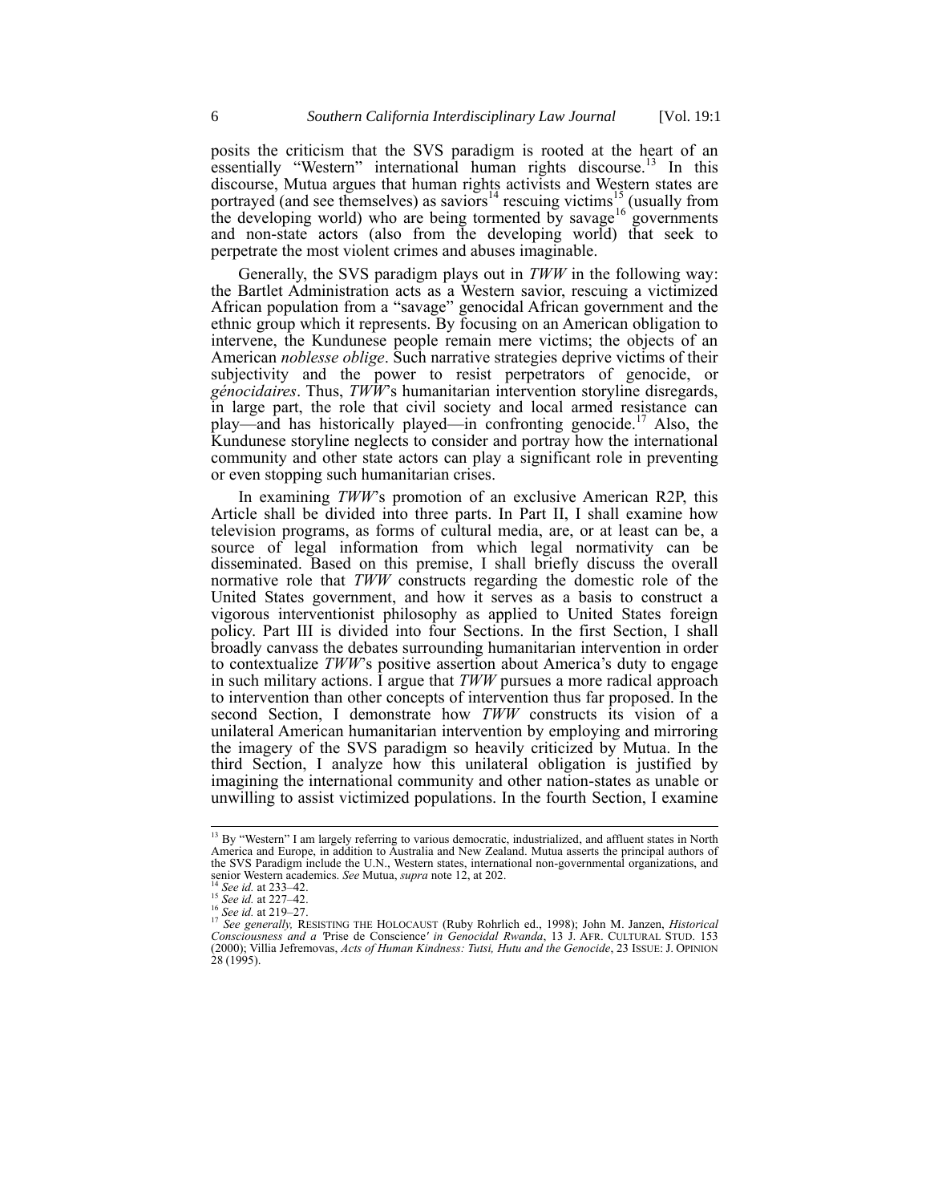posits the criticism that the SVS paradigm is rooted at the heart of an essentially "Western" international human rights discourse.[13] In this discourse, Mutua argues that human rights activists and Western states are portrayed (and see themselves) as saviors[14] rescuing victims[15] (usually from the developing world) who are being tormented by savage[16] governments and non-state actors (also from the developing world) that seek to perpetrate the most violent crimes and abuses imaginable.

Generally, the SVS paradigm plays out in *TWW* in the following way: the Bartlet Administration acts as a Western savior, rescuing a victimized African population from a "savage" genocidal African government and the ethnic group which it represents. By focusing on an American obligation to intervene, the Kundunese people remain mere victims; the objects of an American *noblesse oblige*. Such narrative strategies deprive victims of their subjectivity and the power to resist perpetrators of genocide, or *génocidaires*. Thus, *TWW*'s humanitarian intervention storyline disregards, in large part, the role that civil society and local armed resistance can play—and has historically played—in confronting genocide.[17] Also, the Kundunese storyline neglects to consider and portray how the international community and other state actors can play a significant role in preventing or even stopping such humanitarian crises.

In examining *TWW*'s promotion of an exclusive American R2P, this Article shall be divided into three parts. In Part II, I shall examine how television programs, as forms of cultural media, are, or at least can be, a source of legal information from which legal normativity can be disseminated. Based on this premise, I shall briefly discuss the overall normative role that *TWW* constructs regarding the domestic role of the United States government, and how it serves as a basis to construct a vigorous interventionist philosophy as applied to United States foreign policy. Part III is divided into four Sections. In the first Section, I shall broadly canvass the debates surrounding humanitarian intervention in order to contextualize *TWW*'s positive assertion about America's duty to engage in such military actions. I argue that *TWW* pursues a more radical approach to intervention than other concepts of intervention thus far proposed. In the second Section, I demonstrate how *TWW* constructs its vision of a unilateral American humanitarian intervention by employing and mirroring the imagery of the SVS paradigm so heavily criticized by Mutua. In the third Section, I analyze how this unilateral obligation is justified by imagining the international community and other nation-states as unable or unwilling to assist victimized populations. In the fourth Section, I examine

---

[13] By "Western" I am largely referring to various democratic, industrialized, and affluent states in North America and Europe, in addition to Australia and New Zealand. Mutua asserts the principal authors of the SVS Paradigm include the U.N., Western states, international non-governmental organizations, and senior Western academics. *See* Mutua, *supra* note 12, at 202.

[14] *See id.* at 233–42.

[15] *See id.* at 227–42.

[16] *See id.* at 219–27.

[17] *See generally,* RESISTING THE HOLOCAUST (Ruby Rohrlich ed., 1998); John M. Janzen, *Historical Consciousness and a 'Prise de Conscience' in Genocidal Rwanda*, 13 J. AFR. CULTURAL STUD. 153 (2000); Villia Jefremovas, *Acts of Human Kindness: Tutsi, Hutu and the Genocide*, 23 ISSUE: J. OPINION 28 (1995).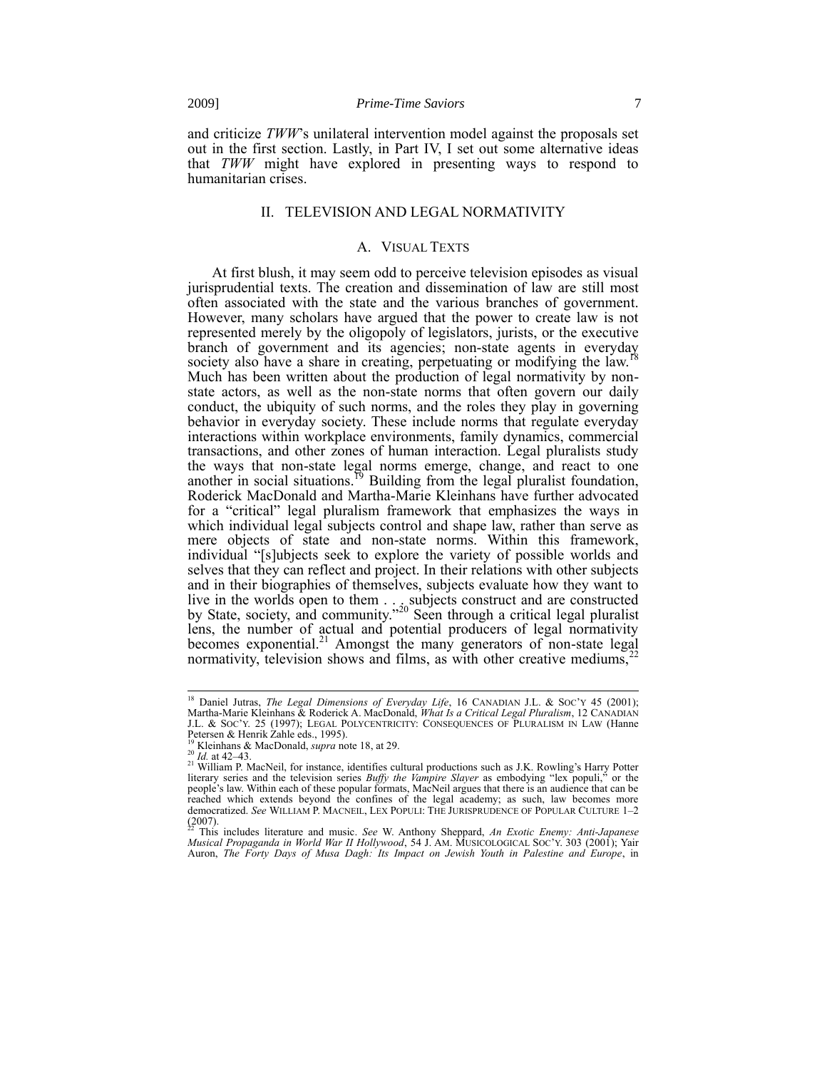and criticize *TWW*'s unilateral intervention model against the proposals set out in the first section. Lastly, in Part IV, I set out some alternative ideas that *TWW* might have explored in presenting ways to respond to humanitarian crises.

## II. TELEVISION AND LEGAL NORMATIVITY

### A. VISUAL TEXTS

At first blush, it may seem odd to perceive television episodes as visual jurisprudential texts. The creation and dissemination of law are still most often associated with the state and the various branches of government. However, many scholars have argued that the power to create law is not represented merely by the oligopoly of legislators, jurists, or the executive branch of government and its agencies; non-state agents in everyday society also have a share in creating, perpetuating or modifying the law.[18] Much has been written about the production of legal normativity by non-state actors, as well as the non-state norms that often govern our daily conduct, the ubiquity of such norms, and the roles they play in governing behavior in everyday society. These include norms that regulate everyday interactions within workplace environments, family dynamics, commercial transactions, and other zones of human interaction. Legal pluralists study the ways that non-state legal norms emerge, change, and react to one another in social situations.[19] Building from the legal pluralist foundation, Roderick MacDonald and Martha-Marie Kleinhans have further advocated for a "critical" legal pluralism framework that emphasizes the ways in which individual legal subjects control and shape law, rather than serve as mere objects of state and non-state norms. Within this framework, individual "[s]ubjects seek to explore the variety of possible worlds and selves that they can reflect and project. In their relations with other subjects and in their biographies of themselves, subjects evaluate how they want to live in the worlds open to them . . . subjects construct and are constructed by State, society, and community."[20] Seen through a critical legal pluralist lens, the number of actual and potential producers of legal normativity becomes exponential.[21] Amongst the many generators of non-state legal normativity, television shows and films, as with other creative mediums,[22]

---

[18] Daniel Jutras, *The Legal Dimensions of Everyday Life*, 16 CANADIAN J.L. & SOC'Y 45 (2001); Martha-Marie Kleinhans & Roderick A. MacDonald, *What Is a Critical Legal Pluralism*, 12 CANADIAN J.L. & SOC'Y. 25 (1997); LEGAL POLYCENTRICITY: CONSEQUENCES OF PLURALISM IN LAW (Hanne Petersen & Henrik Zahle eds., 1995).

[19] Kleinhans & MacDonald, *supra* note 18, at 29.

[20] *Id.* at 42–43.

[21] William P. MacNeil, for instance, identifies cultural productions such as J.K. Rowling's Harry Potter literary series and the television series *Buffy the Vampire Slayer* as embodying "lex populi," or the people's law. Within each of these popular formats, MacNeil argues that there is an audience that can be reached which extends beyond the confines of the legal academy; as such, law becomes more democratized. *See* WILLIAM P. MACNEIL, LEX POPULI: THE JURISPRUDENCE OF POPULAR CULTURE 1–2 (2007).

[22] This includes literature and music. *See* W. Anthony Sheppard, *An Exotic Enemy: Anti-Japanese Musical Propaganda in World War II Hollywood*, 54 J. AM. MUSICOLOGICAL SOC'Y. 303 (2001); Yair Auron, *The Forty Days of Musa Dagh: Its Impact on Jewish Youth in Palestine and Europe*, in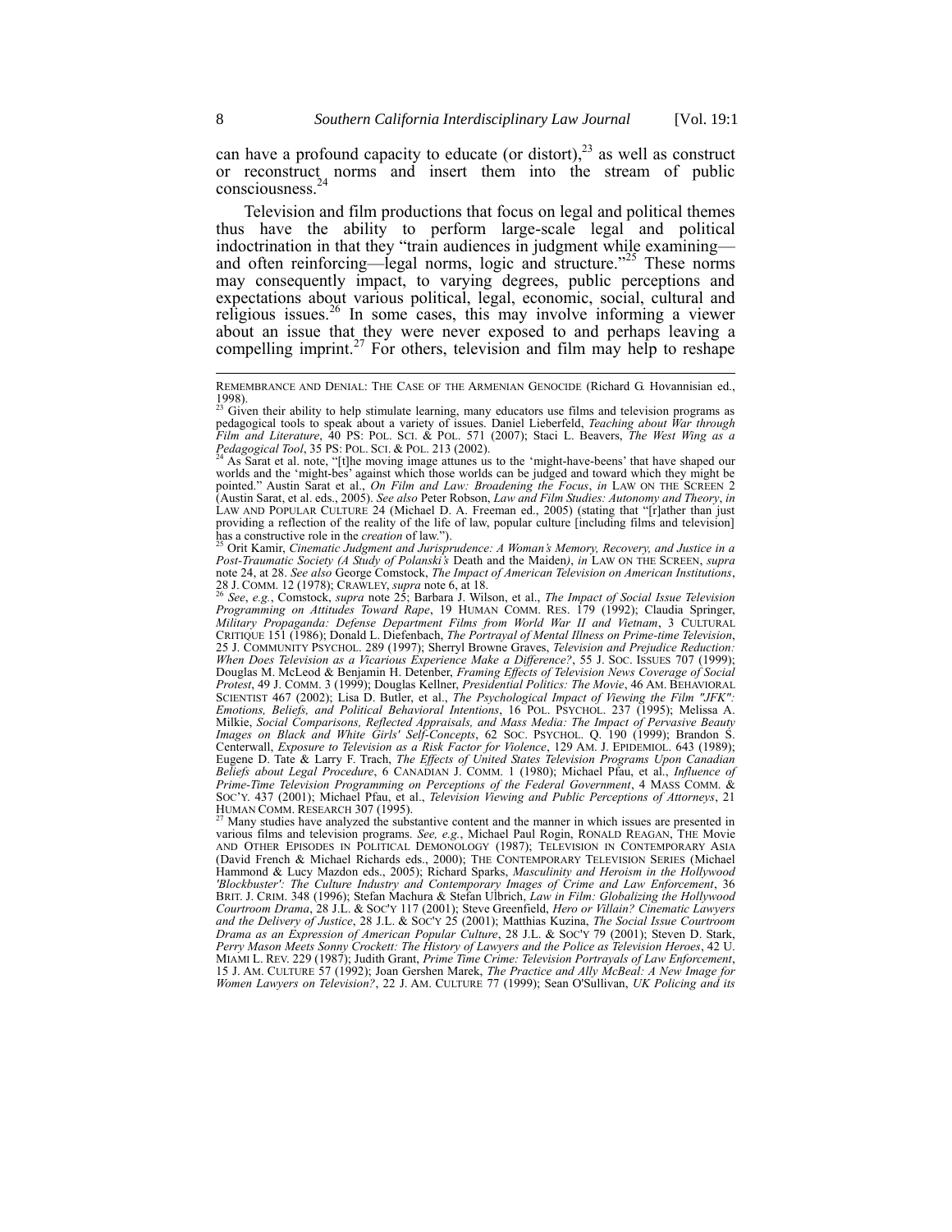can have a profound capacity to educate (or distort),[23] as well as construct or reconstruct norms and insert them into the stream of public consciousness.[24]

Television and film productions that focus on legal and political themes thus have the ability to perform large-scale legal and political indoctrination in that they "train audiences in judgment while examining—and often reinforcing—legal norms, logic and structure."[25] These norms may consequently impact, to varying degrees, public perceptions and expectations about various political, legal, economic, social, cultural and religious issues.[26] In some cases, this may involve informing a viewer about an issue that they were never exposed to and perhaps leaving a compelling imprint.[27] For others, television and film may help to reshape

---

REMEMBRANCE AND DENIAL: THE CASE OF THE ARMENIAN GENOCIDE (Richard G. Hovannisian ed., 1998).

[23] Given their ability to help stimulate learning, many educators use films and television programs as pedagogical tools to speak about a variety of issues. Daniel Lieberfeld, *Teaching about War through Film and Literature*, 40 PS: POL. SCI. & POL. 571 (2007); Staci L. Beavers, *The West Wing as a Pedagogical Tool*, 35 PS: POL. SCI. & POL. 213 (2002).

[24] As Sarat et al. note, "[t]he moving image attunes us to the 'might-have-beens' that have shaped our worlds and the 'might-bes' against which those worlds can be judged and toward which they might be pointed." Austin Sarat et al., *On Film and Law: Broadening the Focus*, *in* LAW ON THE SCREEN 2 (Austin Sarat, et al. eds., 2005). *See also* Peter Robson, *Law and Film Studies: Autonomy and Theory*, *in* LAW AND POPULAR CULTURE 24 (Michael D. A. Freeman ed., 2005) (stating that "[r]ather than just providing a reflection of the reality of the life of law, popular culture [including films and television] has a constructive role in the *creation* of law.").

[25] Orit Kamir, *Cinematic Judgment and Jurisprudence: A Woman's Memory, Recovery, and Justice in a Post-Traumatic Society (A Study of Polanski's* Death and the Maiden*)*, *in* LAW ON THE SCREEN, *supra* note 24, at 28. *See also* George Comstock, *The Impact of American Television on American Institutions*, 28 J. COMM. 12 (1978); CRAWLEY, *supra* note 6, at 18.

[26] *See, e.g.*, Comstock, *supra* note 25; Barbara J. Wilson, et al., *The Impact of Social Issue Television Programming on Attitudes Toward Rape*, 19 HUMAN COMM. RES. 179 (1992); Claudia Springer, *Military Propaganda: Defense Department Films from World War II and Vietnam*, 3 CULTURAL CRITIQUE 151 (1986); Donald L. Diefenbach, *The Portrayal of Mental Illness on Prime-time Television*, 25 J. COMMUNITY PSYCHOL. 289 (1997); Sherryl Browne Graves, *Television and Prejudice Reduction: When Does Television as a Vicarious Experience Make a Difference?*, 55 J. SOC. ISSUES 707 (1999); Douglas M. McLeod & Benjamin H. Detenber, *Framing Effects of Television News Coverage of Social Protest*, 49 J. COMM. 3 (1999); Douglas Kellner, *Presidential Politics: The Movie*, 46 AM. BEHAVIORAL SCIENTIST 467 (2002); Lisa D. Butler, et al., *The Psychological Impact of Viewing the Film "JFK": Emotions, Beliefs, and Political Behavioral Intentions*, 16 POL. PSYCHOL. 237 (1995); Melissa A. Milkie, *Social Comparisons, Reflected Appraisals, and Mass Media: The Impact of Pervasive Beauty Images on Black and White Girls' Self-Concepts*, 62 SOC. PSYCHOL. Q. 190 (1999); Brandon S. Centerwall, *Exposure to Television as a Risk Factor for Violence*, 129 AM. J. EPIDEMIOL. 643 (1989); Eugene D. Tate & Larry F. Trach, *The Effects of United States Television Programs Upon Canadian Beliefs about Legal Procedure*, 6 CANADIAN J. COMM. 1 (1980); Michael Pfau, et al., *Influence of Prime-Time Television Programming on Perceptions of the Federal Government*, 4 MASS COMM. & SOC'Y. 437 (2001); Michael Pfau, et al., *Television Viewing and Public Perceptions of Attorneys*, 21 HUMAN COMM. RESEARCH 307 (1995).

[27] Many studies have analyzed the substantive content and the manner in which issues are presented in various films and television programs. *See, e.g.*, Michael Paul Rogin, RONALD REAGAN, THE MOVIE AND OTHER EPISODES IN POLITICAL DEMONOLOGY (1987); TELEVISION IN CONTEMPORARY ASIA (David French & Michael Richards eds., 2000); THE CONTEMPORARY TELEVISION SERIES (Michael Hammond & Lucy Mazdon eds., 2005); Richard Sparks, *Masculinity and Heroism in the Hollywood 'Blockbuster': The Culture Industry and Contemporary Images of Crime and Law Enforcement*, 36 BRIT. J. CRIM. 348 (1996); Stefan Machura & Stefan Ulbrich, *Law in Film: Globalizing the Hollywood Courtroom Drama*, 28 J.L. & SOC'Y 117 (2001); Steve Greenfield, *Hero or Villain? Cinematic Lawyers and the Delivery of Justice*, 28 J.L. & SOC'Y 25 (2001); Matthias Kuzina, *The Social Issue Courtroom Drama as an Expression of American Popular Culture*, 28 J.L. & SOC'Y 79 (2001); Steven D. Stark, *Perry Mason Meets Sonny Crockett: The History of Lawyers and the Police as Television Heroes*, 42 U. MIAMI L. REV. 229 (1987); Judith Grant, *Prime Time Crime: Television Portrayals of Law Enforcement*, 15 J. AM. CULTURE 57 (1992); Joan Gershen Marek, *The Practice and Ally McBeal: A New Image for Women Lawyers on Television?*, 22 J. AM. CULTURE 77 (1999); Sean O'Sullivan, *UK Policing and its*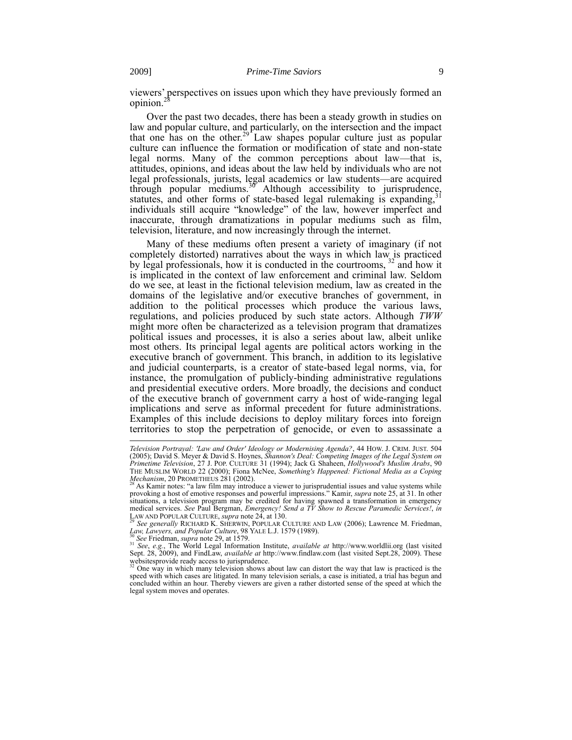viewers' perspectives on issues upon which they have previously formed an opinion.[28]

Over the past two decades, there has been a steady growth in studies on law and popular culture, and particularly, on the intersection and the impact that one has on the other.[29] Law shapes popular culture just as popular culture can influence the formation or modification of state and non-state legal norms. Many of the common perceptions about law—that is, attitudes, opinions, and ideas about the law held by individuals who are not legal professionals, jurists, legal academics or law students—are acquired through popular mediums.[30] Although accessibility to jurisprudence, statutes, and other forms of state-based legal rulemaking is expanding,[31] individuals still acquire "knowledge" of the law, however imperfect and inaccurate, through dramatizations in popular mediums such as film, television, literature, and now increasingly through the internet.

Many of these mediums often present a variety of imaginary (if not completely distorted) narratives about the ways in which law is practiced by legal professionals, how it is conducted in the courtrooms, [32] and how it is implicated in the context of law enforcement and criminal law. Seldom do we see, at least in the fictional television medium, law as created in the domains of the legislative and/or executive branches of government, in addition to the political processes which produce the various laws, regulations, and policies produced by such state actors. Although *TWW* might more often be characterized as a television program that dramatizes political issues and processes, it is also a series about law, albeit unlike most others. Its principal legal agents are political actors working in the executive branch of government. This branch, in addition to its legislative and judicial counterparts, is a creator of state-based legal norms, via, for instance, the promulgation of publicly-binding administrative regulations and presidential executive orders. More broadly, the decisions and conduct of the executive branch of government carry a host of wide-ranging legal implications and serve as informal precedent for future administrations. Examples of this include decisions to deploy military forces into foreign territories to stop the perpetration of genocide, or even to assassinate a

---

*Television Portrayal: 'Law and Order' Ideology or Modernising Agenda?*, 44 HOW. J. CRIM. JUST. 504 (2005); David S. Meyer & David S. Hoynes, *Shannon's Deal: Competing Images of the Legal System on Primetime Television*, 27 J. POP. CULTURE 31 (1994); Jack G. Shaheen, *Hollywood's Muslim Arabs*, 90 THE MUSLIM WORLD 22 (2000); Fiona McNee, *Something's Happened: Fictional Media as a Coping Mechanism*, 20 PROMETHEUS 281 (2002).

[28] As Kamir notes: "a law film may introduce a viewer to jurisprudential issues and value systems while provoking a host of emotive responses and powerful impressions." Kamir, *supra* note 25, at 31. In other situations, a television program may be credited for having spawned a transformation in emergency medical services. *See* Paul Bergman, *Emergency! Send a TV Show to Rescue Paramedic Services!*, *in* LAW AND POPULAR CULTURE, *supra* note 24, at 130.

[29] *See generally* RICHARD K. SHERWIN, POPULAR CULTURE AND LAW (2006); Lawrence M. Friedman, *Law, Lawyers, and Popular Culture*, 98 YALE L.J. 1579 (1989).

[30] *See* Friedman, *supra* note 29, at 1579.

[31] *See*, *e.g.*, The World Legal Information Institute, *available at* http://www.worldlii.org (last visited Sept. 28, 2009), and FindLaw, *available at* http://www.findlaw.com (last visited Sept.28, 2009). These websitesprovide ready access to jurisprudence.

[32] One way in which many television shows about law can distort the way that law is practiced is the speed with which cases are litigated. In many television serials, a case is initiated, a trial has begun and concluded within an hour. Thereby viewers are given a rather distorted sense of the speed at which the legal system moves and operates.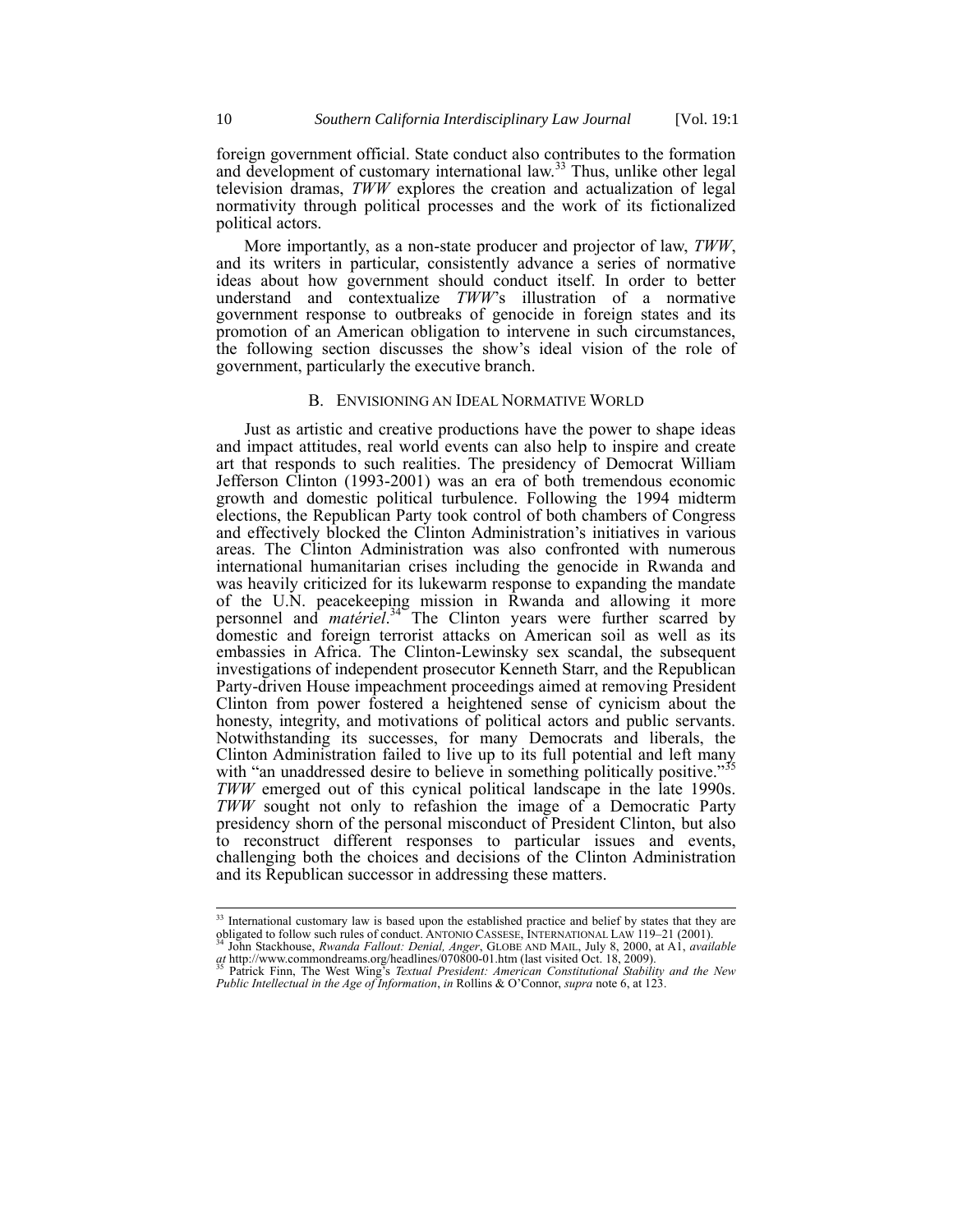foreign government official. State conduct also contributes to the formation and development of customary international law.[33] Thus, unlike other legal television dramas, *TWW* explores the creation and actualization of legal normativity through political processes and the work of its fictionalized political actors.

More importantly, as a non-state producer and projector of law, *TWW*, and its writers in particular, consistently advance a series of normative ideas about how government should conduct itself. In order to better understand and contextualize *TWW*'s illustration of a normative government response to outbreaks of genocide in foreign states and its promotion of an American obligation to intervene in such circumstances, the following section discusses the show's ideal vision of the role of government, particularly the executive branch.

### B. ENVISIONING AN IDEAL NORMATIVE WORLD

Just as artistic and creative productions have the power to shape ideas and impact attitudes, real world events can also help to inspire and create art that responds to such realities. The presidency of Democrat William Jefferson Clinton (1993-2001) was an era of both tremendous economic growth and domestic political turbulence. Following the 1994 midterm elections, the Republican Party took control of both chambers of Congress and effectively blocked the Clinton Administration's initiatives in various areas. The Clinton Administration was also confronted with numerous international humanitarian crises including the genocide in Rwanda and was heavily criticized for its lukewarm response to expanding the mandate of the U.N. peacekeeping mission in Rwanda and allowing it more personnel and *matériel*.[34] The Clinton years were further scarred by domestic and foreign terrorist attacks on American soil as well as its embassies in Africa. The Clinton-Lewinsky sex scandal, the subsequent investigations of independent prosecutor Kenneth Starr, and the Republican Party-driven House impeachment proceedings aimed at removing President Clinton from power fostered a heightened sense of cynicism about the honesty, integrity, and motivations of political actors and public servants. Notwithstanding its successes, for many Democrats and liberals, the Clinton Administration failed to live up to its full potential and left many with "an unaddressed desire to believe in something politically positive."[35] *TWW* emerged out of this cynical political landscape in the late 1990s. *TWW* sought not only to refashion the image of a Democratic Party presidency shorn of the personal misconduct of President Clinton, but also to reconstruct different responses to particular issues and events, challenging both the choices and decisions of the Clinton Administration and its Republican successor in addressing these matters.

---

[33] International customary law is based upon the established practice and belief by states that they are obligated to follow such rules of conduct. ANTONIO CASSESE, INTERNATIONAL LAW 119–21 (2001).

[34] John Stackhouse, *Rwanda Fallout: Denial, Anger*, GLOBE AND MAIL, July 8, 2000, at A1, *available at* http://www.commondreams.org/headlines/070800-01.htm (last visited Oct. 18, 2009).

[35] Patrick Finn, The West Wing's *Textual President: American Constitutional Stability and the New Public Intellectual in the Age of Information*, *in* Rollins & O'Connor, *supra* note 6, at 123.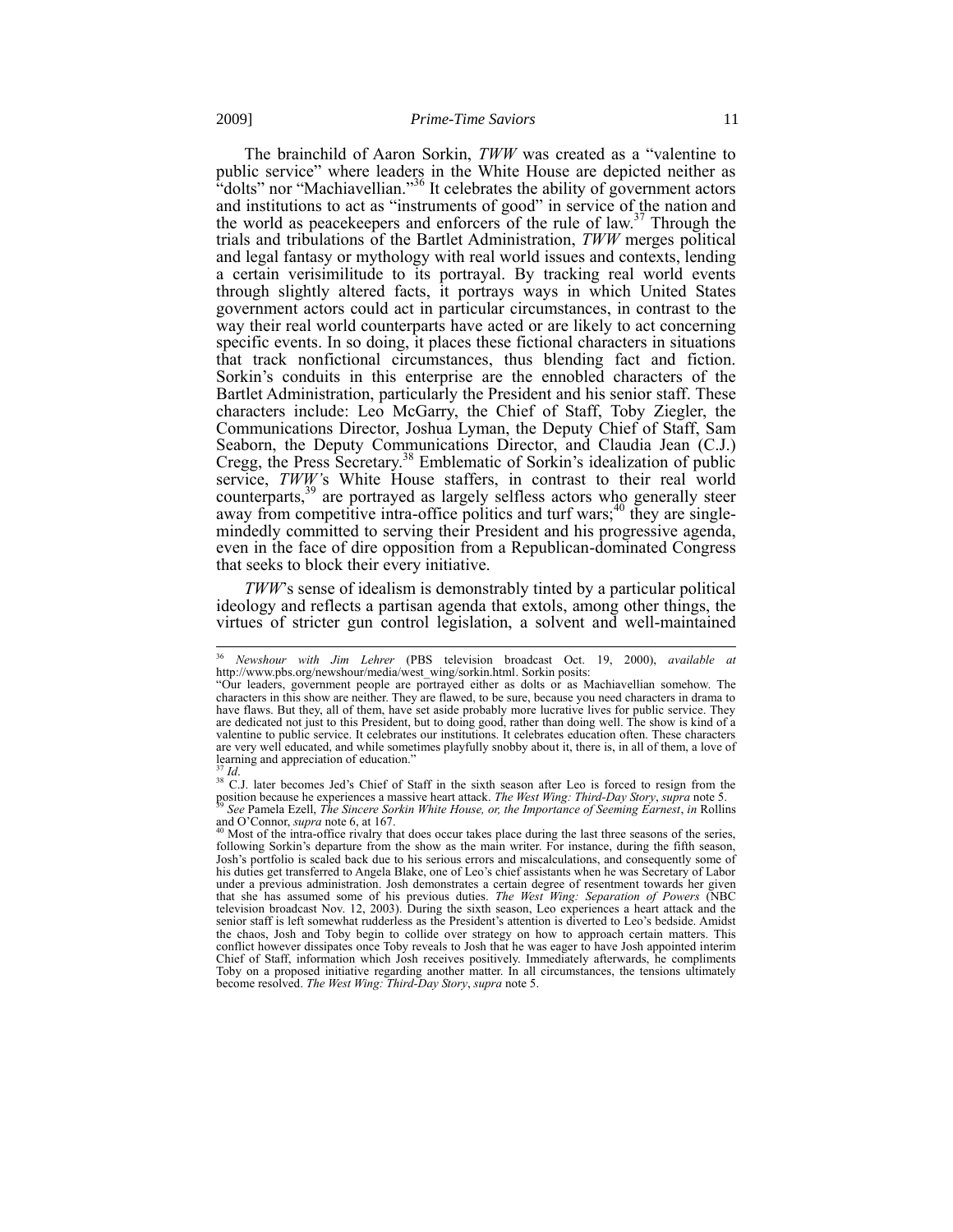The brainchild of Aaron Sorkin, *TWW* was created as a "valentine to public service" where leaders in the White House are depicted neither as "dolts" nor "Machiavellian."[36] It celebrates the ability of government actors and institutions to act as "instruments of good" in service of the nation and the world as peacekeepers and enforcers of the rule of law.[37] Through the trials and tribulations of the Bartlet Administration, *TWW* merges political and legal fantasy or mythology with real world issues and contexts, lending a certain verisimilitude to its portrayal. By tracking real world events through slightly altered facts, it portrays ways in which United States government actors could act in particular circumstances, in contrast to the way their real world counterparts have acted or are likely to act concerning specific events. In so doing, it places these fictional characters in situations that track nonfictional circumstances, thus blending fact and fiction. Sorkin's conduits in this enterprise are the ennobled characters of the Bartlet Administration, particularly the President and his senior staff. These characters include: Leo McGarry, the Chief of Staff, Toby Ziegler, the Communications Director, Joshua Lyman, the Deputy Chief of Staff, Sam Seaborn, the Deputy Communications Director, and Claudia Jean (C.J.) Cregg, the Press Secretary.[38] Emblematic of Sorkin's idealization of public service, *TWW*'s White House staffers, in contrast to their real world counterparts,[39] are portrayed as largely selfless actors who generally steer away from competitive intra-office politics and turf wars;[40] they are single-mindedly committed to serving their President and his progressive agenda, even in the face of dire opposition from a Republican-dominated Congress that seeks to block their every initiative.

*TWW*'s sense of idealism is demonstrably tinted by a particular political ideology and reflects a partisan agenda that extols, among other things, the virtues of stricter gun control legislation, a solvent and well-maintained

---

[36] *Newshour with Jim Lehrer* (PBS television broadcast Oct. 19, 2000), *available at* http://www.pbs.org/newshour/media/west_wing/sorkin.html. Sorkin posits:
"Our leaders, government people are portrayed either as dolts or as Machiavellian somehow. The characters in this show are neither. They are flawed, to be sure, because you need characters in drama to have flaws. But they, all of them, have set aside probably more lucrative lives for public service. They are dedicated not just to this President, but to doing good, rather than doing well. The show is kind of a valentine to public service. It celebrates our institutions. It celebrates education often. These characters are very well educated, and while sometimes playfully snobby about it, there is, in all of them, a love of learning and appreciation of education."

[37] *Id*.

[38] C.J. later becomes Jed's Chief of Staff in the sixth season after Leo is forced to resign from the position because he experiences a massive heart attack. *The West Wing: Third-Day Story*, *supra* note 5.

[39] *See* Pamela Ezell, *The Sincere Sorkin White House, or, the Importance of Seeming Earnest*, *in* Rollins and O'Connor, *supra* note 6, at 167.

[40] Most of the intra-office rivalry that does occur takes place during the last three seasons of the series, following Sorkin's departure from the show as the main writer. For instance, during the fifth season, Josh's portfolio is scaled back due to his serious errors and miscalculations, and consequently some of his duties get transferred to Angela Blake, one of Leo's chief assistants when he was Secretary of Labor under a previous administration. Josh demonstrates a certain degree of resentment towards her given that she has assumed some of his previous duties. *The West Wing: Separation of Powers* (NBC television broadcast Nov. 12, 2003). During the sixth season, Leo experiences a heart attack and the senior staff is left somewhat rudderless as the President's attention is diverted to Leo's bedside. Amidst the chaos, Josh and Toby begin to collide over strategy on how to approach certain matters. This conflict however dissipates once Toby reveals to Josh that he was eager to have Josh appointed interim Chief of Staff, information which Josh receives positively. Immediately afterwards, he compliments Toby on a proposed initiative regarding another matter. In all circumstances, the tensions ultimately become resolved. *The West Wing: Third-Day Story*, *supra* note 5.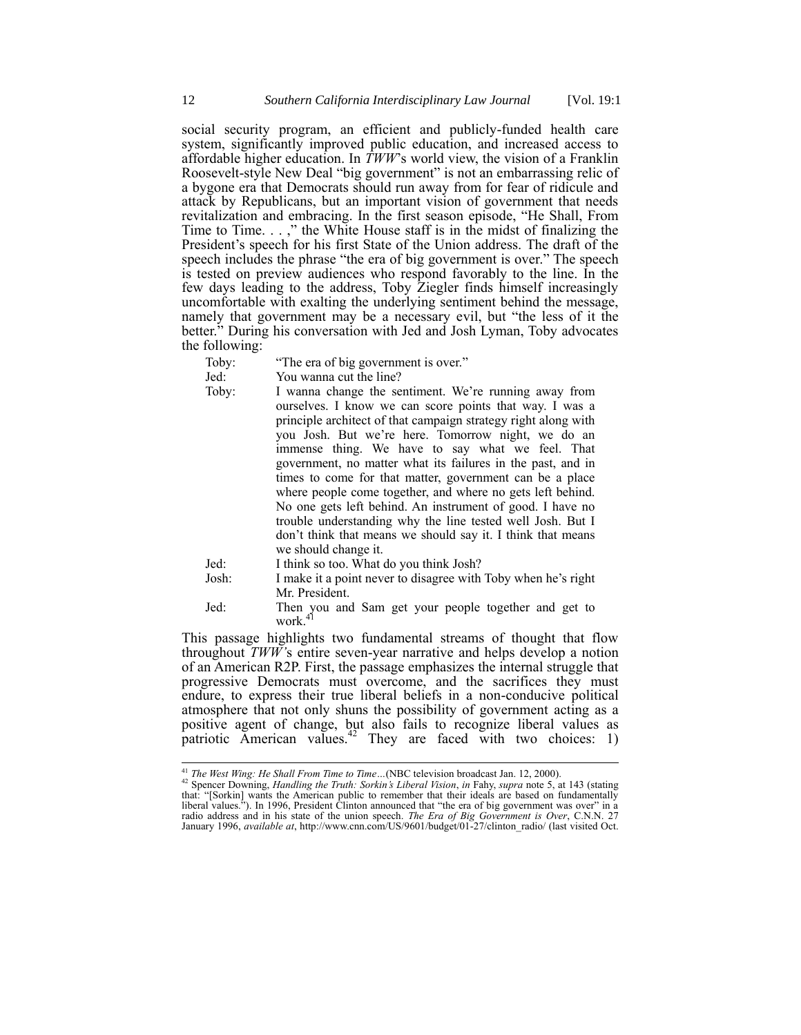social security program, an efficient and publicly-funded health care system, significantly improved public education, and increased access to affordable higher education. In *TWW*'s world view, the vision of a Franklin Roosevelt-style New Deal "big government" is not an embarrassing relic of a bygone era that Democrats should run away from for fear of ridicule and attack by Republicans, but an important vision of government that needs revitalization and embracing. In the first season episode, "He Shall, From Time to Time. . . ," the White House staff is in the midst of finalizing the President's speech for his first State of the Union address. The draft of the speech includes the phrase "the era of big government is over." The speech is tested on preview audiences who respond favorably to the line. In the few days leading to the address, Toby Ziegler finds himself increasingly uncomfortable with exalting the underlying sentiment behind the message, namely that government may be a necessary evil, but "the less of it the better." During his conversation with Jed and Josh Lyman, Toby advocates the following:

Toby: "The era of big government is over."

Jed: You wanna cut the line?

Toby: I wanna change the sentiment. We're running away from ourselves. I know we can score points that way. I was a principle architect of that campaign strategy right along with you Josh. But we're here. Tomorrow night, we do an immense thing. We have to say what we feel. That government, no matter what its failures in the past, and in times to come for that matter, government can be a place where people come together, and where no gets left behind. No one gets left behind. An instrument of good. I have no trouble understanding why the line tested well Josh. But I don't think that means we should say it. I think that means we should change it.

Jed: I think so too. What do you think Josh?

Josh: I make it a point never to disagree with Toby when he's right Mr. President.

Jed: Then you and Sam get your people together and get to work.[41]

This passage highlights two fundamental streams of thought that flow throughout *TWW*'s entire seven-year narrative and helps develop a notion of an American R2P. First, the passage emphasizes the internal struggle that progressive Democrats must overcome, and the sacrifices they must endure, to express their true liberal beliefs in a non-conducive political atmosphere that not only shuns the possibility of government acting as a positive agent of change, but also fails to recognize liberal values as patriotic American values.[42] They are faced with two choices: 1)

---

[41] *The West Wing: He Shall From Time to Time…*(NBC television broadcast Jan. 12, 2000).

[42] Spencer Downing, *Handling the Truth: Sorkin's Liberal Vision*, *in* Fahy, *supra* note 5, at 143 (stating that: "[Sorkin] wants the American public to remember that their ideals are based on fundamentally liberal values."). In 1996, President Clinton announced that "the era of big government was over" in a radio address and in his state of the union speech. *The Era of Big Government is Over*, C.N.N. 27 January 1996, *available at*, http://www.cnn.com/US/9601/budget/01-27/clinton_radio/ (last visited Oct.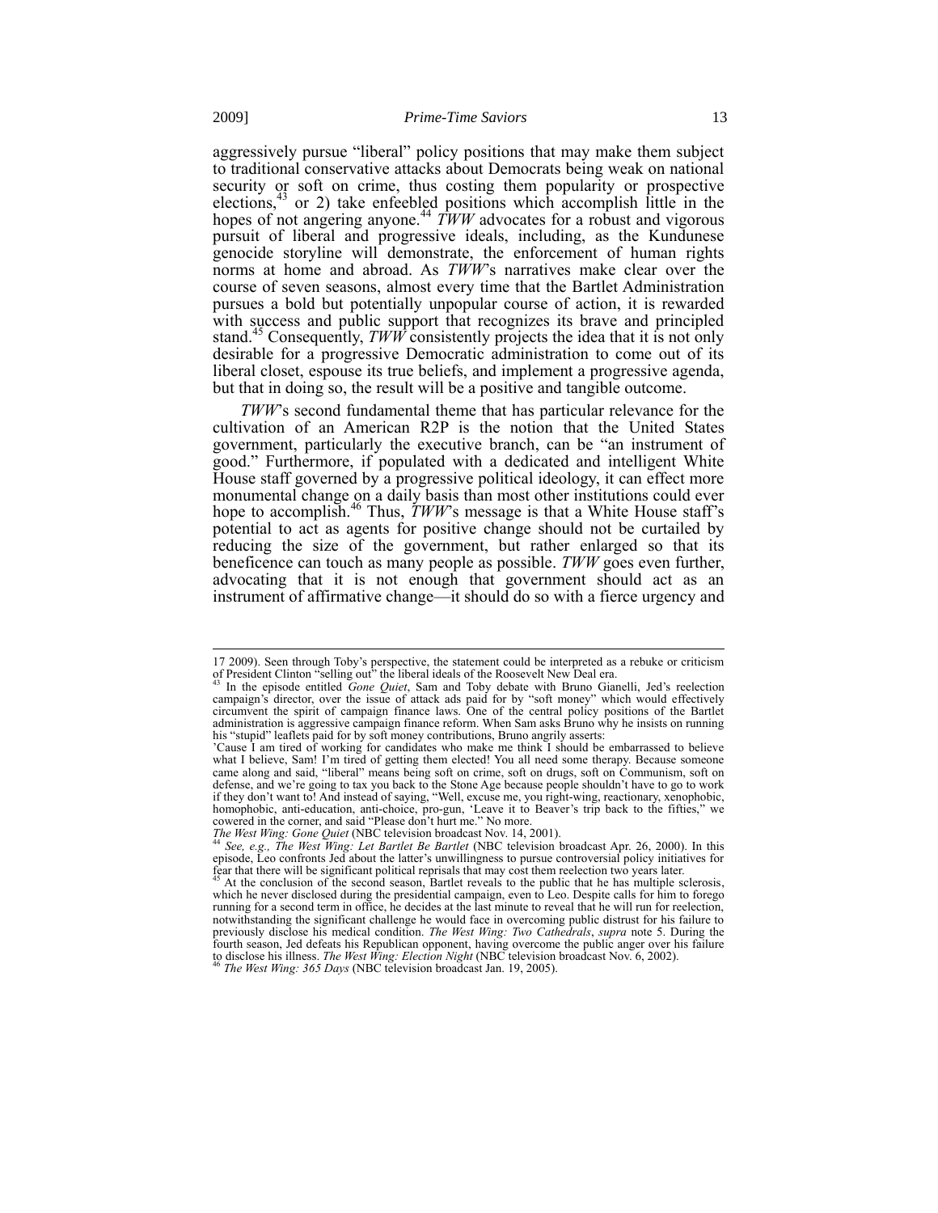aggressively pursue "liberal" policy positions that may make them subject to traditional conservative attacks about Democrats being weak on national security or soft on crime, thus costing them popularity or prospective elections,[43] or 2) take enfeebled positions which accomplish little in the hopes of not angering anyone.[44] *TWW* advocates for a robust and vigorous pursuit of liberal and progressive ideals, including, as the Kundunese genocide storyline will demonstrate, the enforcement of human rights norms at home and abroad. As *TWW*'s narratives make clear over the course of seven seasons, almost every time that the Bartlet Administration pursues a bold but potentially unpopular course of action, it is rewarded with success and public support that recognizes its brave and principled stand.[45] Consequently, *TWW* consistently projects the idea that it is not only desirable for a progressive Democratic administration to come out of its liberal closet, espouse its true beliefs, and implement a progressive agenda, but that in doing so, the result will be a positive and tangible outcome.

*TWW*'s second fundamental theme that has particular relevance for the cultivation of an American R2P is the notion that the United States government, particularly the executive branch, can be "an instrument of good." Furthermore, if populated with a dedicated and intelligent White House staff governed by a progressive political ideology, it can effect more monumental change on a daily basis than most other institutions could ever hope to accomplish.[46] Thus, *TWW*'s message is that a White House staff's potential to act as agents for positive change should not be curtailed by reducing the size of the government, but rather enlarged so that its beneficence can touch as many people as possible. *TWW* goes even further, advocating that it is not enough that government should act as an instrument of affirmative change—it should do so with a fierce urgency and

---

17 2009). Seen through Toby's perspective, the statement could be interpreted as a rebuke or criticism of President Clinton "selling out" the liberal ideals of the Roosevelt New Deal era.

[43] In the episode entitled *Gone Quiet*, Sam and Toby debate with Bruno Gianelli, Jed's reelection campaign's director, over the issue of attack ads paid for by "soft money" which would effectively circumvent the spirit of campaign finance laws. One of the central policy positions of the Bartlet administration is aggressive campaign finance reform. When Sam asks Bruno why he insists on running his "stupid" leaflets paid for by soft money contributions, Bruno angrily asserts:

'Cause I am tired of working for candidates who make me think I should be embarrassed to believe what I believe, Sam! I'm tired of getting them elected! You all need some therapy. Because someone came along and said, "liberal" means being soft on crime, soft on drugs, soft on Communism, soft on defense, and we're going to tax you back to the Stone Age because people shouldn't have to go to work if they don't want to! And instead of saying, "Well, excuse me, you right-wing, reactionary, xenophobic, homophobic, anti-education, anti-choice, pro-gun, 'Leave it to Beaver's trip back to the fifties," we cowered in the corner, and said "Please don't hurt me." No more.

*The West Wing: Gone Quiet* (NBC television broadcast Nov. 14, 2001).

[44] *See, e.g., The West Wing: Let Bartlet Be Bartlet* (NBC television broadcast Apr. 26, 2000). In this episode, Leo confronts Jed about the latter's unwillingness to pursue controversial policy initiatives for fear that there will be significant political reprisals that may cost them reelection two years later.

[45] At the conclusion of the second season, Bartlet reveals to the public that he has multiple sclerosis, which he never disclosed during the presidential campaign, even to Leo. Despite calls for him to forego running for a second term in office, he decides at the last minute to reveal that he will run for reelection, notwithstanding the significant challenge he would face in overcoming public distrust for his failure to previously disclose his medical condition. *The West Wing: Two Cathedrals*, *supra* note 5. During the fourth season, Jed defeats his Republican opponent, having overcome the public anger over his failure to disclose his illness. *The West Wing: Election Night* (NBC television broadcast Nov. 6, 2002).

[46] *The West Wing: 365 Days* (NBC television broadcast Jan. 19, 2005).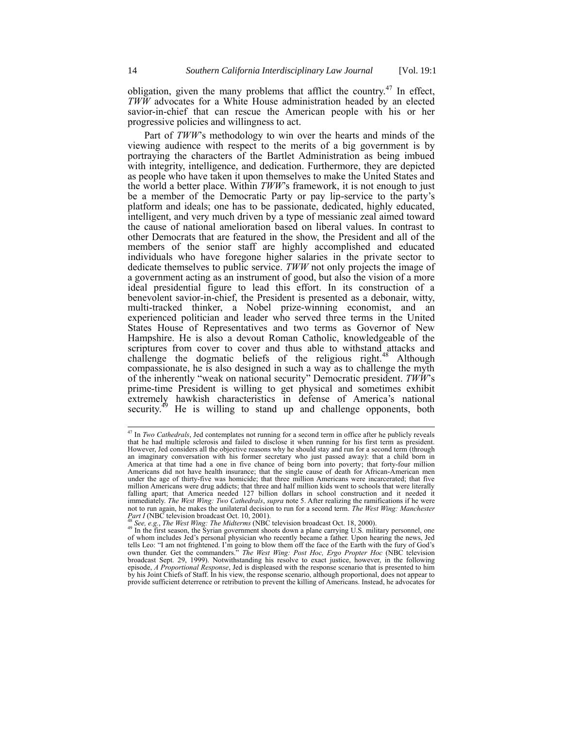obligation, given the many problems that afflict the country.[47] In effect, *TWW* advocates for a White House administration headed by an elected savior-in-chief that can rescue the American people with his or her progressive policies and willingness to act.

Part of *TWW*'s methodology to win over the hearts and minds of the viewing audience with respect to the merits of a big government is by portraying the characters of the Bartlet Administration as being imbued with integrity, intelligence, and dedication. Furthermore, they are depicted as people who have taken it upon themselves to make the United States and the world a better place. Within *TWW*'s framework, it is not enough to just be a member of the Democratic Party or pay lip-service to the party's platform and ideals; one has to be passionate, dedicated, highly educated, intelligent, and very much driven by a type of messianic zeal aimed toward the cause of national amelioration based on liberal values. In contrast to other Democrats that are featured in the show, the President and all of the members of the senior staff are highly accomplished and educated individuals who have foregone higher salaries in the private sector to dedicate themselves to public service. *TWW* not only projects the image of a government acting as an instrument of good, but also the vision of a more ideal presidential figure to lead this effort. In its construction of a benevolent savior-in-chief, the President is presented as a debonair, witty, multi-tracked thinker, a Nobel prize-winning economist, and an experienced politician and leader who served three terms in the United States House of Representatives and two terms as Governor of New Hampshire. He is also a devout Roman Catholic, knowledgeable of the scriptures from cover to cover and thus able to withstand attacks and challenge the dogmatic beliefs of the religious right.[48] Although compassionate, he is also designed in such a way as to challenge the myth of the inherently "weak on national security" Democratic president. *TWW*'s prime-time President is willing to get physical and sometimes exhibit extremely hawkish characteristics in defense of America's national security.[49] He is willing to stand up and challenge opponents, both

---

[47] In *Two Cathedrals*, Jed contemplates not running for a second term in office after he publicly reveals that he had multiple sclerosis and failed to disclose it when running for his first term as president. However, Jed considers all the objective reasons why he should stay and run for a second term (through an imaginary conversation with his former secretary who just passed away): that a child born in America at that time had a one in five chance of being born into poverty; that forty-four million Americans did not have health insurance; that the single cause of death for African-American men under the age of thirty-five was homicide; that three million Americans were incarcerated; that five million Americans were drug addicts; that three and half million kids went to schools that were literally falling apart; that America needed 127 billion dollars in school construction and it needed it immediately. *The West Wing: Two Cathedrals*, *supra* note 5. After realizing the ramifications if he were not to run again, he makes the unilateral decision to run for a second term. *The West Wing: Manchester Part I* (NBC television broadcast Oct. 10, 2001).

[48] *See, e.g.*, *The West Wing: The Midterms* (NBC television broadcast Oct. 18, 2000).

[49] In the first season, the Syrian government shoots down a plane carrying U.S. military personnel, one of whom includes Jed's personal physician who recently became a father. Upon hearing the news, Jed tells Leo: "I am not frightened. I'm going to blow them off the face of the Earth with the fury of God's own thunder. Get the commanders." *The West Wing: Post Hoc, Ergo Propter Hoc* (NBC television broadcast Sept. 29, 1999). Notwithstanding his resolve to exact justice, however, in the following episode, *A Proportional Response*, Jed is displeased with the response scenario that is presented to him by his Joint Chiefs of Staff. In his view, the response scenario, although proportional, does not appear to provide sufficient deterrence or retribution to prevent the killing of Americans. Instead, he advocates for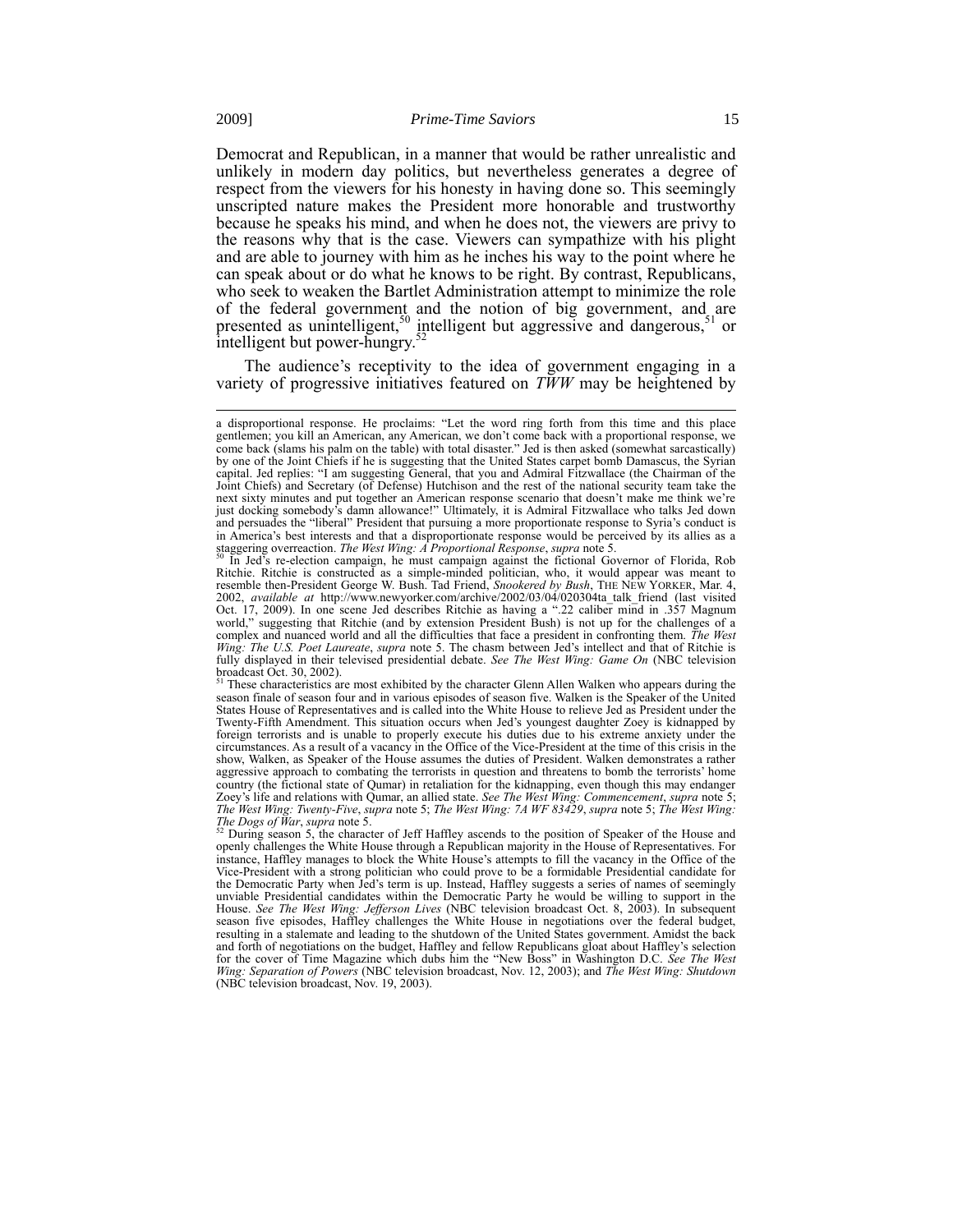Democrat and Republican, in a manner that would be rather unrealistic and unlikely in modern day politics, but nevertheless generates a degree of respect from the viewers for his honesty in having done so. This seemingly unscripted nature makes the President more honorable and trustworthy because he speaks his mind, and when he does not, the viewers are privy to the reasons why that is the case. Viewers can sympathize with his plight and are able to journey with him as he inches his way to the point where he can speak about or do what he knows to be right. By contrast, Republicans, who seek to weaken the Bartlet Administration attempt to minimize the role of the federal government and the notion of big government, and are presented as unintelligent,[50] intelligent but aggressive and dangerous,[51] or intelligent but power-hungry.[52]

The audience's receptivity to the idea of government engaging in a variety of progressive initiatives featured on *TWW* may be heightened by

---

a disproportional response. He proclaims: "Let the word ring forth from this time and this place gentlemen; you kill an American, any American, we don't come back with a proportional response, we come back (slams his palm on the table) with total disaster." Jed is then asked (somewhat sarcastically) by one of the Joint Chiefs if he is suggesting that the United States carpet bomb Damascus, the Syrian capital. Jed replies: "I am suggesting General, that you and Admiral Fitzwallace (the Chairman of the Joint Chiefs) and Secretary (of Defense) Hutchison and the rest of the national security team take the next sixty minutes and put together an American response scenario that doesn't make me think we're just docking somebody's damn allowance!" Ultimately, it is Admiral Fitzwallace who talks Jed down and persuades the "liberal" President that pursuing a more proportionate response to Syria's conduct is in America's best interests and that a disproportionate response would be perceived by its allies as a staggering overreaction. *The West Wing: A Proportional Response*, *supra* note 5.

[50] In Jed's re-election campaign, he must campaign against the fictional Governor of Florida, Rob Ritchie. Ritchie is constructed as a simple-minded politician, who, it would appear was meant to resemble then-President George W. Bush. Tad Friend, *Snookered by Bush*, THE NEW YORKER, Mar. 4, 2002, *available at* http://www.newyorker.com/archive/2002/03/04/020304ta_talk_friend (last visited Oct. 17, 2009). In one scene Jed describes Ritchie as having a ".22 caliber mind in .357 Magnum world," suggesting that Ritchie (and by extension President Bush) is not up for the challenges of a complex and nuanced world and all the difficulties that face a president in confronting them. *The West Wing: The U.S. Poet Laureate*, *supra* note 5. The chasm between Jed's intellect and that of Ritchie is fully displayed in their televised presidential debate. *See The West Wing: Game On* (NBC television broadcast Oct. 30, 2002).

[51] These characteristics are most exhibited by the character Glenn Allen Walken who appears during the season finale of season four and in various episodes of season five. Walken is the Speaker of the United States House of Representatives and is called into the White House to relieve Jed as President under the Twenty-Fifth Amendment. This situation occurs when Jed's youngest daughter Zoey is kidnapped by foreign terrorists and is unable to properly execute his duties due to his extreme anxiety under the circumstances. As a result of a vacancy in the Office of the Vice-President at the time of this crisis in the show, Walken, as Speaker of the House assumes the duties of President. Walken demonstrates a rather aggressive approach to combating the terrorists in question and threatens to bomb the terrorists' home country (the fictional state of Qumar) in retaliation for the kidnapping, even though this may endanger Zoey's life and relations with Qumar, an allied state. *See The West Wing: Commencement*, *supra* note 5; *The West Wing: Twenty-Five*, *supra* note 5; *The West Wing: 7A WF 83429*, *supra* note 5; *The West Wing: The Dogs of War*, *supra* note 5.

[52] During season 5, the character of Jeff Haffley ascends to the position of Speaker of the House and openly challenges the White House through a Republican majority in the House of Representatives. For instance, Haffley manages to block the White House's attempts to fill the vacancy in the Office of the Vice-President with a strong politician who could prove to be a formidable Presidential candidate for the Democratic Party when Jed's term is up. Instead, Haffley suggests a series of names of seemingly unviable Presidential candidates within the Democratic Party he would be willing to support in the House. *See The West Wing: Jefferson Lives* (NBC television broadcast Oct. 8, 2003). In subsequent season five episodes, Haffley challenges the White House in negotiations over the federal budget, resulting in a stalemate and leading to the shutdown of the United States government. Amidst the back and forth of negotiations on the budget, Haffley and fellow Republicans gloat about Haffley's selection for the cover of Time Magazine which dubs him the "New Boss" in Washington D.C. *See The West Wing: Separation of Powers* (NBC television broadcast, Nov. 12, 2003); and *The West Wing: Shutdown* (NBC television broadcast, Nov. 19, 2003).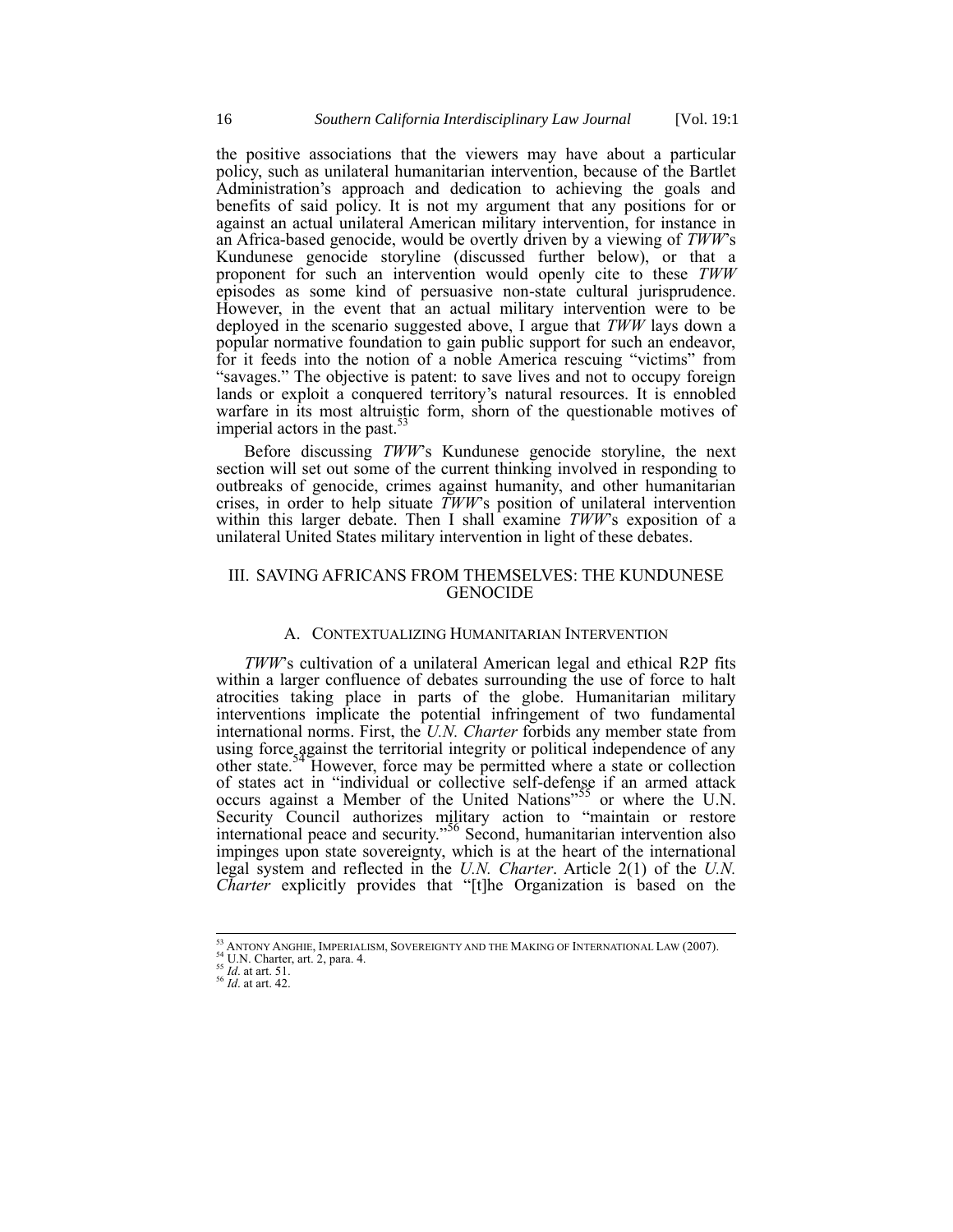the positive associations that the viewers may have about a particular policy, such as unilateral humanitarian intervention, because of the Bartlet Administration's approach and dedication to achieving the goals and benefits of said policy. It is not my argument that any positions for or against an actual unilateral American military intervention, for instance in an Africa-based genocide, would be overtly driven by a viewing of *TWW*'s Kundunese genocide storyline (discussed further below), or that a proponent for such an intervention would openly cite to these *TWW* episodes as some kind of persuasive non-state cultural jurisprudence. However, in the event that an actual military intervention were to be deployed in the scenario suggested above, I argue that *TWW* lays down a popular normative foundation to gain public support for such an endeavor, for it feeds into the notion of a noble America rescuing "victims" from "savages." The objective is patent: to save lives and not to occupy foreign lands or exploit a conquered territory's natural resources. It is ennobled warfare in its most altruistic form, shorn of the questionable motives of imperial actors in the past.[53]

Before discussing *TWW*'s Kundunese genocide storyline, the next section will set out some of the current thinking involved in responding to outbreaks of genocide, crimes against humanity, and other humanitarian crises, in order to help situate *TWW*'s position of unilateral intervention within this larger debate. Then I shall examine *TWW*'s exposition of a unilateral United States military intervention in light of these debates.

## III. SAVING AFRICANS FROM THEMSELVES: THE KUNDUNESE GENOCIDE

### A. CONTEXTUALIZING HUMANITARIAN INTERVENTION

*TWW*'s cultivation of a unilateral American legal and ethical R2P fits within a larger confluence of debates surrounding the use of force to halt atrocities taking place in parts of the globe. Humanitarian military interventions implicate the potential infringement of two fundamental international norms. First, the *U.N. Charter* forbids any member state from using force against the territorial integrity or political independence of any other state.[54] However, force may be permitted where a state or collection of states act in "individual or collective self-defense if an armed attack occurs against a Member of the United Nations"[55] or where the U.N. Security Council authorizes military action to "maintain or restore international peace and security."[56] Second, humanitarian intervention also impinges upon state sovereignty, which is at the heart of the international legal system and reflected in the *U.N. Charter*. Article 2(1) of the *U.N. Charter* explicitly provides that "[t]he Organization is based on the

---

[53] ANTONY ANGHIE, IMPERIALISM, SOVEREIGNTY AND THE MAKING OF INTERNATIONAL LAW (2007).

[54] U.N. Charter, art. 2, para. 4.

[55] *Id*. at art. 51.

[56] *Id*. at art. 42.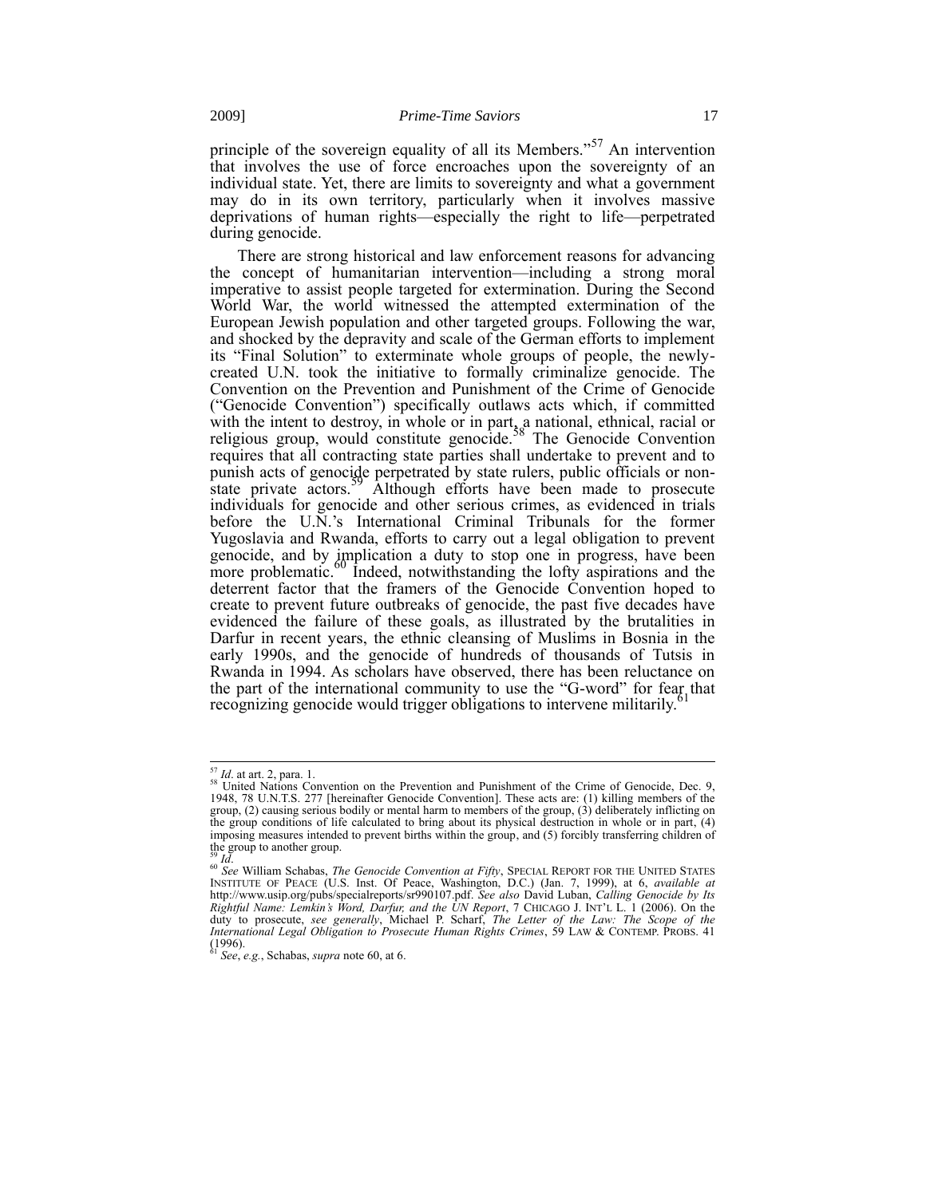principle of the sovereign equality of all its Members."[57] An intervention that involves the use of force encroaches upon the sovereignty of an individual state. Yet, there are limits to sovereignty and what a government may do in its own territory, particularly when it involves massive deprivations of human rights—especially the right to life—perpetrated during genocide.

There are strong historical and law enforcement reasons for advancing the concept of humanitarian intervention—including a strong moral imperative to assist people targeted for extermination. During the Second World War, the world witnessed the attempted extermination of the European Jewish population and other targeted groups. Following the war, and shocked by the depravity and scale of the German efforts to implement its "Final Solution" to exterminate whole groups of people, the newly-created U.N. took the initiative to formally criminalize genocide. The Convention on the Prevention and Punishment of the Crime of Genocide ("Genocide Convention") specifically outlaws acts which, if committed with the intent to destroy, in whole or in part, a national, ethnical, racial or religious group, would constitute genocide.[58] The Genocide Convention requires that all contracting state parties shall undertake to prevent and to punish acts of genocide perpetrated by state rulers, public officials or non-state private actors.[59] Although efforts have been made to prosecute individuals for genocide and other serious crimes, as evidenced in trials before the U.N.'s International Criminal Tribunals for the former Yugoslavia and Rwanda, efforts to carry out a legal obligation to prevent genocide, and by implication a duty to stop one in progress, have been more problematic.[60] Indeed, notwithstanding the lofty aspirations and the deterrent factor that the framers of the Genocide Convention hoped to create to prevent future outbreaks of genocide, the past five decades have evidenced the failure of these goals, as illustrated by the brutalities in Darfur in recent years, the ethnic cleansing of Muslims in Bosnia in the early 1990s, and the genocide of hundreds of thousands of Tutsis in Rwanda in 1994. As scholars have observed, there has been reluctance on the part of the international community to use the "G-word" for fear that recognizing genocide would trigger obligations to intervene militarily.[61]

---

[57] *Id*. at art. 2, para. 1.

[58] United Nations Convention on the Prevention and Punishment of the Crime of Genocide, Dec. 9, 1948, 78 U.N.T.S. 277 [hereinafter Genocide Convention]. These acts are: (1) killing members of the group, (2) causing serious bodily or mental harm to members of the group, (3) deliberately inflicting on the group conditions of life calculated to bring about its physical destruction in whole or in part, (4) imposing measures intended to prevent births within the group, and (5) forcibly transferring children of the group to another group.

[59] *Id*.

[60] *See* William Schabas, *The Genocide Convention at Fifty*, SPECIAL REPORT FOR THE UNITED STATES INSTITUTE OF PEACE (U.S. Inst. Of Peace, Washington, D.C.) (Jan. 7, 1999), at 6, *available at* http://www.usip.org/pubs/specialreports/sr990107.pdf. *See also* David Luban, *Calling Genocide by Its Rightful Name: Lemkin's Word, Darfur, and the UN Report*, 7 CHICAGO J. INT'L L. 1 (2006). On the duty to prosecute, *see generally*, Michael P. Scharf, *The Letter of the Law: The Scope of the International Legal Obligation to Prosecute Human Rights Crimes*, 59 LAW & CONTEMP. PROBS. 41 (1996).

[61] *See*, *e.g.*, Schabas, *supra* note 60, at 6.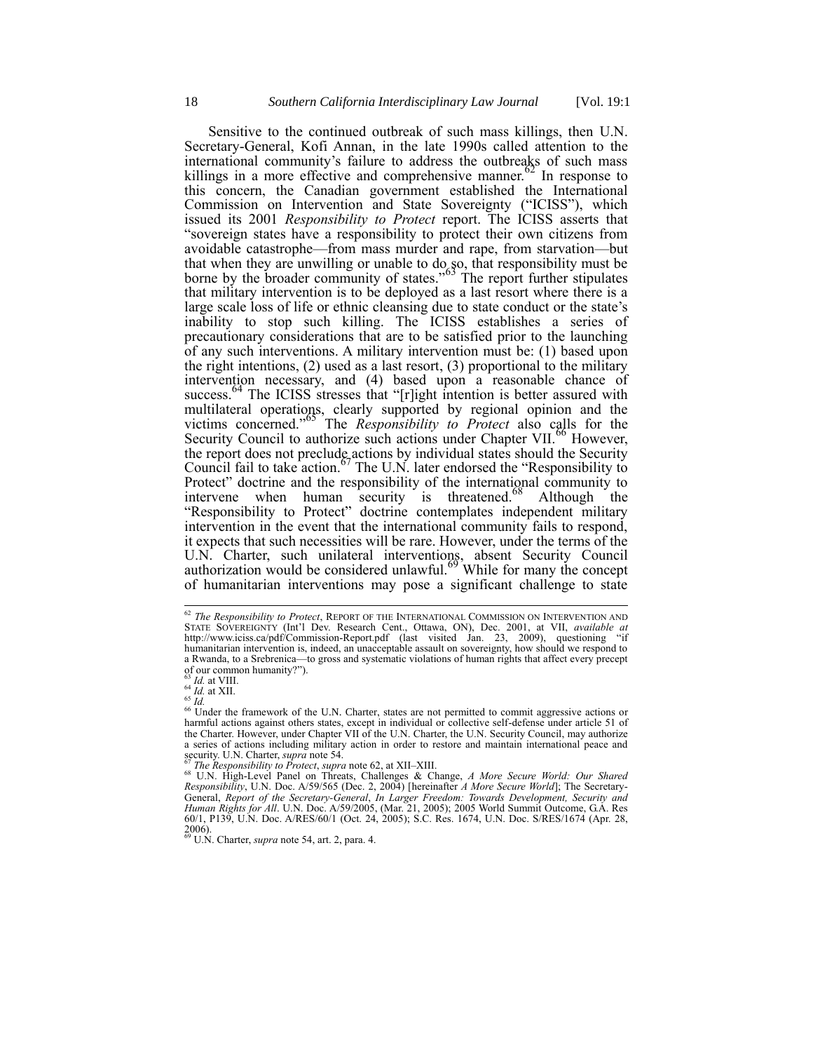Sensitive to the continued outbreak of such mass killings, then U.N. Secretary-General, Kofi Annan, in the late 1990s called attention to the international community's failure to address the outbreaks of such mass killings in a more effective and comprehensive manner.[62] In response to this concern, the Canadian government established the International Commission on Intervention and State Sovereignty ("ICISS"), which issued its 2001 *Responsibility to Protect* report. The ICISS asserts that "sovereign states have a responsibility to protect their own citizens from avoidable catastrophe—from mass murder and rape, from starvation—but that when they are unwilling or unable to do so, that responsibility must be borne by the broader community of states."[63] The report further stipulates that military intervention is to be deployed as a last resort where there is a large scale loss of life or ethnic cleansing due to state conduct or the state's inability to stop such killing. The ICISS establishes a series of precautionary considerations that are to be satisfied prior to the launching of any such interventions. A military intervention must be: (1) based upon the right intentions, (2) used as a last resort, (3) proportional to the military intervention necessary, and (4) based upon a reasonable chance of success.[64] The ICISS stresses that "[r]ight intention is better assured with multilateral operations, clearly supported by regional opinion and the victims concerned."[65] The *Responsibility to Protect* also calls for the Security Council to authorize such actions under Chapter VII.[66] However, the report does not preclude actions by individual states should the Security Council fail to take action.[67] The U.N. later endorsed the "Responsibility to Protect" doctrine and the responsibility of the international community to intervene when human security is threatened.[68] Although the "Responsibility to Protect" doctrine contemplates independent military intervention in the event that the international community fails to respond, it expects that such necessities will be rare. However, under the terms of the U.N. Charter, such unilateral interventions, absent Security Council authorization would be considered unlawful.[69] While for many the concept of humanitarian interventions may pose a significant challenge to state

---

[62] *The Responsibility to Protect*, REPORT OF THE INTERNATIONAL COMMISSION ON INTERVENTION AND STATE SOVEREIGNTY (Int'l Dev. Research Cent., Ottawa, ON), Dec. 2001, at VII, *available at* http://www.iciss.ca/pdf/Commission-Report.pdf (last visited Jan. 23, 2009), questioning "if humanitarian intervention is, indeed, an unacceptable assault on sovereignty, how should we respond to a Rwanda, to a Srebrenica—to gross and systematic violations of human rights that affect every precept of our common humanity?").

[63] *Id.* at VIII.

[64] *Id.* at XII.

[65] *Id.*

[66] Under the framework of the U.N. Charter, states are not permitted to commit aggressive actions or harmful actions against others states, except in individual or collective self-defense under article 51 of the Charter. However, under Chapter VII of the U.N. Charter, the U.N. Security Council, may authorize a series of actions including military action in order to restore and maintain international peace and security. U.N. Charter, *supra* note 54.

[67] *The Responsibility to Protect*, *supra* note 62, at XII–XIII.

[68] U.N. High-Level Panel on Threats, Challenges & Change, *A More Secure World: Our Shared Responsibility*, U.N. Doc. A/59/565 (Dec. 2, 2004) [hereinafter *A More Secure World*]; The Secretary-General, *Report of the Secretary-General*, *In Larger Freedom: Towards Development, Security and Human Rights for All*. U.N. Doc. A/59/2005, (Mar. 21, 2005); 2005 World Summit Outcome, G.A. Res 60/1, P139, U.N. Doc. A/RES/60/1 (Oct. 24, 2005); S.C. Res. 1674, U.N. Doc. S/RES/1674 (Apr. 28, 2006).

[69] U.N. Charter, *supra* note 54, art. 2, para. 4.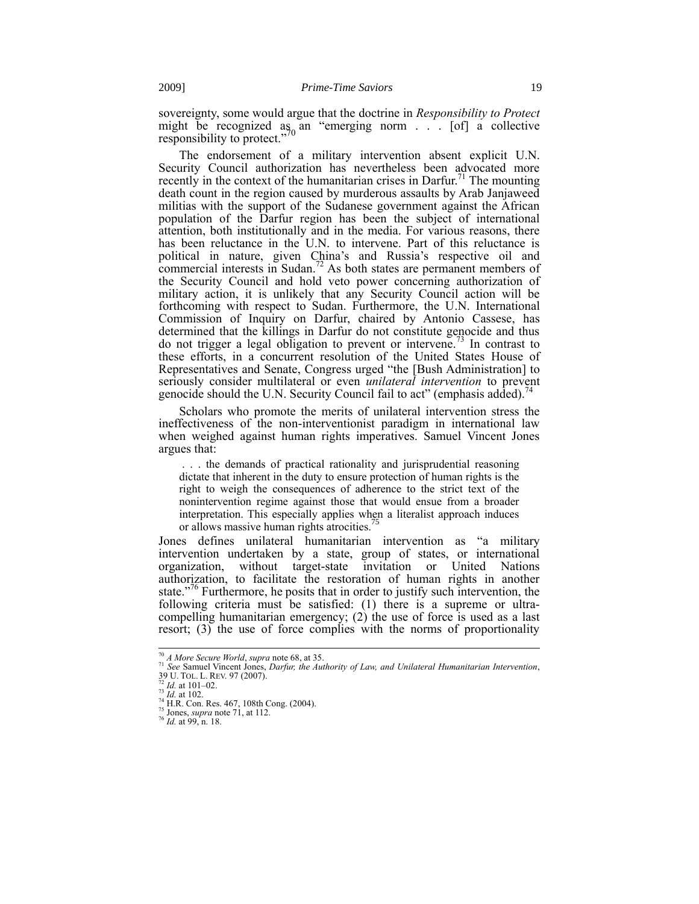sovereignty, some would argue that the doctrine in *Responsibility to Protect* might be recognized as an "emerging norm . . . [of] a collective responsibility to protect."[70]

The endorsement of a military intervention absent explicit U.N. Security Council authorization has nevertheless been advocated more recently in the context of the humanitarian crises in Darfur.[71] The mounting death count in the region caused by murderous assaults by Arab Janjaweed militias with the support of the Sudanese government against the African population of the Darfur region has been the subject of international attention, both institutionally and in the media. For various reasons, there has been reluctance in the U.N. to intervene. Part of this reluctance is political in nature, given China's and Russia's respective oil and commercial interests in Sudan.[72] As both states are permanent members of the Security Council and hold veto power concerning authorization of military action, it is unlikely that any Security Council action will be forthcoming with respect to Sudan. Furthermore, the U.N. International Commission of Inquiry on Darfur, chaired by Antonio Cassese, has determined that the killings in Darfur do not constitute genocide and thus do not trigger a legal obligation to prevent or intervene.[73] In contrast to these efforts, in a concurrent resolution of the United States House of Representatives and Senate, Congress urged "the [Bush Administration] to seriously consider multilateral or even *unilateral intervention* to prevent genocide should the U.N. Security Council fail to act" (emphasis added).[74]

Scholars who promote the merits of unilateral intervention stress the ineffectiveness of the non-interventionist paradigm in international law when weighed against human rights imperatives. Samuel Vincent Jones argues that:

> . . . the demands of practical rationality and jurisprudential reasoning dictate that inherent in the duty to ensure protection of human rights is the right to weigh the consequences of adherence to the strict text of the nonintervention regime against those that would ensue from a broader interpretation. This especially applies when a literalist approach induces or allows massive human rights atrocities.[75]

Jones defines unilateral humanitarian intervention as "a military intervention undertaken by a state, group of states, or international organization, without target-state invitation or United Nations authorization, to facilitate the restoration of human rights in another state."[76] Furthermore, he posits that in order to justify such intervention, the following criteria must be satisfied: (1) there is a supreme or ultra-compelling humanitarian emergency; (2) the use of force is used as a last resort; (3) the use of force complies with the norms of proportionality

---

[70] *A More Secure World*, *supra* note 68, at 35.
[71] *See* Samuel Vincent Jones, *Darfur, the Authority of Law, and Unilateral Humanitarian Intervention*, 39 U. TOL. L. REV. 97 (2007).
[72] *Id.* at 101–02.
[73] *Id.* at 102.
[74] H.R. Con. Res. 467, 108th Cong. (2004).
[75] Jones, *supra* note 71, at 112.
[76] *Id.* at 99, n. 18.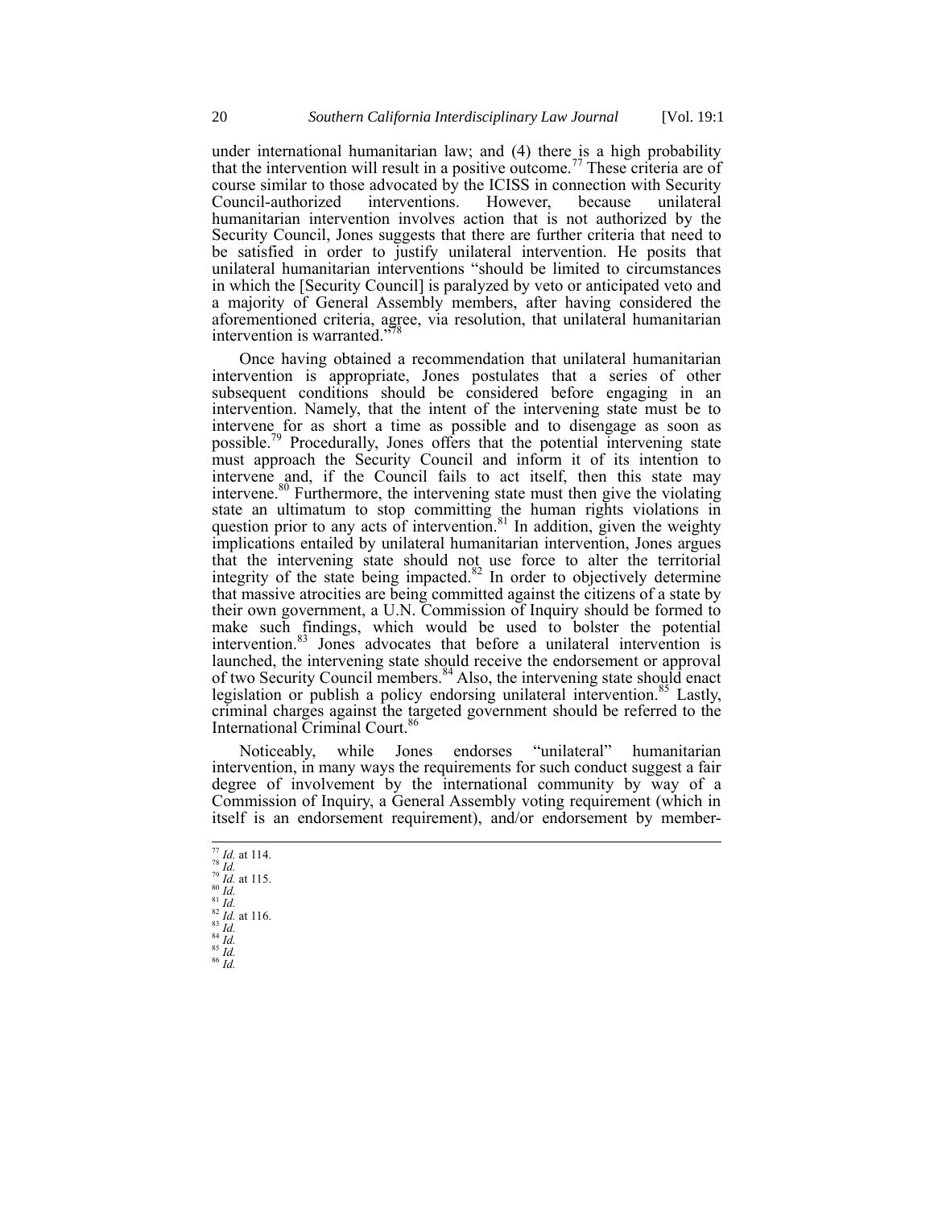under international humanitarian law; and (4) there is a high probability that the intervention will result in a positive outcome.[77] These criteria are of course similar to those advocated by the ICISS in connection with Security Council-authorized interventions. However, because unilateral humanitarian intervention involves action that is not authorized by the Security Council, Jones suggests that there are further criteria that need to be satisfied in order to justify unilateral intervention. He posits that unilateral humanitarian interventions "should be limited to circumstances in which the [Security Council] is paralyzed by veto or anticipated veto and a majority of General Assembly members, after having considered the aforementioned criteria, agree, via resolution, that unilateral humanitarian intervention is warranted."[78]

Once having obtained a recommendation that unilateral humanitarian intervention is appropriate, Jones postulates that a series of other subsequent conditions should be considered before engaging in an intervention. Namely, that the intent of the intervening state must be to intervene for as short a time as possible and to disengage as soon as possible.[79] Procedurally, Jones offers that the potential intervening state must approach the Security Council and inform it of its intention to intervene and, if the Council fails to act itself, then this state may intervene.[80] Furthermore, the intervening state must then give the violating state an ultimatum to stop committing the human rights violations in question prior to any acts of intervention.[81] In addition, given the weighty implications entailed by unilateral humanitarian intervention, Jones argues that the intervening state should not use force to alter the territorial integrity of the state being impacted.[82] In order to objectively determine that massive atrocities are being committed against the citizens of a state by their own government, a U.N. Commission of Inquiry should be formed to make such findings, which would be used to bolster the potential intervention.[83] Jones advocates that before a unilateral intervention is launched, the intervening state should receive the endorsement or approval of two Security Council members.[84] Also, the intervening state should enact legislation or publish a policy endorsing unilateral intervention.[85] Lastly, criminal charges against the targeted government should be referred to the International Criminal Court.[86]

Noticeably, while Jones endorses "unilateral" humanitarian intervention, in many ways the requirements for such conduct suggest a fair degree of involvement by the international community by way of a Commission of Inquiry, a General Assembly voting requirement (which in itself is an endorsement requirement), and/or endorsement by member-

---

[77] *Id.* at 114.
[78] *Id.*
[79] *Id.* at 115.
[80] *Id.*
[81] *Id.*
[82] *Id.* at 116.
[83] *Id.*
[84] *Id.*
[85] *Id.*
[86] *Id.*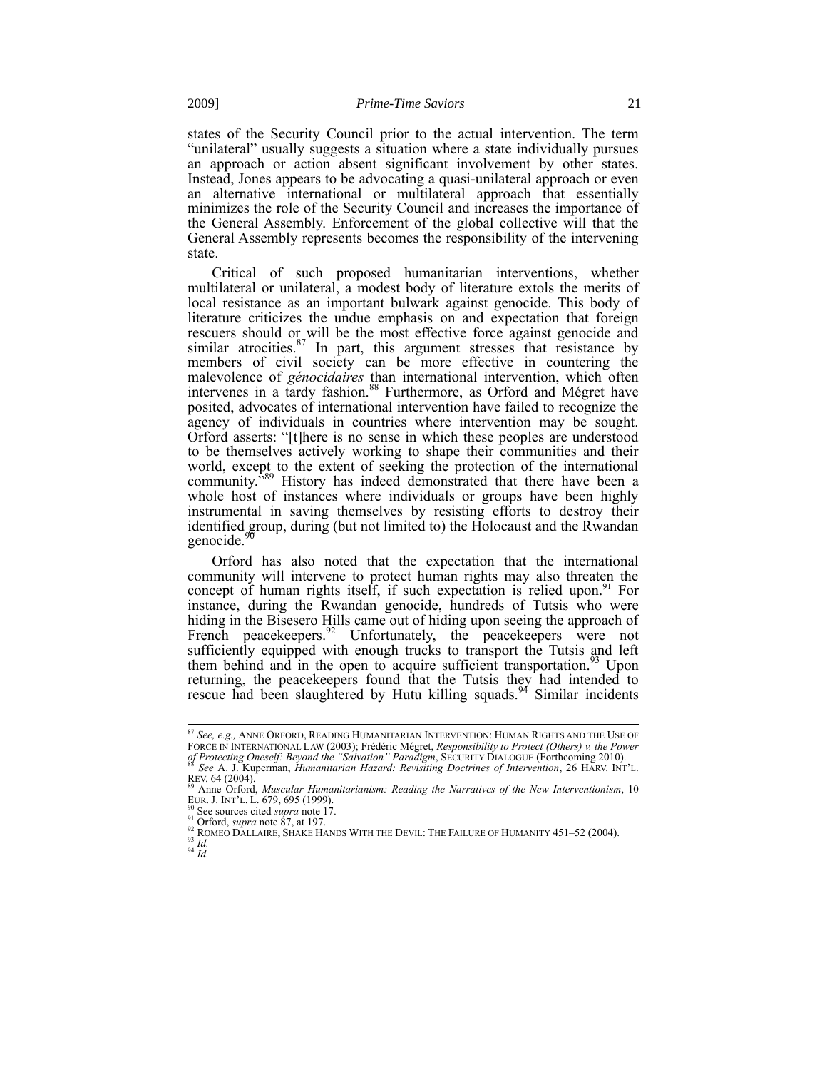states of the Security Council prior to the actual intervention. The term "unilateral" usually suggests a situation where a state individually pursues an approach or action absent significant involvement by other states. Instead, Jones appears to be advocating a quasi-unilateral approach or even an alternative international or multilateral approach that essentially minimizes the role of the Security Council and increases the importance of the General Assembly. Enforcement of the global collective will that the General Assembly represents becomes the responsibility of the intervening state.

Critical of such proposed humanitarian interventions, whether multilateral or unilateral, a modest body of literature extols the merits of local resistance as an important bulwark against genocide. This body of literature criticizes the undue emphasis on and expectation that foreign rescuers should or will be the most effective force against genocide and similar atrocities.[87] In part, this argument stresses that resistance by members of civil society can be more effective in countering the malevolence of *génocidaires* than international intervention, which often intervenes in a tardy fashion.[88] Furthermore, as Orford and Mégret have posited, advocates of international intervention have failed to recognize the agency of individuals in countries where intervention may be sought. Orford asserts: "[t]here is no sense in which these peoples are understood to be themselves actively working to shape their communities and their world, except to the extent of seeking the protection of the international community."[89] History has indeed demonstrated that there have been a whole host of instances where individuals or groups have been highly instrumental in saving themselves by resisting efforts to destroy their identified group, during (but not limited to) the Holocaust and the Rwandan genocide.[90]

Orford has also noted that the expectation that the international community will intervene to protect human rights may also threaten the concept of human rights itself, if such expectation is relied upon.[91] For instance, during the Rwandan genocide, hundreds of Tutsis who were hiding in the Bisesero Hills came out of hiding upon seeing the approach of French peacekeepers.[92] Unfortunately, the peacekeepers were not sufficiently equipped with enough trucks to transport the Tutsis and left them behind and in the open to acquire sufficient transportation.[93] Upon returning, the peacekeepers found that the Tutsis they had intended to rescue had been slaughtered by Hutu killing squads.[94] Similar incidents

---

[87] *See, e.g.,* ANNE ORFORD, READING HUMANITARIAN INTERVENTION: HUMAN RIGHTS AND THE USE OF FORCE IN INTERNATIONAL LAW (2003); Frédéric Mégret, *Responsibility to Protect (Others) v. the Power of Protecting Oneself: Beyond the "Salvation" Paradigm*, SECURITY DIALOGUE (Forthcoming 2010).

[88] *See* A. J. Kuperman, *Humanitarian Hazard: Revisiting Doctrines of Intervention*, 26 HARV. INT'L. REV. 64 (2004).

[89] Anne Orford, *Muscular Humanitarianism: Reading the Narratives of the New Interventionism*, 10 EUR. J. INT'L. L. 679, 695 (1999).

[90] See sources cited *supra* note 17.

[91] Orford, *supra* note 87, at 197.

[92] ROMEO DALLAIRE, SHAKE HANDS WITH THE DEVIL: THE FAILURE OF HUMANITY 451–52 (2004).

[93] *Id.*

[94] *Id.*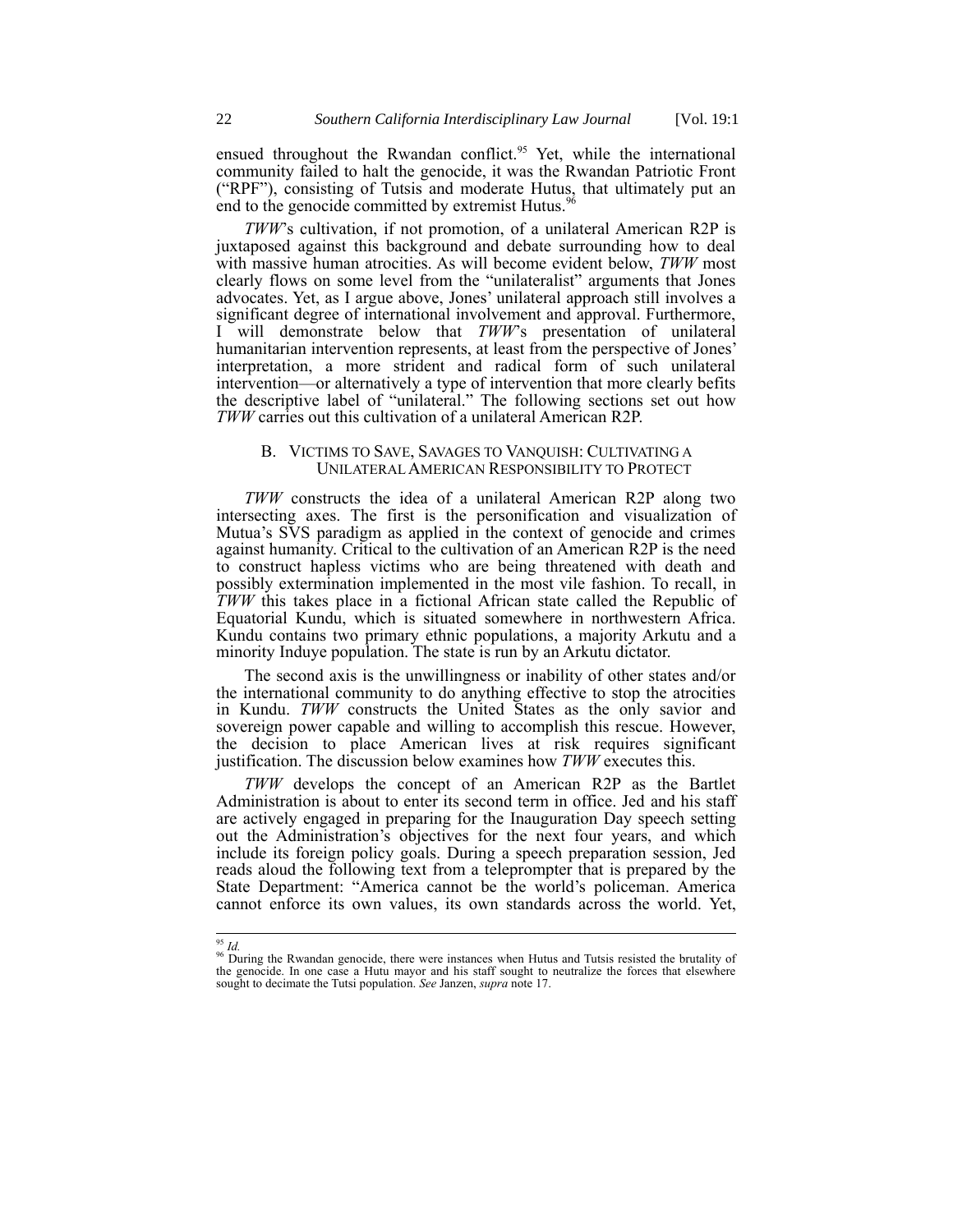ensued throughout the Rwandan conflict.[95] Yet, while the international community failed to halt the genocide, it was the Rwandan Patriotic Front ("RPF"), consisting of Tutsis and moderate Hutus, that ultimately put an end to the genocide committed by extremist Hutus.[96]

*TWW*'s cultivation, if not promotion, of a unilateral American R2P is juxtaposed against this background and debate surrounding how to deal with massive human atrocities. As will become evident below, *TWW* most clearly flows on some level from the "unilateralist" arguments that Jones advocates. Yet, as I argue above, Jones' unilateral approach still involves a significant degree of international involvement and approval. Furthermore, I will demonstrate below that *TWW*'s presentation of unilateral humanitarian intervention represents, at least from the perspective of Jones' interpretation, a more strident and radical form of such unilateral intervention—or alternatively a type of intervention that more clearly befits the descriptive label of "unilateral." The following sections set out how *TWW* carries out this cultivation of a unilateral American R2P.

### B. Victims to Save, Savages to Vanquish: Cultivating a Unilateral American Responsibility to Protect

*TWW* constructs the idea of a unilateral American R2P along two intersecting axes. The first is the personification and visualization of Mutua's SVS paradigm as applied in the context of genocide and crimes against humanity. Critical to the cultivation of an American R2P is the need to construct hapless victims who are being threatened with death and possibly extermination implemented in the most vile fashion. To recall, in *TWW* this takes place in a fictional African state called the Republic of Equatorial Kundu, which is situated somewhere in northwestern Africa. Kundu contains two primary ethnic populations, a majority Arkutu and a minority Induye population. The state is run by an Arkutu dictator.

The second axis is the unwillingness or inability of other states and/or the international community to do anything effective to stop the atrocities in Kundu. *TWW* constructs the United States as the only savior and sovereign power capable and willing to accomplish this rescue. However, the decision to place American lives at risk requires significant justification. The discussion below examines how *TWW* executes this.

*TWW* develops the concept of an American R2P as the Bartlet Administration is about to enter its second term in office. Jed and his staff are actively engaged in preparing for the Inauguration Day speech setting out the Administration's objectives for the next four years, and which include its foreign policy goals. During a speech preparation session, Jed reads aloud the following text from a teleprompter that is prepared by the State Department: "America cannot be the world's policeman. America cannot enforce its own values, its own standards across the world. Yet,

---

[95] *Id.*

[96] During the Rwandan genocide, there were instances when Hutus and Tutsis resisted the brutality of the genocide. In one case a Hutu mayor and his staff sought to neutralize the forces that elsewhere sought to decimate the Tutsi population. *See* Janzen, *supra* note 17.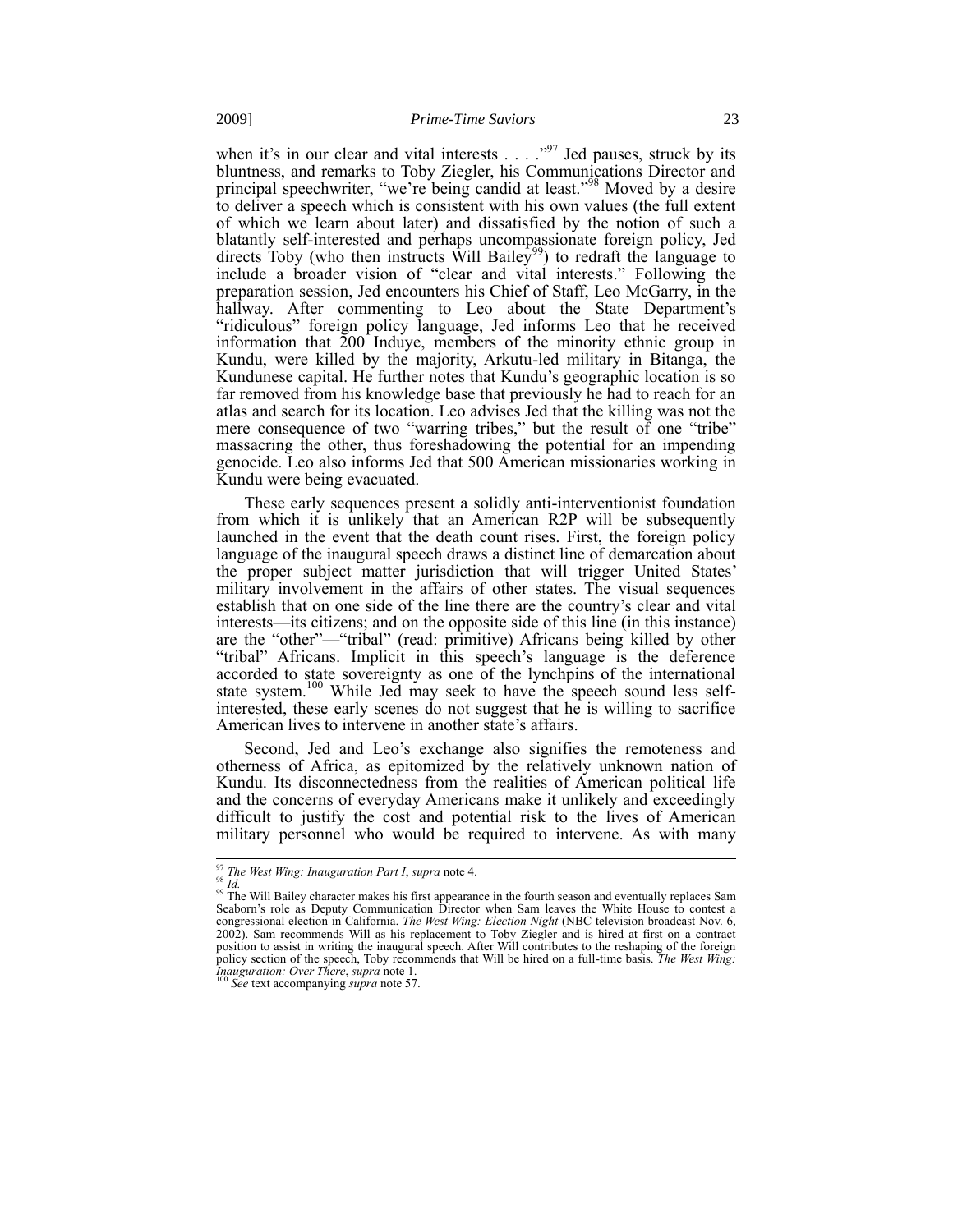when it's in our clear and vital interests . . . ."[97] Jed pauses, struck by its bluntness, and remarks to Toby Ziegler, his Communications Director and principal speechwriter, "we're being candid at least."[98] Moved by a desire to deliver a speech which is consistent with his own values (the full extent of which we learn about later) and dissatisfied by the notion of such a blatantly self-interested and perhaps uncompassionate foreign policy, Jed directs Toby (who then instructs Will Bailey[99]) to redraft the language to include a broader vision of "clear and vital interests." Following the preparation session, Jed encounters his Chief of Staff, Leo McGarry, in the hallway. After commenting to Leo about the State Department's "ridiculous" foreign policy language, Jed informs Leo that he received information that 200 Induye, members of the minority ethnic group in Kundu, were killed by the majority, Arkutu-led military in Bitanga, the Kundunese capital. He further notes that Kundu's geographic location is so far removed from his knowledge base that previously he had to reach for an atlas and search for its location. Leo advises Jed that the killing was not the mere consequence of two "warring tribes," but the result of one "tribe" massacring the other, thus foreshadowing the potential for an impending genocide. Leo also informs Jed that 500 American missionaries working in Kundu were being evacuated.

These early sequences present a solidly anti-interventionist foundation from which it is unlikely that an American R2P will be subsequently launched in the event that the death count rises. First, the foreign policy language of the inaugural speech draws a distinct line of demarcation about the proper subject matter jurisdiction that will trigger United States' military involvement in the affairs of other states. The visual sequences establish that on one side of the line there are the country's clear and vital interests—its citizens; and on the opposite side of this line (in this instance) are the "other"—"tribal" (read: primitive) Africans being killed by other "tribal" Africans. Implicit in this speech's language is the deference accorded to state sovereignty as one of the lynchpins of the international state system.[100] While Jed may seek to have the speech sound less self-interested, these early scenes do not suggest that he is willing to sacrifice American lives to intervene in another state's affairs.

Second, Jed and Leo's exchange also signifies the remoteness and otherness of Africa, as epitomized by the relatively unknown nation of Kundu. Its disconnectedness from the realities of American political life and the concerns of everyday Americans make it unlikely and exceedingly difficult to justify the cost and potential risk to the lives of American military personnel who would be required to intervene. As with many

---

[97] *The West Wing: Inauguration Part I*, *supra* note 4.

[98] *Id.*

[99] The Will Bailey character makes his first appearance in the fourth season and eventually replaces Sam Seaborn's role as Deputy Communication Director when Sam leaves the White House to contest a congressional election in California. *The West Wing: Election Night* (NBC television broadcast Nov. 6, 2002). Sam recommends Will as his replacement to Toby Ziegler and is hired at first on a contract position to assist in writing the inaugural speech. After Will contributes to the reshaping of the foreign policy section of the speech, Toby recommends that Will be hired on a full-time basis. *The West Wing: Inauguration: Over There*, *supra* note 1.

[100] *See* text accompanying *supra* note 57.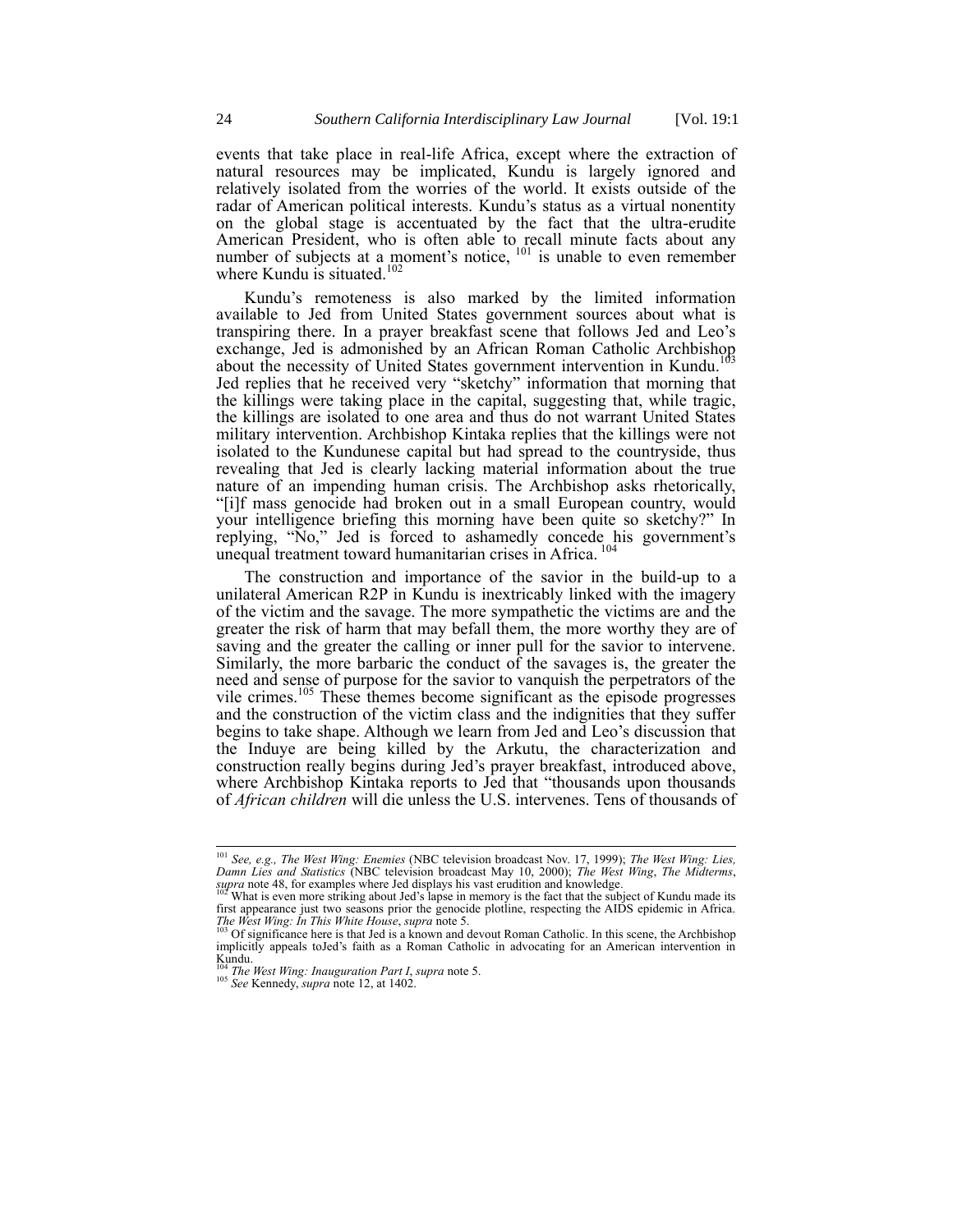events that take place in real-life Africa, except where the extraction of natural resources may be implicated, Kundu is largely ignored and relatively isolated from the worries of the world. It exists outside of the radar of American political interests. Kundu's status as a virtual nonentity on the global stage is accentuated by the fact that the ultra-erudite American President, who is often able to recall minute facts about any number of subjects at a moment's notice, [101] is unable to even remember where Kundu is situated.[102]

Kundu's remoteness is also marked by the limited information available to Jed from United States government sources about what is transpiring there. In a prayer breakfast scene that follows Jed and Leo's exchange, Jed is admonished by an African Roman Catholic Archbishop about the necessity of United States government intervention in Kundu.[103] Jed replies that he received very "sketchy" information that morning that the killings were taking place in the capital, suggesting that, while tragic, the killings are isolated to one area and thus do not warrant United States military intervention. Archbishop Kintaka replies that the killings were not isolated to the Kundunese capital but had spread to the countryside, thus revealing that Jed is clearly lacking material information about the true nature of an impending human crisis. The Archbishop asks rhetorically, "[i]f mass genocide had broken out in a small European country, would your intelligence briefing this morning have been quite so sketchy?" In replying, "No," Jed is forced to ashamedly concede his government's unequal treatment toward humanitarian crises in Africa. [104]

The construction and importance of the savior in the build-up to a unilateral American R2P in Kundu is inextricably linked with the imagery of the victim and the savage. The more sympathetic the victims are and the greater the risk of harm that may befall them, the more worthy they are of saving and the greater the calling or inner pull for the savior to intervene. Similarly, the more barbaric the conduct of the savages is, the greater the need and sense of purpose for the savior to vanquish the perpetrators of the vile crimes.[105] These themes become significant as the episode progresses and the construction of the victim class and the indignities that they suffer begins to take shape. Although we learn from Jed and Leo's discussion that the Induye are being killed by the Arkutu, the characterization and construction really begins during Jed's prayer breakfast, introduced above, where Archbishop Kintaka reports to Jed that "thousands upon thousands of *African children* will die unless the U.S. intervenes. Tens of thousands of

---

[101] *See, e.g., The West Wing: Enemies* (NBC television broadcast Nov. 17, 1999); *The West Wing: Lies, Damn Lies and Statistics* (NBC television broadcast May 10, 2000); *The West Wing*, *The Midterms*, *supra* note 48, for examples where Jed displays his vast erudition and knowledge.

[102] What is even more striking about Jed's lapse in memory is the fact that the subject of Kundu made its first appearance just two seasons prior the genocide plotline, respecting the AIDS epidemic in Africa. *The West Wing: In This White House*, *supra* note 5.

[103] Of significance here is that Jed is a known and devout Roman Catholic. In this scene, the Archbishop implicitly appeals toJed's faith as a Roman Catholic in advocating for an American intervention in Kundu.

[104] *The West Wing: Inauguration Part I*, *supra* note 5.

[105] *See* Kennedy, *supra* note 12, at 1402.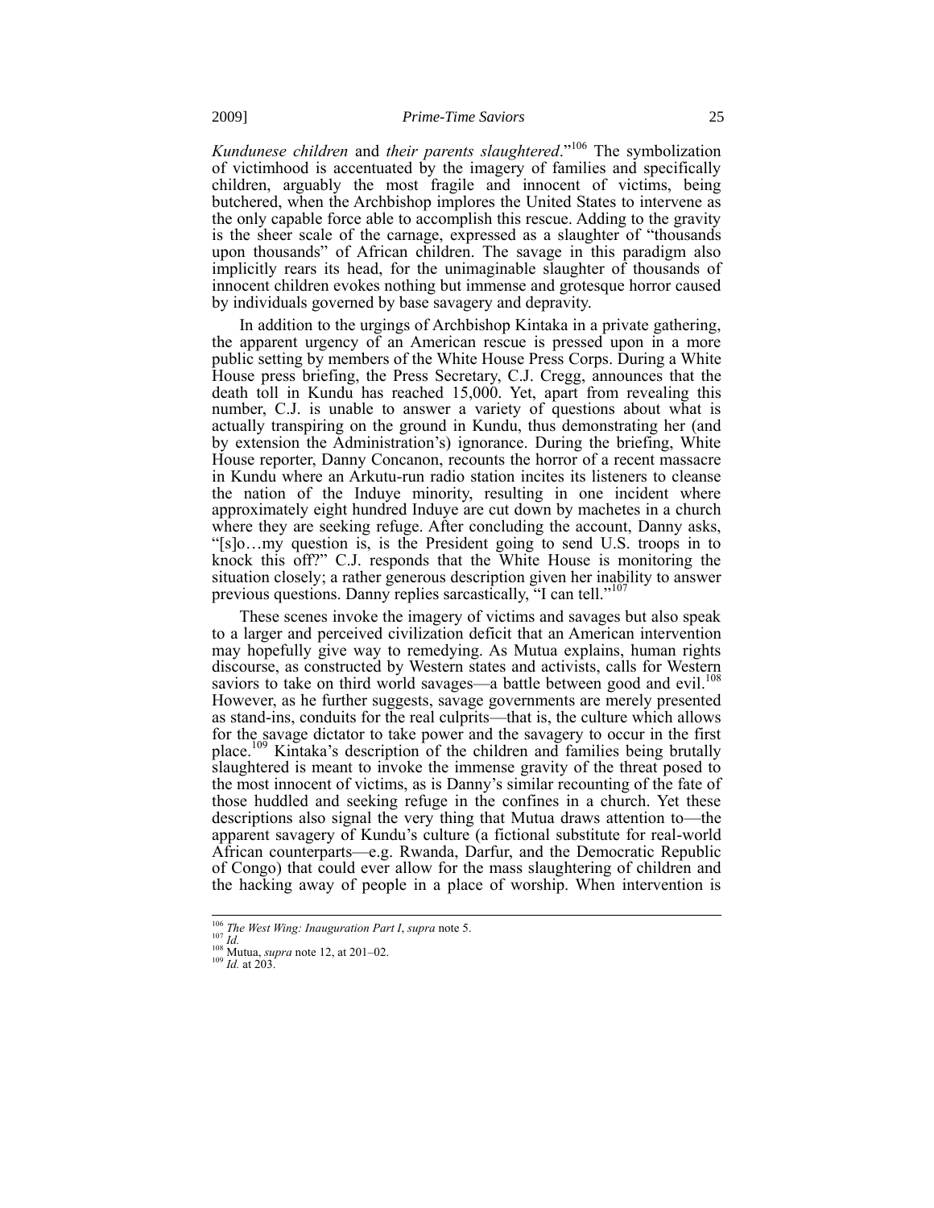*Kundunese children* and *their parents slaughtered*."[106] The symbolization of victimhood is accentuated by the imagery of families and specifically children, arguably the most fragile and innocent of victims, being butchered, when the Archbishop implores the United States to intervene as the only capable force able to accomplish this rescue. Adding to the gravity is the sheer scale of the carnage, expressed as a slaughter of "thousands upon thousands" of African children. The savage in this paradigm also implicitly rears its head, for the unimaginable slaughter of thousands of innocent children evokes nothing but immense and grotesque horror caused by individuals governed by base savagery and depravity.

In addition to the urgings of Archbishop Kintaka in a private gathering, the apparent urgency of an American rescue is pressed upon in a more public setting by members of the White House Press Corps. During a White House press briefing, the Press Secretary, C.J. Cregg, announces that the death toll in Kundu has reached 15,000. Yet, apart from revealing this number, C.J. is unable to answer a variety of questions about what is actually transpiring on the ground in Kundu, thus demonstrating her (and by extension the Administration's) ignorance. During the briefing, White House reporter, Danny Concanon, recounts the horror of a recent massacre in Kundu where an Arkutu-run radio station incites its listeners to cleanse the nation of the Induye minority, resulting in one incident where approximately eight hundred Induye are cut down by machetes in a church where they are seeking refuge. After concluding the account, Danny asks, "[s]o…my question is, is the President going to send U.S. troops in to knock this off?" C.J. responds that the White House is monitoring the situation closely; a rather generous description given her inability to answer previous questions. Danny replies sarcastically, "I can tell."[107]

These scenes invoke the imagery of victims and savages but also speak to a larger and perceived civilization deficit that an American intervention may hopefully give way to remedying. As Mutua explains, human rights discourse, as constructed by Western states and activists, calls for Western saviors to take on third world savages—a battle between good and evil.[108] However, as he further suggests, savage governments are merely presented as stand-ins, conduits for the real culprits—that is, the culture which allows for the savage dictator to take power and the savagery to occur in the first place.[109] Kintaka's description of the children and families being brutally slaughtered is meant to invoke the immense gravity of the threat posed to the most innocent of victims, as is Danny's similar recounting of the fate of those huddled and seeking refuge in the confines in a church. Yet these descriptions also signal the very thing that Mutua draws attention to—the apparent savagery of Kundu's culture (a fictional substitute for real-world African counterparts—e.g. Rwanda, Darfur, and the Democratic Republic of Congo) that could ever allow for the mass slaughtering of children and the hacking away of people in a place of worship. When intervention is

---

[106] *The West Wing: Inauguration Part I*, *supra* note 5.
[107] *Id.*
[108] Mutua, *supra* note 12, at 201–02.
[109] *Id.* at 203.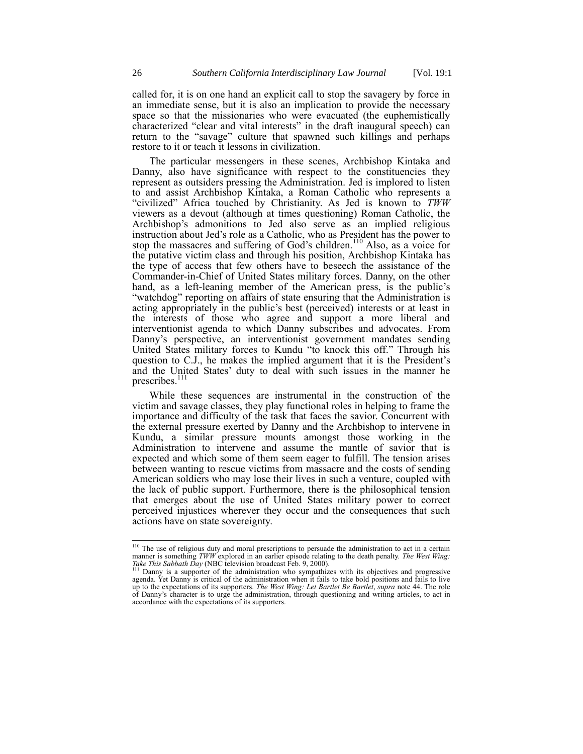called for, it is on one hand an explicit call to stop the savagery by force in an immediate sense, but it is also an implication to provide the necessary space so that the missionaries who were evacuated (the euphemistically characterized "clear and vital interests" in the draft inaugural speech) can return to the "savage" culture that spawned such killings and perhaps restore to it or teach it lessons in civilization.

The particular messengers in these scenes, Archbishop Kintaka and Danny, also have significance with respect to the constituencies they represent as outsiders pressing the Administration. Jed is implored to listen to and assist Archbishop Kintaka, a Roman Catholic who represents a "civilized" Africa touched by Christianity. As Jed is known to *TWW* viewers as a devout (although at times questioning) Roman Catholic, the Archbishop's admonitions to Jed also serve as an implied religious instruction about Jed's role as a Catholic, who as President has the power to stop the massacres and suffering of God's children.[110] Also, as a voice for the putative victim class and through his position, Archbishop Kintaka has the type of access that few others have to beseech the assistance of the Commander-in-Chief of United States military forces. Danny, on the other hand, as a left-leaning member of the American press, is the public's "watchdog" reporting on affairs of state ensuring that the Administration is acting appropriately in the public's best (perceived) interests or at least in the interests of those who agree and support a more liberal and interventionist agenda to which Danny subscribes and advocates. From Danny's perspective, an interventionist government mandates sending United States military forces to Kundu "to knock this off." Through his question to C.J., he makes the implied argument that it is the President's and the United States' duty to deal with such issues in the manner he prescribes.[111]

While these sequences are instrumental in the construction of the victim and savage classes, they play functional roles in helping to frame the importance and difficulty of the task that faces the savior. Concurrent with the external pressure exerted by Danny and the Archbishop to intervene in Kundu, a similar pressure mounts amongst those working in the Administration to intervene and assume the mantle of savior that is expected and which some of them seem eager to fulfill. The tension arises between wanting to rescue victims from massacre and the costs of sending American soldiers who may lose their lives in such a venture, coupled with the lack of public support. Furthermore, there is the philosophical tension that emerges about the use of United States military power to correct perceived injustices wherever they occur and the consequences that such actions have on state sovereignty.

---

[110] The use of religious duty and moral prescriptions to persuade the administration to act in a certain manner is something *TWW* explored in an earlier episode relating to the death penalty. *The West Wing: Take This Sabbath Day* (NBC television broadcast Feb. 9, 2000).

[111] Danny is a supporter of the administration who sympathizes with its objectives and progressive agenda. Yet Danny is critical of the administration when it fails to take bold positions and fails to live up to the expectations of its supporters. *The West Wing: Let Bartlet Be Bartlet*, *supra* note 44. The role of Danny's character is to urge the administration, through questioning and writing articles, to act in accordance with the expectations of its supporters.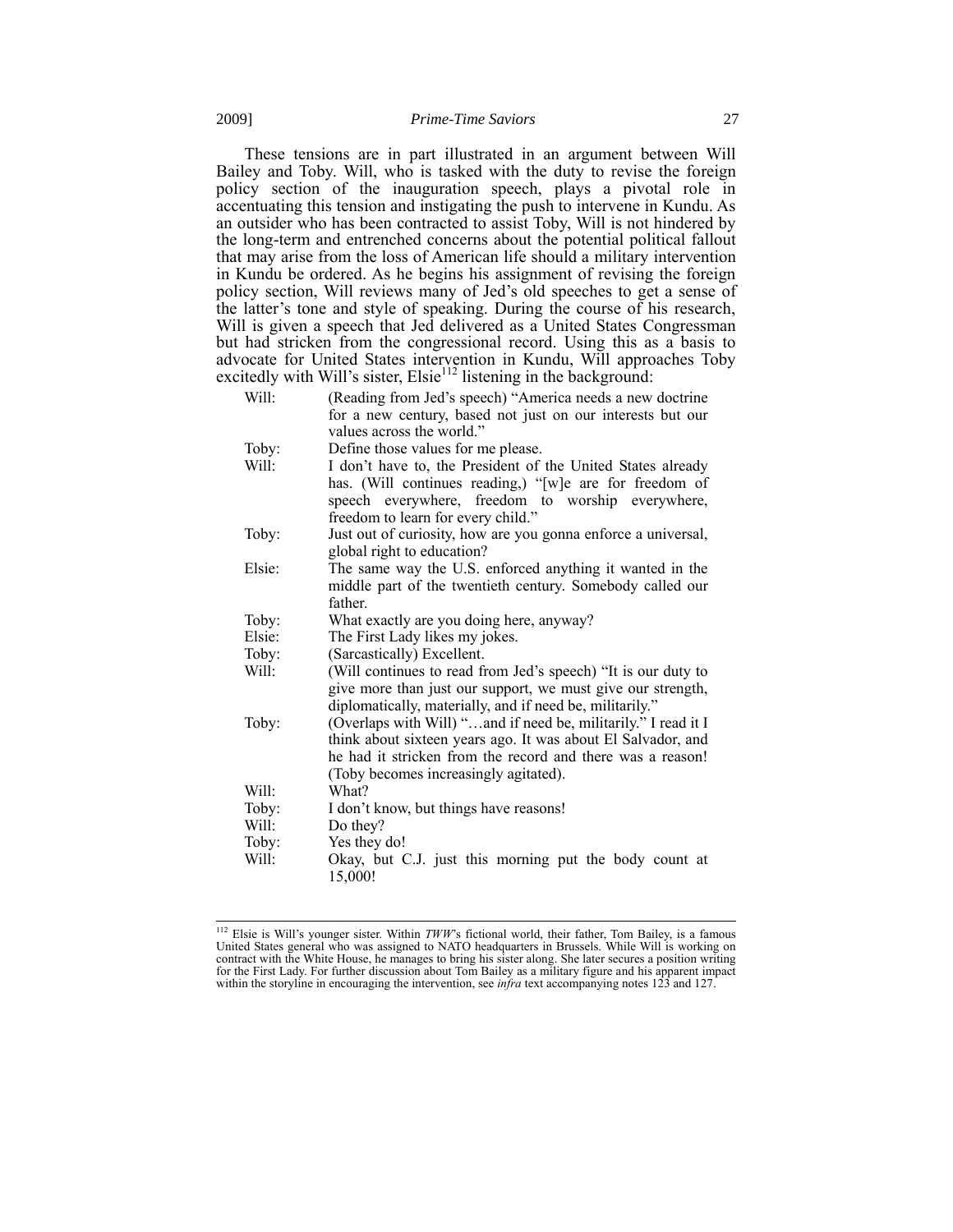These tensions are in part illustrated in an argument between Will Bailey and Toby. Will, who is tasked with the duty to revise the foreign policy section of the inauguration speech, plays a pivotal role in accentuating this tension and instigating the push to intervene in Kundu. As an outsider who has been contracted to assist Toby, Will is not hindered by the long-term and entrenched concerns about the potential political fallout that may arise from the loss of American life should a military intervention in Kundu be ordered. As he begins his assignment of revising the foreign policy section, Will reviews many of Jed's old speeches to get a sense of the latter's tone and style of speaking. During the course of his research, Will is given a speech that Jed delivered as a United States Congressman but had stricken from the congressional record. Using this as a basis to advocate for United States intervention in Kundu, Will approaches Toby excitedly with Will's sister, Elsie[112] listening in the background:

| | |
|---|---|
| Will: | (Reading from Jed's speech) "America needs a new doctrine for a new century, based not just on our interests but our values across the world." |
| Toby: | Define those values for me please. |
| Will: | I don't have to, the President of the United States already has. (Will continues reading,) "[w]e are for freedom of speech everywhere, freedom to worship everywhere, freedom to learn for every child." |
| Toby: | Just out of curiosity, how are you gonna enforce a universal, global right to education? |
| Elsie: | The same way the U.S. enforced anything it wanted in the middle part of the twentieth century. Somebody called our father. |
| Toby: | What exactly are you doing here, anyway? |
| Elsie: | The First Lady likes my jokes. |
| Toby: | (Sarcastically) Excellent. |
| Will: | (Will continues to read from Jed's speech) "It is our duty to give more than just our support, we must give our strength, diplomatically, materially, and if need be, militarily." |
| Toby: | (Overlaps with Will) "…and if need be, militarily." I read it I think about sixteen years ago. It was about El Salvador, and he had it stricken from the record and there was a reason! (Toby becomes increasingly agitated). |
| Will: | What? |
| Toby: | I don't know, but things have reasons! |
| Will: | Do they? |
| Toby: | Yes they do! |
| Will: | Okay, but C.J. just this morning put the body count at 15,000! |

---

[112] Elsie is Will's younger sister. Within *TWW*'s fictional world, their father, Tom Bailey, is a famous United States general who was assigned to NATO headquarters in Brussels. While Will is working on contract with the White House, he manages to bring his sister along. She later secures a position writing for the First Lady. For further discussion about Tom Bailey as a military figure and his apparent impact within the storyline in encouraging the intervention, see *infra* text accompanying notes 123 and 127.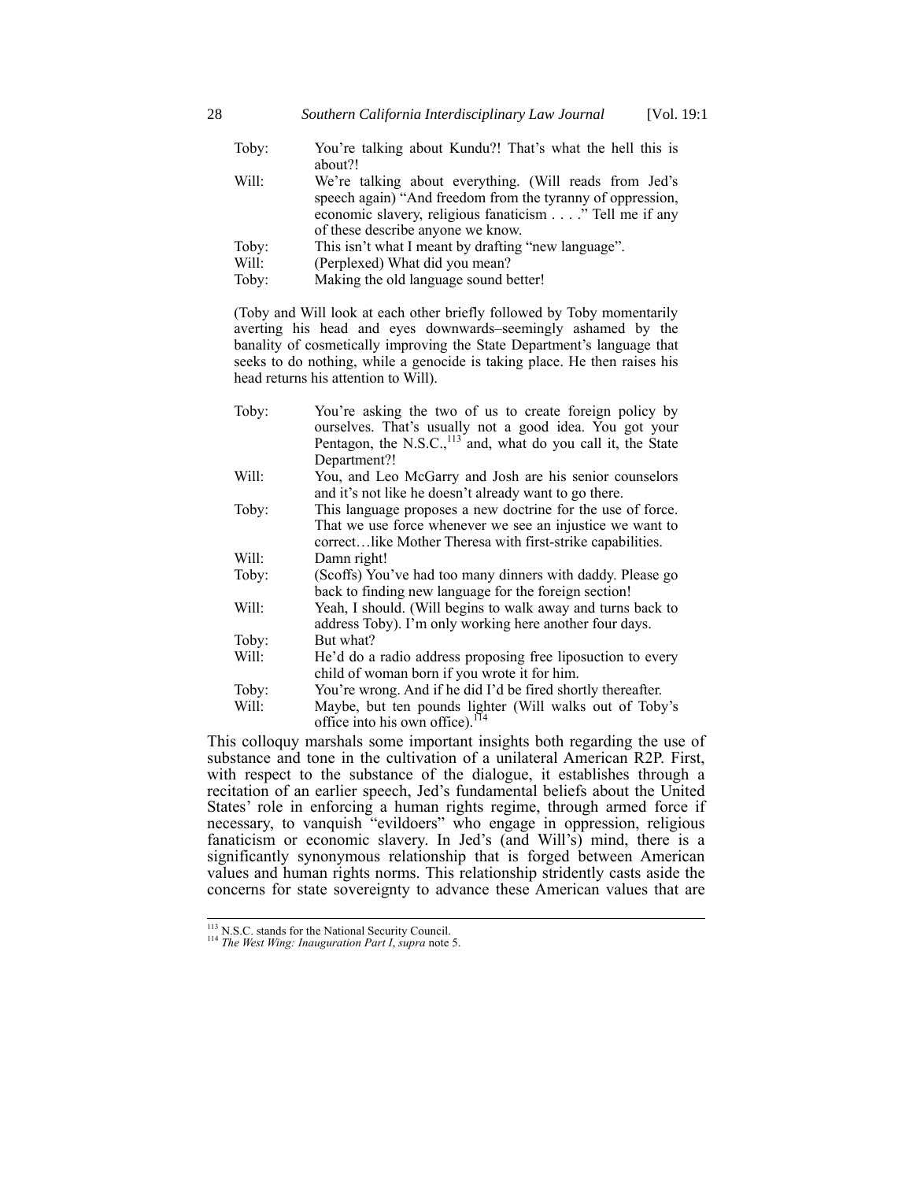| | |
|---|---|
| Toby: | You're talking about Kundu?! That's what the hell this is about?! |
| Will: | We're talking about everything. (Will reads from Jed's speech again) "And freedom from the tyranny of oppression, economic slavery, religious fanaticism . . . ." Tell me if any of these describe anyone we know. |
| Toby: | This isn't what I meant by drafting "new language". |
| Will: | (Perplexed) What did you mean? |
| Toby: | Making the old language sound better! |

(Toby and Will look at each other briefly followed by Toby momentarily averting his head and eyes downwards–seemingly ashamed by the banality of cosmetically improving the State Department's language that seeks to do nothing, while a genocide is taking place. He then raises his head returns his attention to Will).

| | |
|---|---|
| Toby: | You're asking the two of us to create foreign policy by ourselves. That's usually not a good idea. You got your Pentagon, the N.S.C.,[113] and, what do you call it, the State Department?! |
| Will: | You, and Leo McGarry and Josh are his senior counselors and it's not like he doesn't already want to go there. |
| Toby: | This language proposes a new doctrine for the use of force. That we use force whenever we see an injustice we want to correct…like Mother Theresa with first-strike capabilities. |
| Will: | Damn right! |
| Toby: | (Scoffs) You've had too many dinners with daddy. Please go back to finding new language for the foreign section! |
| Will: | Yeah, I should. (Will begins to walk away and turns back to address Toby). I'm only working here another four days. |
| Toby: | But what? |
| Will: | He'd do a radio address proposing free liposuction to every child of woman born if you wrote it for him. |
| Toby: | You're wrong. And if he did I'd be fired shortly thereafter. |
| Will: | Maybe, but ten pounds lighter (Will walks out of Toby's office into his own office).[114] |

This colloquy marshals some important insights both regarding the use of substance and tone in the cultivation of a unilateral American R2P. First, with respect to the substance of the dialogue, it establishes through a recitation of an earlier speech, Jed's fundamental beliefs about the United States' role in enforcing a human rights regime, through armed force if necessary, to vanquish "evildoers" who engage in oppression, religious fanaticism or economic slavery. In Jed's (and Will's) mind, there is a significantly synonymous relationship that is forged between American values and human rights norms. This relationship stridently casts aside the concerns for state sovereignty to advance these American values that are

---

[113] N.S.C. stands for the National Security Council.

[114] *The West Wing: Inauguration Part I*, *supra* note 5.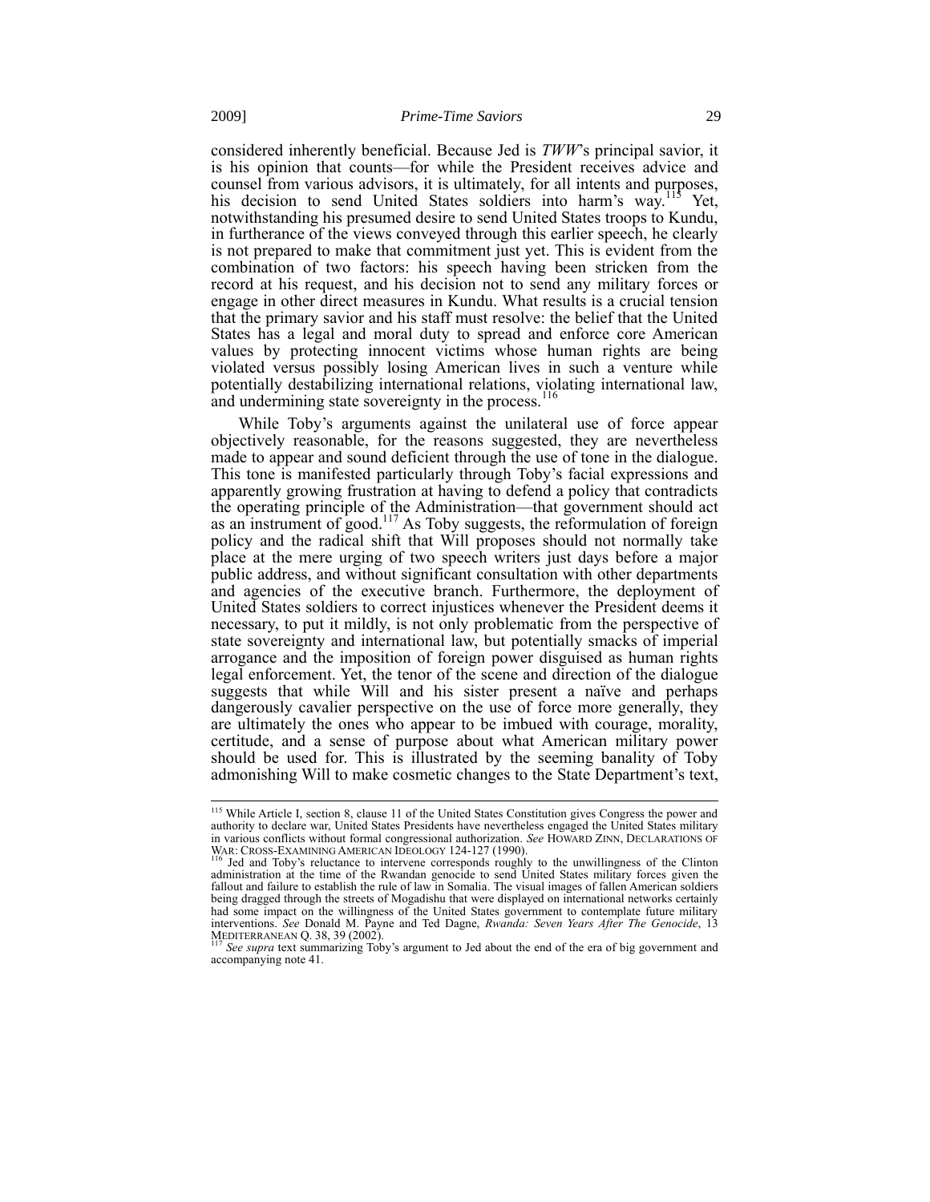considered inherently beneficial. Because Jed is *TWW*'s principal savior, it is his opinion that counts—for while the President receives advice and counsel from various advisors, it is ultimately, for all intents and purposes, his decision to send United States soldiers into harm's way.[115] Yet, notwithstanding his presumed desire to send United States troops to Kundu, in furtherance of the views conveyed through this earlier speech, he clearly is not prepared to make that commitment just yet. This is evident from the combination of two factors: his speech having been stricken from the record at his request, and his decision not to send any military forces or engage in other direct measures in Kundu. What results is a crucial tension that the primary savior and his staff must resolve: the belief that the United States has a legal and moral duty to spread and enforce core American values by protecting innocent victims whose human rights are being violated versus possibly losing American lives in such a venture while potentially destabilizing international relations, violating international law, and undermining state sovereignty in the process.[116]

While Toby's arguments against the unilateral use of force appear objectively reasonable, for the reasons suggested, they are nevertheless made to appear and sound deficient through the use of tone in the dialogue. This tone is manifested particularly through Toby's facial expressions and apparently growing frustration at having to defend a policy that contradicts the operating principle of the Administration—that government should act as an instrument of good.[117] As Toby suggests, the reformulation of foreign policy and the radical shift that Will proposes should not normally take place at the mere urging of two speech writers just days before a major public address, and without significant consultation with other departments and agencies of the executive branch. Furthermore, the deployment of United States soldiers to correct injustices whenever the President deems it necessary, to put it mildly, is not only problematic from the perspective of state sovereignty and international law, but potentially smacks of imperial arrogance and the imposition of foreign power disguised as human rights legal enforcement. Yet, the tenor of the scene and direction of the dialogue suggests that while Will and his sister present a naïve and perhaps dangerously cavalier perspective on the use of force more generally, they are ultimately the ones who appear to be imbued with courage, morality, certitude, and a sense of purpose about what American military power should be used for. This is illustrated by the seeming banality of Toby admonishing Will to make cosmetic changes to the State Department's text,

---

[115] While Article I, section 8, clause 11 of the United States Constitution gives Congress the power and authority to declare war, United States Presidents have nevertheless engaged the United States military in various conflicts without formal congressional authorization. *See* HOWARD ZINN, DECLARATIONS OF WAR: CROSS-EXAMINING AMERICAN IDEOLOGY 124-127 (1990).

[116] Jed and Toby's reluctance to intervene corresponds roughly to the unwillingness of the Clinton administration at the time of the Rwandan genocide to send United States military forces given the fallout and failure to establish the rule of law in Somalia. The visual images of fallen American soldiers being dragged through the streets of Mogadishu that were displayed on international networks certainly had some impact on the willingness of the United States government to contemplate future military interventions. *See* Donald M. Payne and Ted Dagne, *Rwanda: Seven Years After The Genocide*, 13 MEDITERRANEAN Q. 38, 39 (2002).

[117] *See supra* text summarizing Toby's argument to Jed about the end of the era of big government and accompanying note 41.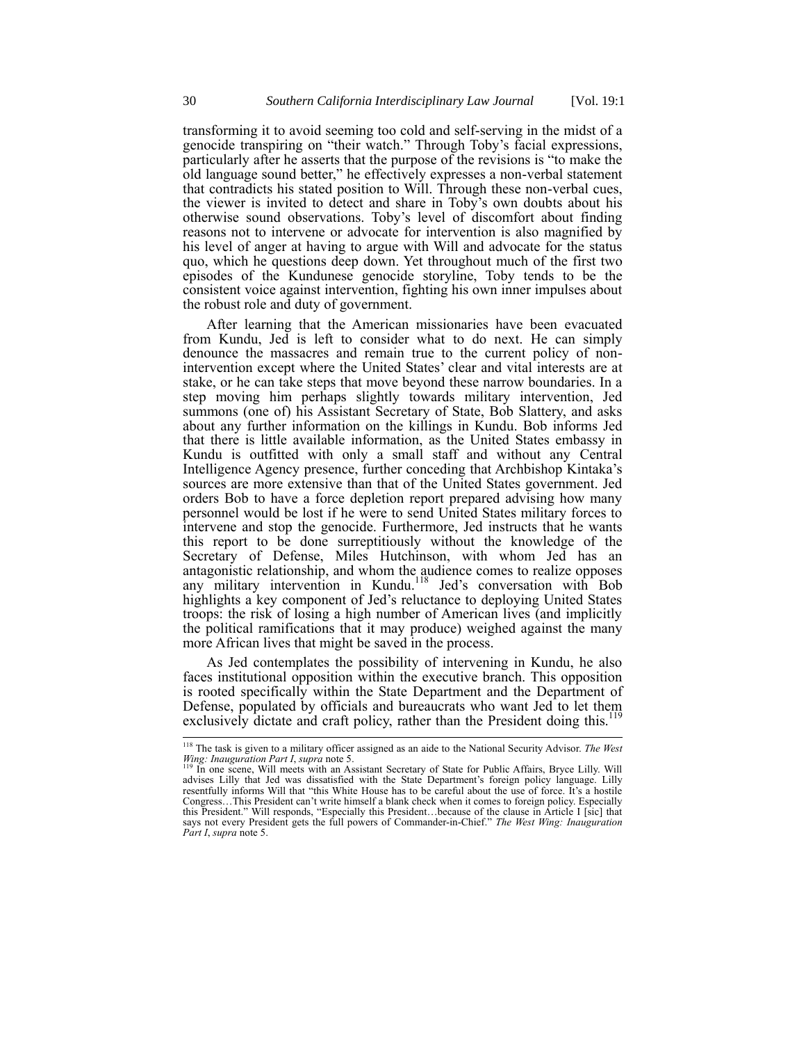transforming it to avoid seeming too cold and self-serving in the midst of a genocide transpiring on "their watch." Through Toby's facial expressions, particularly after he asserts that the purpose of the revisions is "to make the old language sound better," he effectively expresses a non-verbal statement that contradicts his stated position to Will. Through these non-verbal cues, the viewer is invited to detect and share in Toby's own doubts about his otherwise sound observations. Toby's level of discomfort about finding reasons not to intervene or advocate for intervention is also magnified by his level of anger at having to argue with Will and advocate for the status quo, which he questions deep down. Yet throughout much of the first two episodes of the Kundunese genocide storyline, Toby tends to be the consistent voice against intervention, fighting his own inner impulses about the robust role and duty of government.

After learning that the American missionaries have been evacuated from Kundu, Jed is left to consider what to do next. He can simply denounce the massacres and remain true to the current policy of non-intervention except where the United States' clear and vital interests are at stake, or he can take steps that move beyond these narrow boundaries. In a step moving him perhaps slightly towards military intervention, Jed summons (one of) his Assistant Secretary of State, Bob Slattery, and asks about any further information on the killings in Kundu. Bob informs Jed that there is little available information, as the United States embassy in Kundu is outfitted with only a small staff and without any Central Intelligence Agency presence, further conceding that Archbishop Kintaka's sources are more extensive than that of the United States government. Jed orders Bob to have a force depletion report prepared advising how many personnel would be lost if he were to send United States military forces to intervene and stop the genocide. Furthermore, Jed instructs that he wants this report to be done surreptitiously without the knowledge of the Secretary of Defense, Miles Hutchinson, with whom Jed has an antagonistic relationship, and whom the audience comes to realize opposes any military intervention in Kundu.[118] Jed's conversation with Bob highlights a key component of Jed's reluctance to deploying United States troops: the risk of losing a high number of American lives (and implicitly the political ramifications that it may produce) weighed against the many more African lives that might be saved in the process.

As Jed contemplates the possibility of intervening in Kundu, he also faces institutional opposition within the executive branch. This opposition is rooted specifically within the State Department and the Department of Defense, populated by officials and bureaucrats who want Jed to let them exclusively dictate and craft policy, rather than the President doing this.[119]

---

[118] The task is given to a military officer assigned as an aide to the National Security Advisor. *The West Wing: Inauguration Part I*, *supra* note 5.

[119] In one scene, Will meets with an Assistant Secretary of State for Public Affairs, Bryce Lilly. Will advises Lilly that Jed was dissatisfied with the State Department's foreign policy language. Lilly resentfully informs Will that "this White House has to be careful about the use of force. It's a hostile Congress…This President can't write himself a blank check when it comes to foreign policy. Especially this President." Will responds, "Especially this President…because of the clause in Article I [sic] that says not every President gets the full powers of Commander-in-Chief." *The West Wing: Inauguration Part I*, *supra* note 5.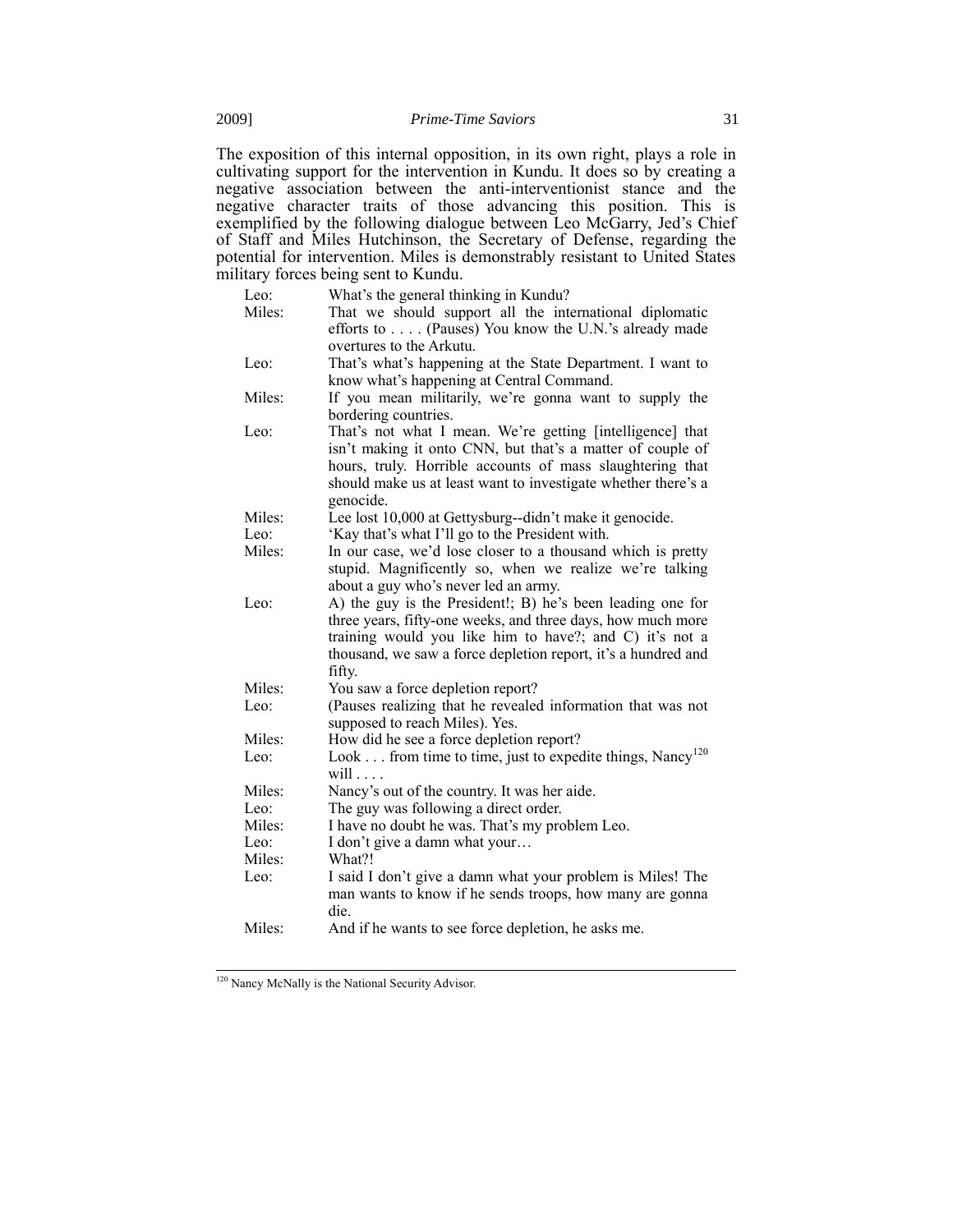The exposition of this internal opposition, in its own right, plays a role in cultivating support for the intervention in Kundu. It does so by creating a negative association between the anti-interventionist stance and the negative character traits of those advancing this position. This is exemplified by the following dialogue between Leo McGarry, Jed's Chief of Staff and Miles Hutchinson, the Secretary of Defense, regarding the potential for intervention. Miles is demonstrably resistant to United States military forces being sent to Kundu.

| | |
|---|---|
| Leo: | What's the general thinking in Kundu? |
| Miles: | That we should support all the international diplomatic efforts to . . . . (Pauses) You know the U.N.'s already made overtures to the Arkutu. |
| Leo: | That's what's happening at the State Department. I want to know what's happening at Central Command. |
| Miles: | If you mean militarily, we're gonna want to supply the bordering countries. |
| Leo: | That's not what I mean. We're getting [intelligence] that isn't making it onto CNN, but that's a matter of couple of hours, truly. Horrible accounts of mass slaughtering that should make us at least want to investigate whether there's a genocide. |
| Miles: | Lee lost 10,000 at Gettysburg--didn't make it genocide. |
| Leo: | 'Kay that's what I'll go to the President with. |
| Miles: | In our case, we'd lose closer to a thousand which is pretty stupid. Magnificently so, when we realize we're talking about a guy who's never led an army. |
| Leo: | A) the guy is the President!; B) he's been leading one for three years, fifty-one weeks, and three days, how much more training would you like him to have?; and C) it's not a thousand, we saw a force depletion report, it's a hundred and fifty. |
| Miles: | You saw a force depletion report? |
| Leo: | (Pauses realizing that he revealed information that was not supposed to reach Miles). Yes. |
| Miles: | How did he see a force depletion report? |
| Leo: | Look . . . from time to time, just to expedite things, Nancy[120] will . . . . |
| Miles: | Nancy's out of the country. It was her aide. |
| Leo: | The guy was following a direct order. |
| Miles: | I have no doubt he was. That's my problem Leo. |
| Leo: | I don't give a damn what your… |
| Miles: | What?! |
| Leo: | I said I don't give a damn what your problem is Miles! The man wants to know if he sends troops, how many are gonna die. |
| Miles: | And if he wants to see force depletion, he asks me. |

---

[120] Nancy McNally is the National Security Advisor.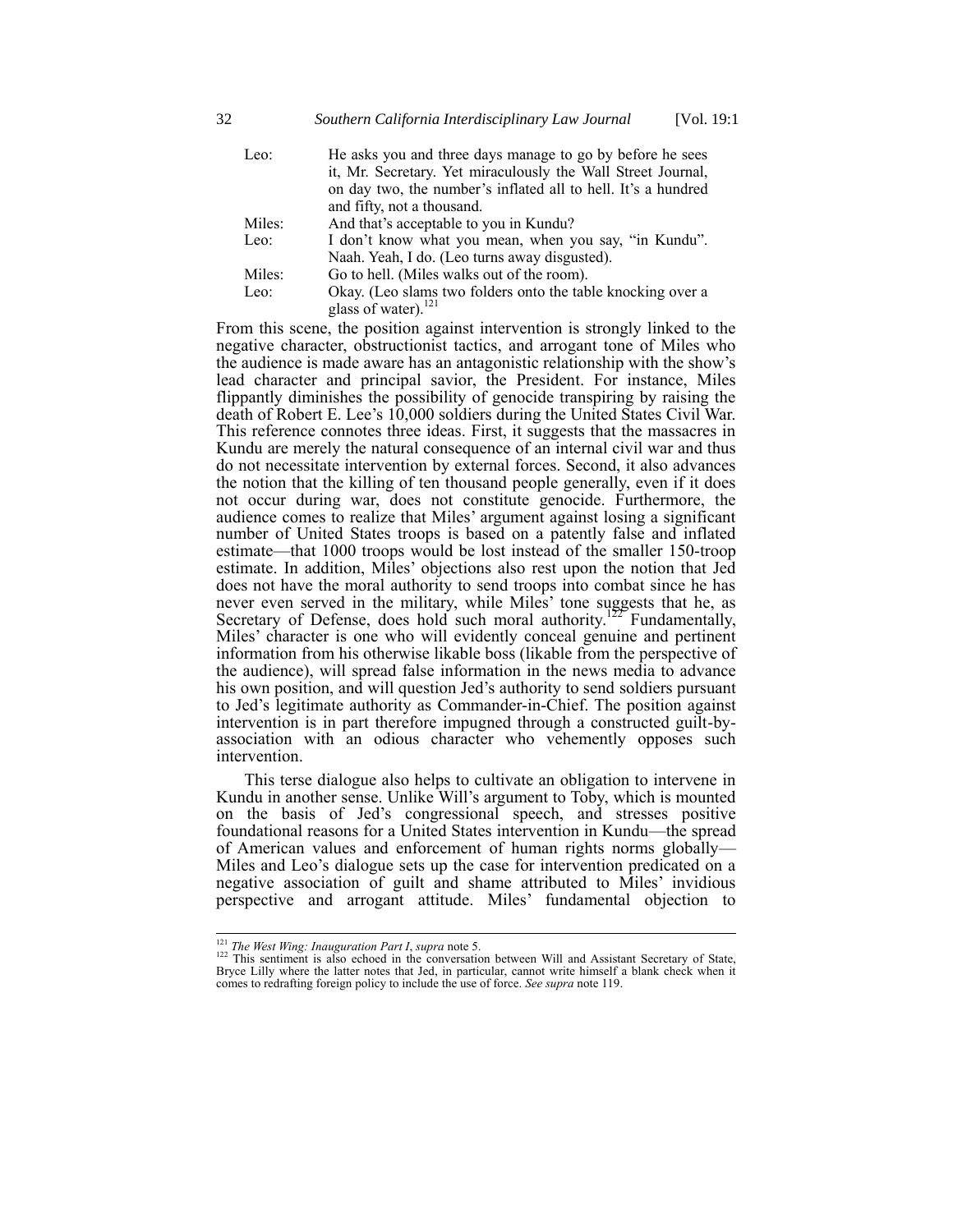| | |
|---|---|
| Leo: | He asks you and three days manage to go by before he sees it, Mr. Secretary. Yet miraculously the Wall Street Journal, on day two, the number's inflated all to hell. It's a hundred and fifty, not a thousand. |
| Miles: | And that's acceptable to you in Kundu? |
| Leo: | I don't know what you mean, when you say, "in Kundu". Naah. Yeah, I do. (Leo turns away disgusted). |
| Miles: | Go to hell. (Miles walks out of the room). |
| Leo: | Okay. (Leo slams two folders onto the table knocking over a glass of water).[121] |

From this scene, the position against intervention is strongly linked to the negative character, obstructionist tactics, and arrogant tone of Miles who the audience is made aware has an antagonistic relationship with the show's lead character and principal savior, the President. For instance, Miles flippantly diminishes the possibility of genocide transpiring by raising the death of Robert E. Lee's 10,000 soldiers during the United States Civil War. This reference connotes three ideas. First, it suggests that the massacres in Kundu are merely the natural consequence of an internal civil war and thus do not necessitate intervention by external forces. Second, it also advances the notion that the killing of ten thousand people generally, even if it does not occur during war, does not constitute genocide. Furthermore, the audience comes to realize that Miles' argument against losing a significant number of United States troops is based on a patently false and inflated estimate—that 1000 troops would be lost instead of the smaller 150-troop estimate. In addition, Miles' objections also rest upon the notion that Jed does not have the moral authority to send troops into combat since he has never even served in the military, while Miles' tone suggests that he, as Secretary of Defense, does hold such moral authority.[122] Fundamentally, Miles' character is one who will evidently conceal genuine and pertinent information from his otherwise likable boss (likable from the perspective of the audience), will spread false information in the news media to advance his own position, and will question Jed's authority to send soldiers pursuant to Jed's legitimate authority as Commander-in-Chief. The position against intervention is in part therefore impugned through a constructed guilt-by-association with an odious character who vehemently opposes such intervention.

This terse dialogue also helps to cultivate an obligation to intervene in Kundu in another sense. Unlike Will's argument to Toby, which is mounted on the basis of Jed's congressional speech, and stresses positive foundational reasons for a United States intervention in Kundu—the spread of American values and enforcement of human rights norms globally—Miles and Leo's dialogue sets up the case for intervention predicated on a negative association of guilt and shame attributed to Miles' invidious perspective and arrogant attitude. Miles' fundamental objection to

---

[121] *The West Wing: Inauguration Part I*, *supra* note 5.

[122] This sentiment is also echoed in the conversation between Will and Assistant Secretary of State, Bryce Lilly where the latter notes that Jed, in particular, cannot write himself a blank check when it comes to redrafting foreign policy to include the use of force. *See supra* note 119.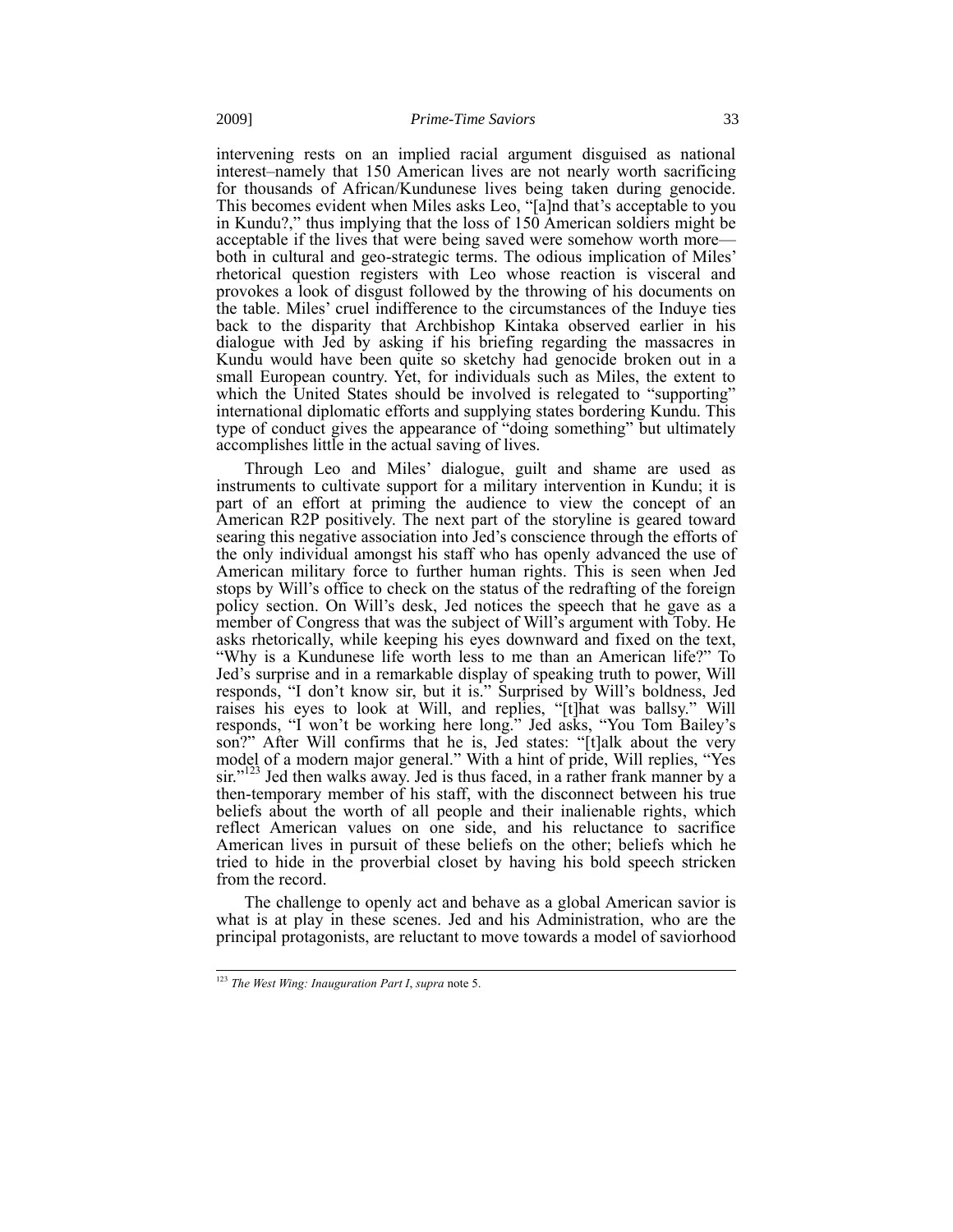intervening rests on an implied racial argument disguised as national interest–namely that 150 American lives are not nearly worth sacrificing for thousands of African/Kundunese lives being taken during genocide. This becomes evident when Miles asks Leo, "[a]nd that's acceptable to you in Kundu?," thus implying that the loss of 150 American soldiers might be acceptable if the lives that were being saved were somehow worth more—both in cultural and geo-strategic terms. The odious implication of Miles' rhetorical question registers with Leo whose reaction is visceral and provokes a look of disgust followed by the throwing of his documents on the table. Miles' cruel indifference to the circumstances of the Induye ties back to the disparity that Archbishop Kintaka observed earlier in his dialogue with Jed by asking if his briefing regarding the massacres in Kundu would have been quite so sketchy had genocide broken out in a small European country. Yet, for individuals such as Miles, the extent to which the United States should be involved is relegated to "supporting" international diplomatic efforts and supplying states bordering Kundu. This type of conduct gives the appearance of "doing something" but ultimately accomplishes little in the actual saving of lives.

Through Leo and Miles' dialogue, guilt and shame are used as instruments to cultivate support for a military intervention in Kundu; it is part of an effort at priming the audience to view the concept of an American R2P positively. The next part of the storyline is geared toward searing this negative association into Jed's conscience through the efforts of the only individual amongst his staff who has openly advanced the use of American military force to further human rights. This is seen when Jed stops by Will's office to check on the status of the redrafting of the foreign policy section. On Will's desk, Jed notices the speech that he gave as a member of Congress that was the subject of Will's argument with Toby. He asks rhetorically, while keeping his eyes downward and fixed on the text, "Why is a Kundunese life worth less to me than an American life?" To Jed's surprise and in a remarkable display of speaking truth to power, Will responds, "I don't know sir, but it is." Surprised by Will's boldness, Jed raises his eyes to look at Will, and replies, "[t]hat was ballsy." Will responds, "I won't be working here long." Jed asks, "You Tom Bailey's son?" After Will confirms that he is, Jed states: "[t]alk about the very model of a modern major general." With a hint of pride, Will replies, "Yes sir."[123] Jed then walks away. Jed is thus faced, in a rather frank manner by a then-temporary member of his staff, with the disconnect between his true beliefs about the worth of all people and their inalienable rights, which reflect American values on one side, and his reluctance to sacrifice American lives in pursuit of these beliefs on the other; beliefs which he tried to hide in the proverbial closet by having his bold speech stricken from the record.

The challenge to openly act and behave as a global American savior is what is at play in these scenes. Jed and his Administration, who are the principal protagonists, are reluctant to move towards a model of saviorhood

---

[123] *The West Wing: Inauguration Part I*, *supra* note 5.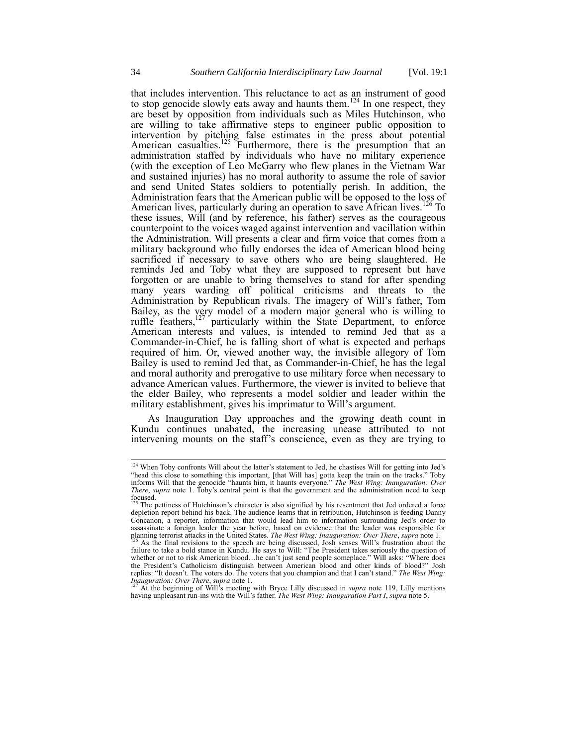that includes intervention. This reluctance to act as an instrument of good to stop genocide slowly eats away and haunts them.[124] In one respect, they are beset by opposition from individuals such as Miles Hutchinson, who are willing to take affirmative steps to engineer public opposition to intervention by pitching false estimates in the press about potential American casualties.[125] Furthermore, there is the presumption that an administration staffed by individuals who have no military experience (with the exception of Leo McGarry who flew planes in the Vietnam War and sustained injuries) has no moral authority to assume the role of savior and send United States soldiers to potentially perish. In addition, the Administration fears that the American public will be opposed to the loss of American lives, particularly during an operation to save African lives.[126] To these issues, Will (and by reference, his father) serves as the courageous counterpoint to the voices waged against intervention and vacillation within the Administration. Will presents a clear and firm voice that comes from a military background who fully endorses the idea of American blood being sacrificed if necessary to save others who are being slaughtered. He reminds Jed and Toby what they are supposed to represent but have forgotten or are unable to bring themselves to stand for after spending many years warding off political criticisms and threats to the Administration by Republican rivals. The imagery of Will's father, Tom Bailey, as the very model of a modern major general who is willing to ruffle feathers,[127] particularly within the State Department, to enforce American interests and values, is intended to remind Jed that as a Commander-in-Chief, he is falling short of what is expected and perhaps required of him. Or, viewed another way, the invisible allegory of Tom Bailey is used to remind Jed that, as Commander-in-Chief, he has the legal and moral authority and prerogative to use military force when necessary to advance American values. Furthermore, the viewer is invited to believe that the elder Bailey, who represents a model soldier and leader within the military establishment, gives his imprimatur to Will's argument.

As Inauguration Day approaches and the growing death count in Kundu continues unabated, the increasing unease attributed to not intervening mounts on the staff's conscience, even as they are trying to

---

[124] When Toby confronts Will about the latter's statement to Jed, he chastises Will for getting into Jed's "head this close to something this important, [that Will has] gotta keep the train on the tracks." Toby informs Will that the genocide "haunts him, it haunts everyone." *The West Wing: Inauguration: Over There*, *supra* note 1. Toby's central point is that the government and the administration need to keep focused.

[125] The pettiness of Hutchinson's character is also signified by his resentment that Jed ordered a force depletion report behind his back. The audience learns that in retribution, Hutchinson is feeding Danny Concanon, a reporter, information that would lead him to information surrounding Jed's order to assassinate a foreign leader the year before, based on evidence that the leader was responsible for planning terrorist attacks in the United States. *The West Wing: Inauguration: Over There*, *supra* note 1.

[126] As the final revisions to the speech are being discussed, Josh senses Will's frustration about the failure to take a bold stance in Kundu. He says to Will: "The President takes seriously the question of whether or not to risk American blood…he can't just send people someplace." Will asks: "Where does the President's Catholicism distinguish between American blood and other kinds of blood?" Josh replies: "It doesn't. The voters do. The voters that you champion and that I can't stand." *The West Wing: Inauguration: Over There*, *supra* note 1.

[127] At the beginning of Will's meeting with Bryce Lilly discussed in *supra* note 119, Lilly mentions having unpleasant run-ins with the Will's father. *The West Wing: Inauguration Part I*, *supra* note 5.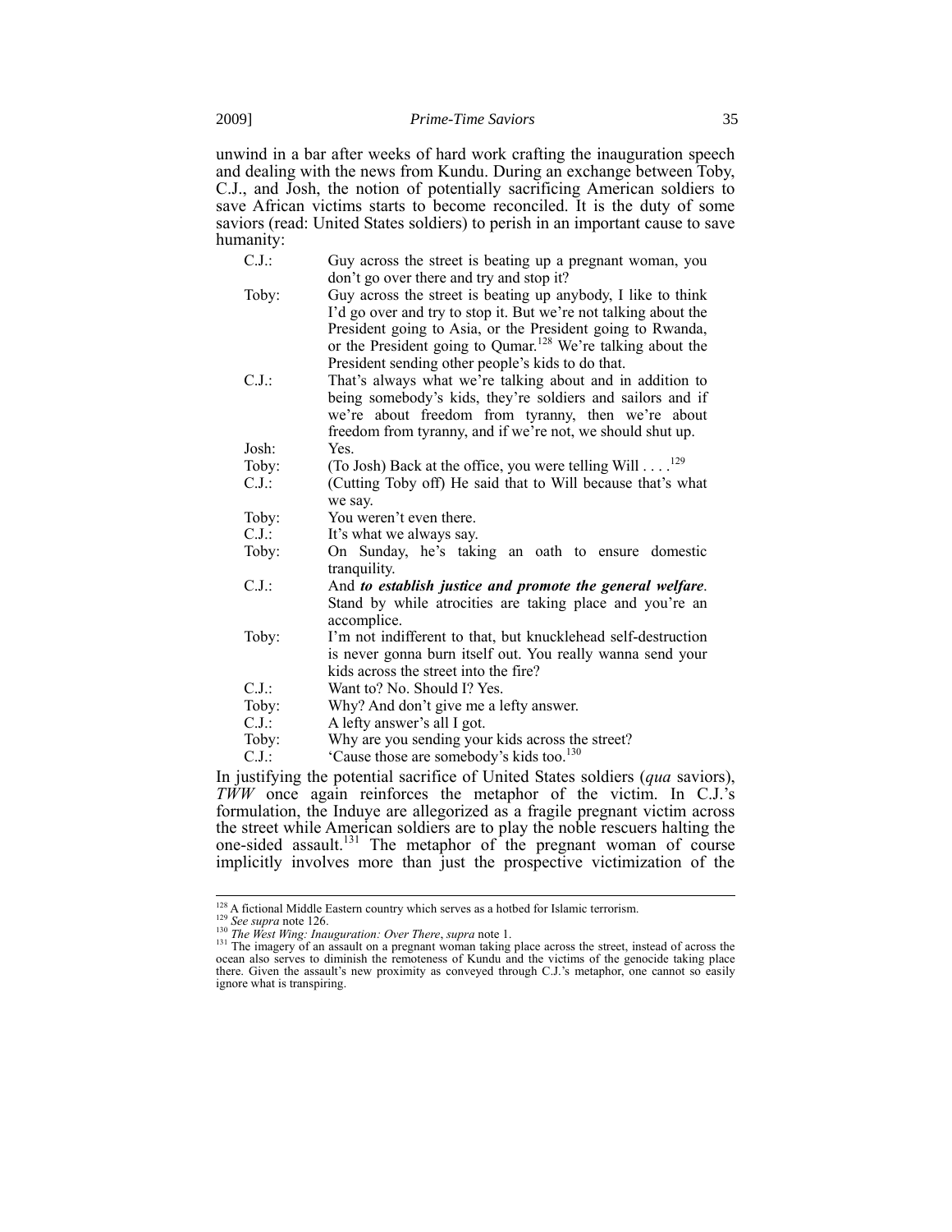unwind in a bar after weeks of hard work crafting the inauguration speech and dealing with the news from Kundu. During an exchange between Toby, C.J., and Josh, the notion of potentially sacrificing American soldiers to save African victims starts to become reconciled. It is the duty of some saviors (read: United States soldiers) to perish in an important cause to save humanity:

| | |
|---|---|
| C.J.: | Guy across the street is beating up a pregnant woman, you don't go over there and try and stop it? |
| Toby: | Guy across the street is beating up anybody, I like to think I'd go over and try to stop it. But we're not talking about the President going to Asia, or the President going to Rwanda, or the President going to Qumar.[128] We're talking about the President sending other people's kids to do that. |
| C.J.: | That's always what we're talking about and in addition to being somebody's kids, they're soldiers and sailors and if we're about freedom from tyranny, then we're about freedom from tyranny, and if we're not, we should shut up. |
| Josh: | Yes. |
| Toby: | (To Josh) Back at the office, you were telling Will . . . .[129] |
| C.J.: | (Cutting Toby off) He said that to Will because that's what we say. |
| Toby: | You weren't even there. |
| C.J.: | It's what we always say. |
| Toby: | On Sunday, he's taking an oath to ensure domestic tranquility. |
| C.J.: | And ***to establish justice and promote the general welfare***. Stand by while atrocities are taking place and you're an accomplice. |
| Toby: | I'm not indifferent to that, but knucklehead self-destruction is never gonna burn itself out. You really wanna send your kids across the street into the fire? |
| C.J.: | Want to? No. Should I? Yes. |
| Toby: | Why? And don't give me a lefty answer. |
| C.J.: | A lefty answer's all I got. |
| Toby: | Why are you sending your kids across the street? |
| C.J.: | 'Cause those are somebody's kids too.[130] |

In justifying the potential sacrifice of United States soldiers (*qua* saviors), *TWW* once again reinforces the metaphor of the victim. In C.J.'s formulation, the Induye are allegorized as a fragile pregnant victim across the street while American soldiers are to play the noble rescuers halting the one-sided assault.[131] The metaphor of the pregnant woman of course implicitly involves more than just the prospective victimization of the

---

[128] A fictional Middle Eastern country which serves as a hotbed for Islamic terrorism.

[129] *See supra* note 126.

[130] *The West Wing: Inauguration: Over There*, *supra* note 1.

[131] The imagery of an assault on a pregnant woman taking place across the street, instead of across the ocean also serves to diminish the remoteness of Kundu and the victims of the genocide taking place there. Given the assault's new proximity as conveyed through C.J.'s metaphor, one cannot so easily ignore what is transpiring.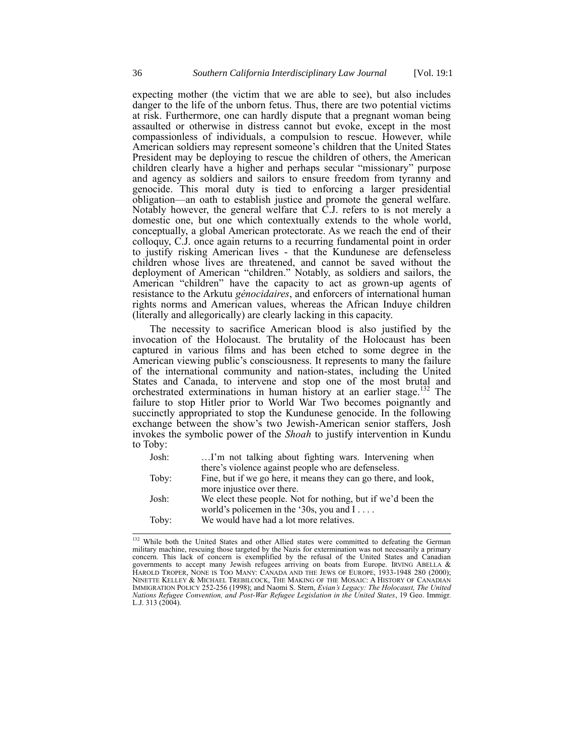expecting mother (the victim that we are able to see), but also includes danger to the life of the unborn fetus. Thus, there are two potential victims at risk. Furthermore, one can hardly dispute that a pregnant woman being assaulted or otherwise in distress cannot but evoke, except in the most compassionless of individuals, a compulsion to rescue. However, while American soldiers may represent someone's children that the United States President may be deploying to rescue the children of others, the American children clearly have a higher and perhaps secular "missionary" purpose and agency as soldiers and sailors to ensure freedom from tyranny and genocide. This moral duty is tied to enforcing a larger presidential obligation—an oath to establish justice and promote the general welfare. Notably however, the general welfare that C.J. refers to is not merely a domestic one, but one which contextually extends to the whole world, conceptually, a global American protectorate. As we reach the end of their colloquy, C.J. once again returns to a recurring fundamental point in order to justify risking American lives - that the Kundunese are defenseless children whose lives are threatened, and cannot be saved without the deployment of American "children." Notably, as soldiers and sailors, the American "children" have the capacity to act as grown-up agents of resistance to the Arkutu *génocidaires*, and enforcers of international human rights norms and American values, whereas the African Induye children (literally and allegorically) are clearly lacking in this capacity.

The necessity to sacrifice American blood is also justified by the invocation of the Holocaust. The brutality of the Holocaust has been captured in various films and has been etched to some degree in the American viewing public's consciousness. It represents to many the failure of the international community and nation-states, including the United States and Canada, to intervene and stop one of the most brutal and orchestrated exterminations in human history at an earlier stage.[132] The failure to stop Hitler prior to World War Two becomes poignantly and succinctly appropriated to stop the Kundunese genocide. In the following exchange between the show's two Jewish-American senior staffers, Josh invokes the symbolic power of the *Shoah* to justify intervention in Kundu to Toby:

Josh: …I'm not talking about fighting wars. Intervening when there's violence against people who are defenseless.

Toby: Fine, but if we go here, it means they can go there, and look, more injustice over there.

Josh: We elect these people. Not for nothing, but if we'd been the world's policemen in the '30s, you and I . . . .

Toby: We would have had a lot more relatives.

---

[132] While both the United States and other Allied states were committed to defeating the German military machine, rescuing those targeted by the Nazis for extermination was not necessarily a primary concern. This lack of concern is exemplified by the refusal of the United States and Canadian governments to accept many Jewish refugees arriving on boats from Europe. IRVING ABELLA & HAROLD TROPER, NONE IS TOO MANY: CANADA AND THE JEWS OF EUROPE, 1933-1948 280 (2000); NINETTE KELLEY & MICHAEL TREBILCOCK, THE MAKING OF THE MOSAIC: A HISTORY OF CANADIAN IMMIGRATION POLICY 252-256 (1998); and Naomi S. Stern, *Evian's Legacy: The Holocaust, The United Nations Refugee Convention, and Post-War Refugee Legislation in the United States*, 19 Geo. Immigr. L.J. 313 (2004).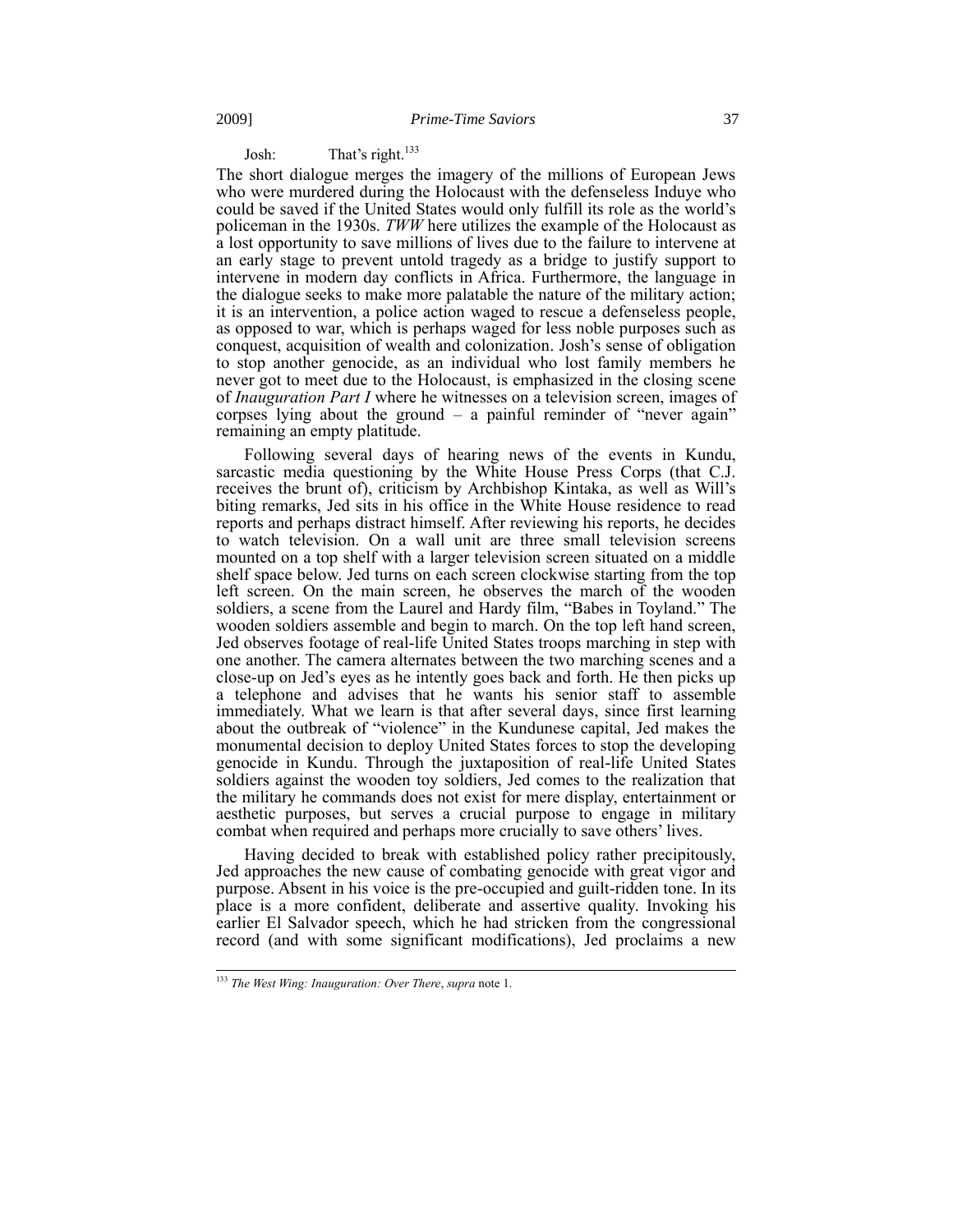Josh: That's right.[133]

The short dialogue merges the imagery of the millions of European Jews who were murdered during the Holocaust with the defenseless Induye who could be saved if the United States would only fulfill its role as the world's policeman in the 1930s. *TWW* here utilizes the example of the Holocaust as a lost opportunity to save millions of lives due to the failure to intervene at an early stage to prevent untold tragedy as a bridge to justify support to intervene in modern day conflicts in Africa. Furthermore, the language in the dialogue seeks to make more palatable the nature of the military action; it is an intervention, a police action waged to rescue a defenseless people, as opposed to war, which is perhaps waged for less noble purposes such as conquest, acquisition of wealth and colonization. Josh's sense of obligation to stop another genocide, as an individual who lost family members he never got to meet due to the Holocaust, is emphasized in the closing scene of *Inauguration Part I* where he witnesses on a television screen, images of corpses lying about the ground – a painful reminder of "never again" remaining an empty platitude.

Following several days of hearing news of the events in Kundu, sarcastic media questioning by the White House Press Corps (that C.J. receives the brunt of), criticism by Archbishop Kintaka, as well as Will's biting remarks, Jed sits in his office in the White House residence to read reports and perhaps distract himself. After reviewing his reports, he decides to watch television. On a wall unit are three small television screens mounted on a top shelf with a larger television screen situated on a middle shelf space below. Jed turns on each screen clockwise starting from the top left screen. On the main screen, he observes the march of the wooden soldiers, a scene from the Laurel and Hardy film, "Babes in Toyland." The wooden soldiers assemble and begin to march. On the top left hand screen, Jed observes footage of real-life United States troops marching in step with one another. The camera alternates between the two marching scenes and a close-up on Jed's eyes as he intently goes back and forth. He then picks up a telephone and advises that he wants his senior staff to assemble immediately. What we learn is that after several days, since first learning about the outbreak of "violence" in the Kundunese capital, Jed makes the monumental decision to deploy United States forces to stop the developing genocide in Kundu. Through the juxtaposition of real-life United States soldiers against the wooden toy soldiers, Jed comes to the realization that the military he commands does not exist for mere display, entertainment or aesthetic purposes, but serves a crucial purpose to engage in military combat when required and perhaps more crucially to save others' lives.

Having decided to break with established policy rather precipitously, Jed approaches the new cause of combating genocide with great vigor and purpose. Absent in his voice is the pre-occupied and guilt-ridden tone. In its place is a more confident, deliberate and assertive quality. Invoking his earlier El Salvador speech, which he had stricken from the congressional record (and with some significant modifications), Jed proclaims a new

---

[133] *The West Wing: Inauguration: Over There*, *supra* note 1.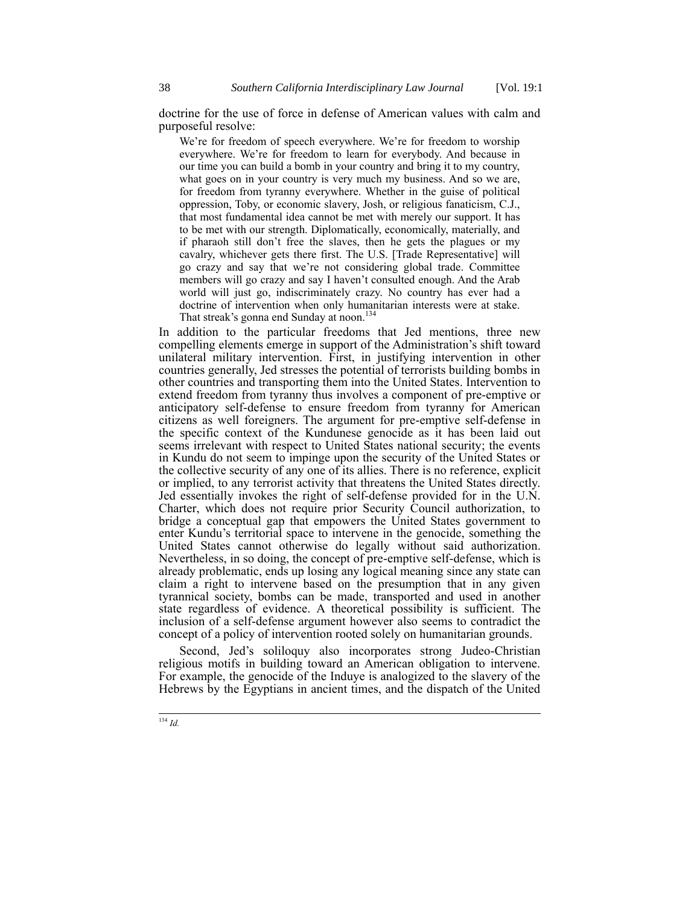doctrine for the use of force in defense of American values with calm and purposeful resolve:

> We're for freedom of speech everywhere. We're for freedom to worship everywhere. We're for freedom to learn for everybody. And because in our time you can build a bomb in your country and bring it to my country, what goes on in your country is very much my business. And so we are, for freedom from tyranny everywhere. Whether in the guise of political oppression, Toby, or economic slavery, Josh, or religious fanaticism, C.J., that most fundamental idea cannot be met with merely our support. It has to be met with our strength. Diplomatically, economically, materially, and if pharaoh still don't free the slaves, then he gets the plagues or my cavalry, whichever gets there first. The U.S. [Trade Representative] will go crazy and say that we're not considering global trade. Committee members will go crazy and say I haven't consulted enough. And the Arab world will just go, indiscriminately crazy. No country has ever had a doctrine of intervention when only humanitarian interests were at stake. That streak's gonna end Sunday at noon.[134]

In addition to the particular freedoms that Jed mentions, three new compelling elements emerge in support of the Administration's shift toward unilateral military intervention. First, in justifying intervention in other countries generally, Jed stresses the potential of terrorists building bombs in other countries and transporting them into the United States. Intervention to extend freedom from tyranny thus involves a component of pre-emptive or anticipatory self-defense to ensure freedom from tyranny for American citizens as well foreigners. The argument for pre-emptive self-defense in the specific context of the Kundunese genocide as it has been laid out seems irrelevant with respect to United States national security; the events in Kundu do not seem to impinge upon the security of the United States or the collective security of any one of its allies. There is no reference, explicit or implied, to any terrorist activity that threatens the United States directly. Jed essentially invokes the right of self-defense provided for in the U.N. Charter, which does not require prior Security Council authorization, to bridge a conceptual gap that empowers the United States government to enter Kundu's territorial space to intervene in the genocide, something the United States cannot otherwise do legally without said authorization. Nevertheless, in so doing, the concept of pre-emptive self-defense, which is already problematic, ends up losing any logical meaning since any state can claim a right to intervene based on the presumption that in any given tyrannical society, bombs can be made, transported and used in another state regardless of evidence. A theoretical possibility is sufficient. The inclusion of a self-defense argument however also seems to contradict the concept of a policy of intervention rooted solely on humanitarian grounds.

Second, Jed's soliloquy also incorporates strong Judeo-Christian religious motifs in building toward an American obligation to intervene. For example, the genocide of the Induye is analogized to the slavery of the Hebrews by the Egyptians in ancient times, and the dispatch of the United

---

[134] *Id.*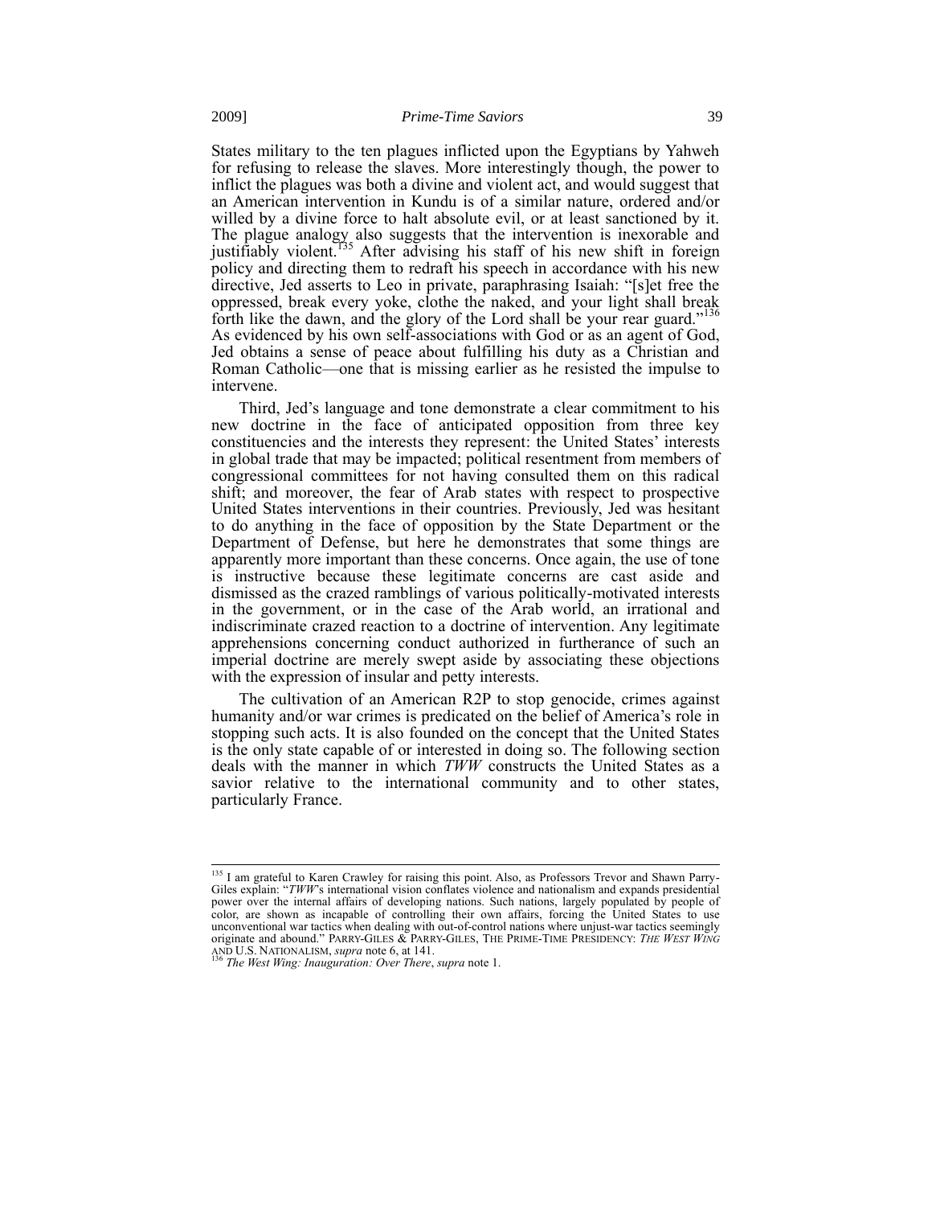States military to the ten plagues inflicted upon the Egyptians by Yahweh for refusing to release the slaves. More interestingly though, the power to inflict the plagues was both a divine and violent act, and would suggest that an American intervention in Kundu is of a similar nature, ordered and/or willed by a divine force to halt absolute evil, or at least sanctioned by it. The plague analogy also suggests that the intervention is inexorable and justifiably violent.[135] After advising his staff of his new shift in foreign policy and directing them to redraft his speech in accordance with his new directive, Jed asserts to Leo in private, paraphrasing Isaiah: "[s]et free the oppressed, break every yoke, clothe the naked, and your light shall break forth like the dawn, and the glory of the Lord shall be your rear guard."[136] As evidenced by his own self-associations with God or as an agent of God, Jed obtains a sense of peace about fulfilling his duty as a Christian and Roman Catholic—one that is missing earlier as he resisted the impulse to intervene.

Third, Jed's language and tone demonstrate a clear commitment to his new doctrine in the face of anticipated opposition from three key constituencies and the interests they represent: the United States' interests in global trade that may be impacted; political resentment from members of congressional committees for not having consulted them on this radical shift; and moreover, the fear of Arab states with respect to prospective United States interventions in their countries. Previously, Jed was hesitant to do anything in the face of opposition by the State Department or the Department of Defense, but here he demonstrates that some things are apparently more important than these concerns. Once again, the use of tone is instructive because these legitimate concerns are cast aside and dismissed as the crazed ramblings of various politically-motivated interests in the government, or in the case of the Arab world, an irrational and indiscriminate crazed reaction to a doctrine of intervention. Any legitimate apprehensions concerning conduct authorized in furtherance of such an imperial doctrine are merely swept aside by associating these objections with the expression of insular and petty interests.

The cultivation of an American R2P to stop genocide, crimes against humanity and/or war crimes is predicated on the belief of America's role in stopping such acts. It is also founded on the concept that the United States is the only state capable of or interested in doing so. The following section deals with the manner in which *TWW* constructs the United States as a savior relative to the international community and to other states, particularly France.

---

[135] I am grateful to Karen Crawley for raising this point. Also, as Professors Trevor and Shawn Parry-Giles explain: "*TWW*'s international vision conflates violence and nationalism and expands presidential power over the internal affairs of developing nations. Such nations, largely populated by people of color, are shown as incapable of controlling their own affairs, forcing the United States to use unconventional war tactics when dealing with out-of-control nations where unjust-war tactics seemingly originate and abound." PARRY-GILES & PARRY-GILES, THE PRIME-TIME PRESIDENCY: *THE WEST WING* AND U.S. NATIONALISM, *supra* note 6, at 141.

[136] *The West Wing: Inauguration: Over There*, *supra* note 1.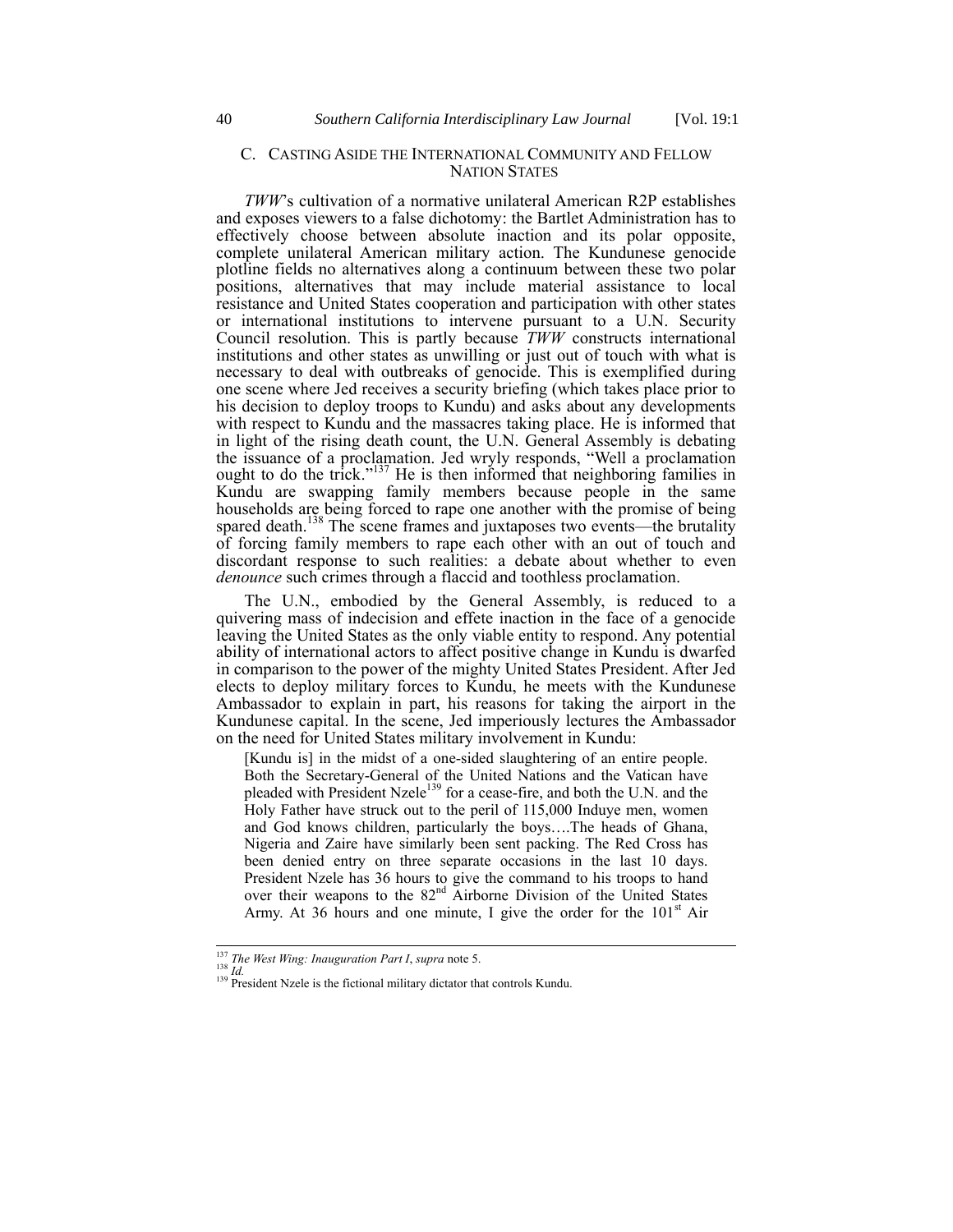### C. Casting Aside the International Community and Fellow Nation States

*TWW*'s cultivation of a normative unilateral American R2P establishes and exposes viewers to a false dichotomy: the Bartlet Administration has to effectively choose between absolute inaction and its polar opposite, complete unilateral American military action. The Kundunese genocide plotline fields no alternatives along a continuum between these two polar positions, alternatives that may include material assistance to local resistance and United States cooperation and participation with other states or international institutions to intervene pursuant to a U.N. Security Council resolution. This is partly because *TWW* constructs international institutions and other states as unwilling or just out of touch with what is necessary to deal with outbreaks of genocide. This is exemplified during one scene where Jed receives a security briefing (which takes place prior to his decision to deploy troops to Kundu) and asks about any developments with respect to Kundu and the massacres taking place. He is informed that in light of the rising death count, the U.N. General Assembly is debating the issuance of a proclamation. Jed wryly responds, "Well a proclamation ought to do the trick."[137] He is then informed that neighboring families in Kundu are swapping family members because people in the same households are being forced to rape one another with the promise of being spared death.[138] The scene frames and juxtaposes two events—the brutality of forcing family members to rape each other with an out of touch and discordant response to such realities: a debate about whether to even *denounce* such crimes through a flaccid and toothless proclamation.

The U.N., embodied by the General Assembly, is reduced to a quivering mass of indecision and effete inaction in the face of a genocide leaving the United States as the only viable entity to respond. Any potential ability of international actors to affect positive change in Kundu is dwarfed in comparison to the power of the mighty United States President. After Jed elects to deploy military forces to Kundu, he meets with the Kundunese Ambassador to explain in part, his reasons for taking the airport in the Kundunese capital. In the scene, Jed imperiously lectures the Ambassador on the need for United States military involvement in Kundu:

> [Kundu is] in the midst of a one-sided slaughtering of an entire people. Both the Secretary-General of the United Nations and the Vatican have pleaded with President Nzele[139] for a cease-fire, and both the U.N. and the Holy Father have struck out to the peril of 115,000 Induye men, women and God knows children, particularly the boys….The heads of Ghana, Nigeria and Zaire have similarly been sent packing. The Red Cross has been denied entry on three separate occasions in the last 10 days. President Nzele has 36 hours to give the command to his troops to hand over their weapons to the 82nd Airborne Division of the United States Army. At 36 hours and one minute, I give the order for the 101st Air

---

[137] *The West Wing: Inauguration Part I*, *supra* note 5.

[138] *Id.*

[139] President Nzele is the fictional military dictator that controls Kundu.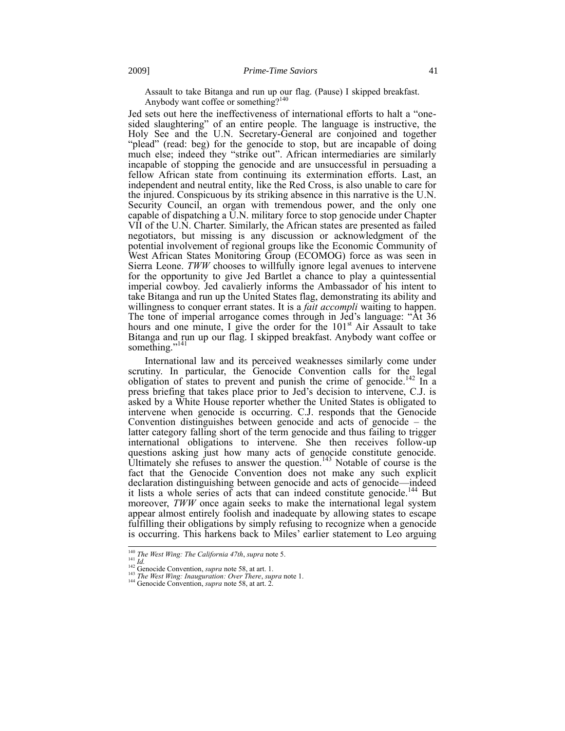> Assault to take Bitanga and run up our flag. (Pause) I skipped breakfast. Anybody want coffee or something?[140]

Jed sets out here the ineffectiveness of international efforts to halt a "one-sided slaughtering" of an entire people. The language is instructive, the Holy See and the U.N. Secretary-General are conjoined and together "plead" (read: beg) for the genocide to stop, but are incapable of doing much else; indeed they "strike out". African intermediaries are similarly incapable of stopping the genocide and are unsuccessful in persuading a fellow African state from continuing its extermination efforts. Last, an independent and neutral entity, like the Red Cross, is also unable to care for the injured. Conspicuous by its striking absence in this narrative is the U.N. Security Council, an organ with tremendous power, and the only one capable of dispatching a U.N. military force to stop genocide under Chapter VII of the U.N. Charter. Similarly, the African states are presented as failed negotiators, but missing is any discussion or acknowledgment of the potential involvement of regional groups like the Economic Community of West African States Monitoring Group (ECOMOG) force as was seen in Sierra Leone. *TWW* chooses to willfully ignore legal avenues to intervene for the opportunity to give Jed Bartlet a chance to play a quintessential imperial cowboy. Jed cavalierly informs the Ambassador of his intent to take Bitanga and run up the United States flag, demonstrating its ability and willingness to conquer errant states. It is a *fait accompli* waiting to happen. The tone of imperial arrogance comes through in Jed's language: "At 36 hours and one minute, I give the order for the 101st Air Assault to take Bitanga and run up our flag. I skipped breakfast. Anybody want coffee or something."[141]

International law and its perceived weaknesses similarly come under scrutiny. In particular, the Genocide Convention calls for the legal obligation of states to prevent and punish the crime of genocide.[142] In a press briefing that takes place prior to Jed's decision to intervene, C.J. is asked by a White House reporter whether the United States is obligated to intervene when genocide is occurring. C.J. responds that the Genocide Convention distinguishes between genocide and acts of genocide – the latter category falling short of the term genocide and thus failing to trigger international obligations to intervene. She then receives follow-up questions asking just how many acts of genocide constitute genocide. Ultimately she refuses to answer the question.[143] Notable of course is the fact that the Genocide Convention does not make any such explicit declaration distinguishing between genocide and acts of genocide—indeed it lists a whole series of acts that can indeed constitute genocide.[144] But moreover, *TWW* once again seeks to make the international legal system appear almost entirely foolish and inadequate by allowing states to escape fulfilling their obligations by simply refusing to recognize when a genocide is occurring. This harkens back to Miles' earlier statement to Leo arguing

---

[140] *The West Wing: The California 47th*, *supra* note 5.
[141] *Id.*
[142] Genocide Convention, *supra* note 58, at art. 1.
[143] *The West Wing: Inauguration: Over There*, *supra* note 1.
[144] Genocide Convention, *supra* note 58, at art. 2.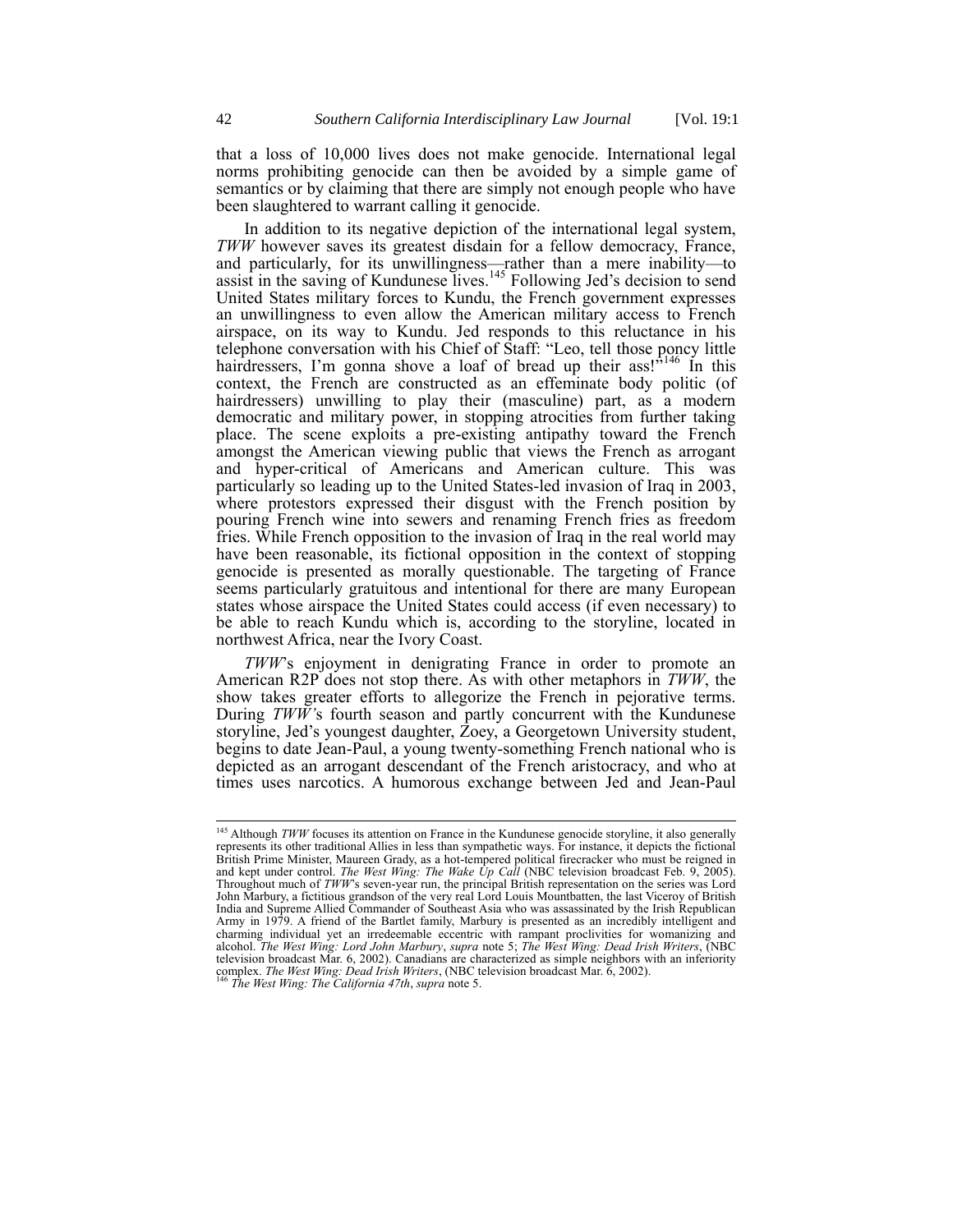that a loss of 10,000 lives does not make genocide. International legal norms prohibiting genocide can then be avoided by a simple game of semantics or by claiming that there are simply not enough people who have been slaughtered to warrant calling it genocide.

In addition to its negative depiction of the international legal system, *TWW* however saves its greatest disdain for a fellow democracy, France, and particularly, for its unwillingness—rather than a mere inability—to assist in the saving of Kundunese lives.[145] Following Jed's decision to send United States military forces to Kundu, the French government expresses an unwillingness to even allow the American military access to French airspace, on its way to Kundu. Jed responds to this reluctance in his telephone conversation with his Chief of Staff: "Leo, tell those poncy little hairdressers, I'm gonna shove a loaf of bread up their ass!"[146] In this context, the French are constructed as an effeminate body politic (of hairdressers) unwilling to play their (masculine) part, as a modern democratic and military power, in stopping atrocities from further taking place. The scene exploits a pre-existing antipathy toward the French amongst the American viewing public that views the French as arrogant and hyper-critical of Americans and American culture. This was particularly so leading up to the United States-led invasion of Iraq in 2003, where protestors expressed their disgust with the French position by pouring French wine into sewers and renaming French fries as freedom fries. While French opposition to the invasion of Iraq in the real world may have been reasonable, its fictional opposition in the context of stopping genocide is presented as morally questionable. The targeting of France seems particularly gratuitous and intentional for there are many European states whose airspace the United States could access (if even necessary) to be able to reach Kundu which is, according to the storyline, located in northwest Africa, near the Ivory Coast.

*TWW*'s enjoyment in denigrating France in order to promote an American R2P does not stop there. As with other metaphors in *TWW*, the show takes greater efforts to allegorize the French in pejorative terms. During *TWW*'s fourth season and partly concurrent with the Kundunese storyline, Jed's youngest daughter, Zoey, a Georgetown University student, begins to date Jean-Paul, a young twenty-something French national who is depicted as an arrogant descendant of the French aristocracy, and who at times uses narcotics. A humorous exchange between Jed and Jean-Paul

---

[145] Although *TWW* focuses its attention on France in the Kundunese genocide storyline, it also generally represents its other traditional Allies in less than sympathetic ways. For instance, it depicts the fictional British Prime Minister, Maureen Grady, as a hot-tempered political firecracker who must be reigned in and kept under control. *The West Wing: The Wake Up Call* (NBC television broadcast Feb. 9, 2005). Throughout much of *TWW*'s seven-year run, the principal British representation on the series was Lord John Marbury, a fictitious grandson of the very real Lord Louis Mountbatten, the last Viceroy of British India and Supreme Allied Commander of Southeast Asia who was assassinated by the Irish Republican Army in 1979. A friend of the Bartlet family, Marbury is presented as an incredibly intelligent and charming individual yet an irredeemable eccentric with rampant proclivities for womanizing and alcohol. *The West Wing: Lord John Marbury*, *supra* note 5; *The West Wing: Dead Irish Writers*, (NBC television broadcast Mar. 6, 2002). Canadians are characterized as simple neighbors with an inferiority complex. *The West Wing: Dead Irish Writers*, (NBC television broadcast Mar. 6, 2002).

[146] *The West Wing: The California 47th*, *supra* note 5.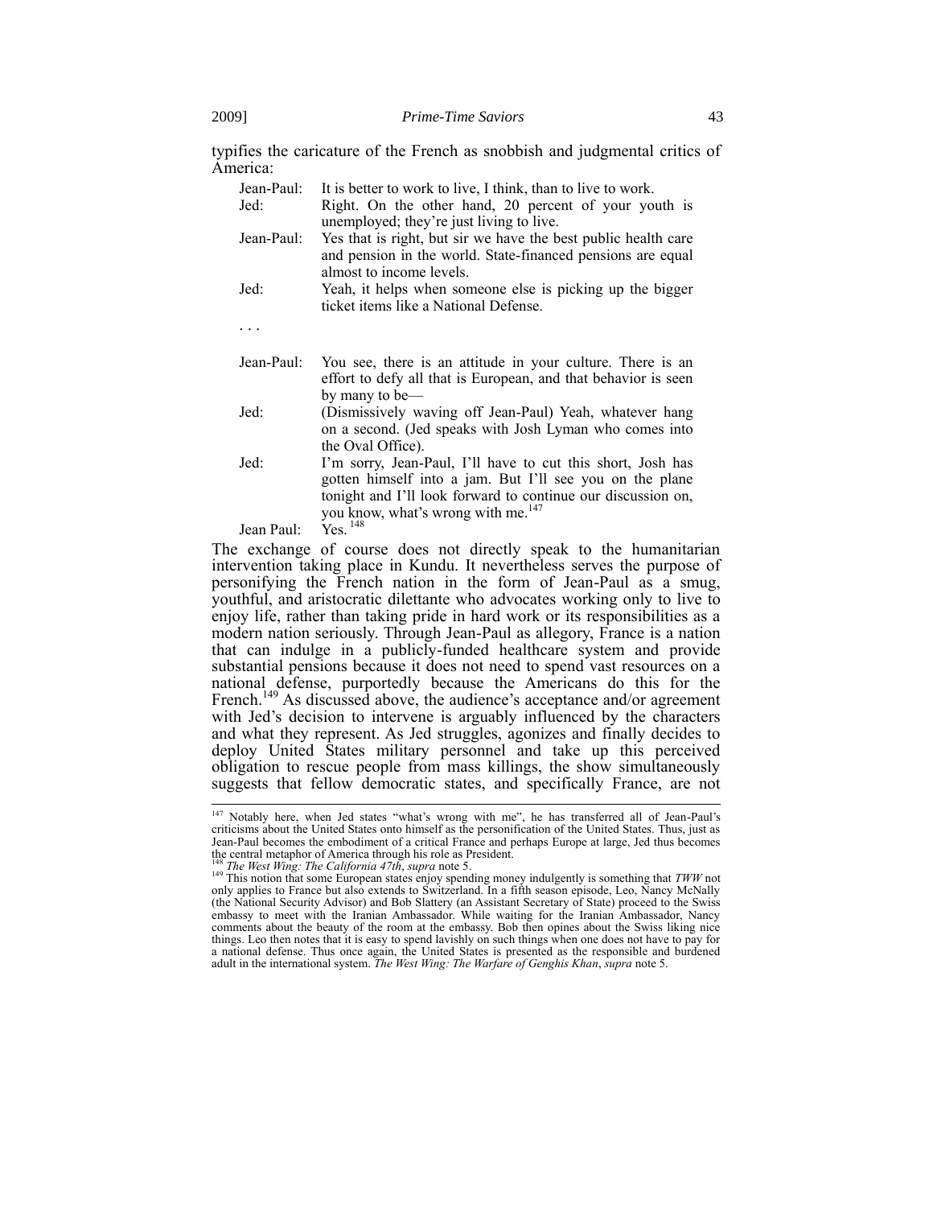typifies the caricature of the French as snobbish and judgmental critics of America:

| | |
|---|---|
| Jean-Paul: | It is better to work to live, I think, than to live to work. |
| Jed: | Right. On the other hand, 20 percent of your youth is unemployed; they're just living to live. |
| Jean-Paul: | Yes that is right, but sir we have the best public health care and pension in the world. State-financed pensions are equal almost to income levels. |
| Jed: | Yeah, it helps when someone else is picking up the bigger ticket items like a National Defense. |
| . . . | |
| Jean-Paul: | You see, there is an attitude in your culture. There is an effort to defy all that is European, and that behavior is seen by many to be— |
| Jed: | (Dismissively waving off Jean-Paul) Yeah, whatever hang on a second. (Jed speaks with Josh Lyman who comes into the Oval Office). |
| Jed: | I'm sorry, Jean-Paul, I'll have to cut this short, Josh has gotten himself into a jam. But I'll see you on the plane tonight and I'll look forward to continue our discussion on, you know, what's wrong with me.[147] |
| Jean Paul: | Yes.[148] |

The exchange of course does not directly speak to the humanitarian intervention taking place in Kundu. It nevertheless serves the purpose of personifying the French nation in the form of Jean-Paul as a smug, youthful, and aristocratic dilettante who advocates working only to live to enjoy life, rather than taking pride in hard work or its responsibilities as a modern nation seriously. Through Jean-Paul as allegory, France is a nation that can indulge in a publicly-funded healthcare system and provide substantial pensions because it does not need to spend vast resources on a national defense, purportedly because the Americans do this for the French.[149] As discussed above, the audience's acceptance and/or agreement with Jed's decision to intervene is arguably influenced by the characters and what they represent. As Jed struggles, agonizes and finally decides to deploy United States military personnel and take up this perceived obligation to rescue people from mass killings, the show simultaneously suggests that fellow democratic states, and specifically France, are not

---

[147] Notably here, when Jed states "what's wrong with me", he has transferred all of Jean-Paul's criticisms about the United States onto himself as the personification of the United States. Thus, just as Jean-Paul becomes the embodiment of a critical France and perhaps Europe at large, Jed thus becomes the central metaphor of America through his role as President.

[148] *The West Wing: The California 47th*, *supra* note 5.

[149] This notion that some European states enjoy spending money indulgently is something that *TWW* not only applies to France but also extends to Switzerland. In a fifth season episode, Leo, Nancy McNally (the National Security Advisor) and Bob Slattery (an Assistant Secretary of State) proceed to the Swiss embassy to meet with the Iranian Ambassador. While waiting for the Iranian Ambassador, Nancy comments about the beauty of the room at the embassy. Bob then opines about the Swiss liking nice things. Leo then notes that it is easy to spend lavishly on such things when one does not have to pay for a national defense. Thus once again, the United States is presented as the responsible and burdened adult in the international system. *The West Wing: The Warfare of Genghis Khan*, *supra* note 5.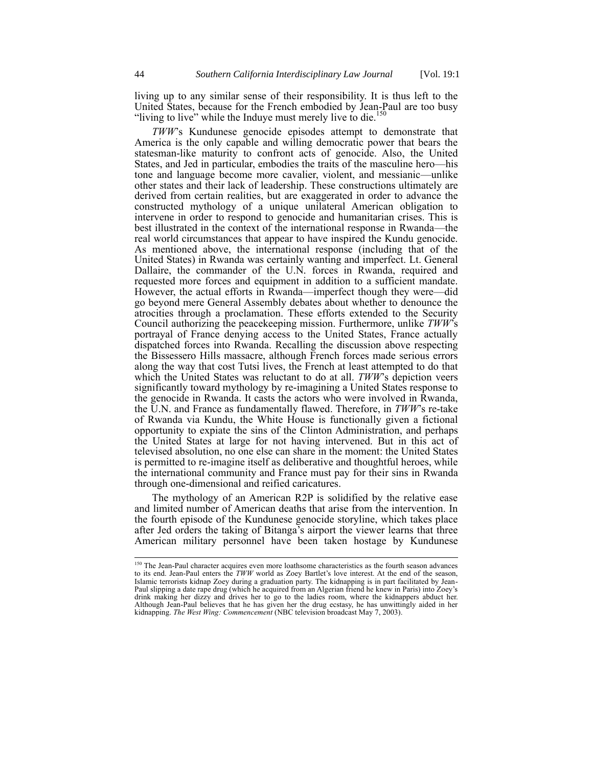living up to any similar sense of their responsibility. It is thus left to the United States, because for the French embodied by Jean-Paul are too busy "living to live" while the Induye must merely live to die.[150]

*TWW*'s Kundunese genocide episodes attempt to demonstrate that America is the only capable and willing democratic power that bears the statesman-like maturity to confront acts of genocide. Also, the United States, and Jed in particular, embodies the traits of the masculine hero—his tone and language become more cavalier, violent, and messianic—unlike other states and their lack of leadership. These constructions ultimately are derived from certain realities, but are exaggerated in order to advance the constructed mythology of a unique unilateral American obligation to intervene in order to respond to genocide and humanitarian crises. This is best illustrated in the context of the international response in Rwanda—the real world circumstances that appear to have inspired the Kundu genocide. As mentioned above, the international response (including that of the United States) in Rwanda was certainly wanting and imperfect. Lt. General Dallaire, the commander of the U.N. forces in Rwanda, required and requested more forces and equipment in addition to a sufficient mandate. However, the actual efforts in Rwanda—imperfect though they were—did go beyond mere General Assembly debates about whether to denounce the atrocities through a proclamation. These efforts extended to the Security Council authorizing the peacekeeping mission. Furthermore, unlike *TWW*'s portrayal of France denying access to the United States, France actually dispatched forces into Rwanda. Recalling the discussion above respecting the Bissessero Hills massacre, although French forces made serious errors along the way that cost Tutsi lives, the French at least attempted to do that which the United States was reluctant to do at all. *TWW*'s depiction veers significantly toward mythology by re-imagining a United States response to the genocide in Rwanda. It casts the actors who were involved in Rwanda, the U.N. and France as fundamentally flawed. Therefore, in *TWW*'s re-take of Rwanda via Kundu, the White House is functionally given a fictional opportunity to expiate the sins of the Clinton Administration, and perhaps the United States at large for not having intervened. But in this act of televised absolution, no one else can share in the moment: the United States is permitted to re-imagine itself as deliberative and thoughtful heroes, while the international community and France must pay for their sins in Rwanda through one-dimensional and reified caricatures.

The mythology of an American R2P is solidified by the relative ease and limited number of American deaths that arise from the intervention. In the fourth episode of the Kundunese genocide storyline, which takes place after Jed orders the taking of Bitanga's airport the viewer learns that three American military personnel have been taken hostage by Kundunese

---

[150] The Jean-Paul character acquires even more loathsome characteristics as the fourth season advances to its end. Jean-Paul enters the *TWW* world as Zoey Bartlet's love interest. At the end of the season, Islamic terrorists kidnap Zoey during a graduation party. The kidnapping is in part facilitated by Jean-Paul slipping a date rape drug (which he acquired from an Algerian friend he knew in Paris) into Zoey's drink making her dizzy and drives her to go to the ladies room, where the kidnappers abduct her. Although Jean-Paul believes that he has given her the drug ecstasy, he has unwittingly aided in her kidnapping. *The West Wing: Commencement* (NBC television broadcast May 7, 2003).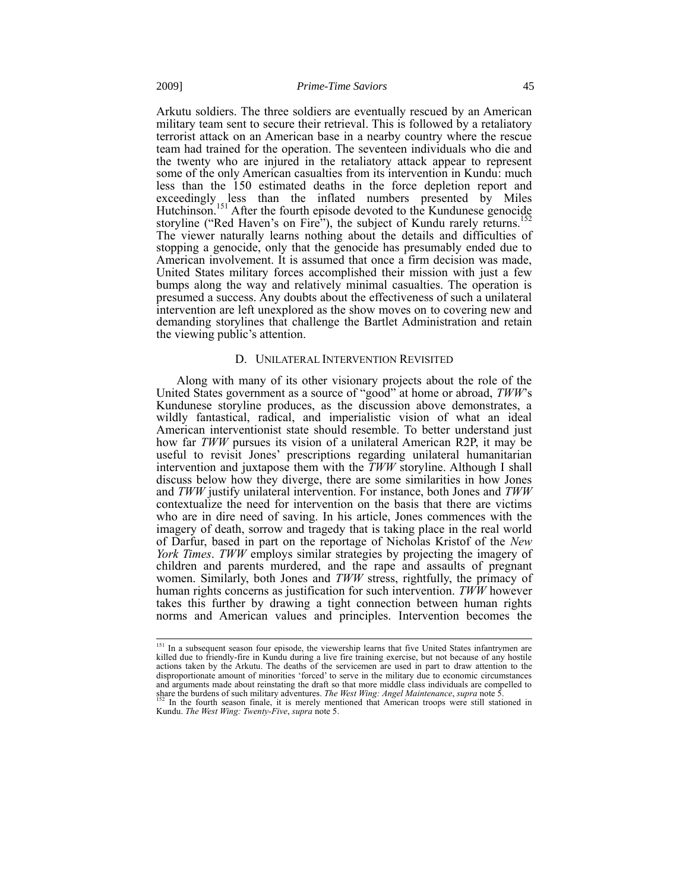Arkutu soldiers. The three soldiers are eventually rescued by an American military team sent to secure their retrieval. This is followed by a retaliatory terrorist attack on an American base in a nearby country where the rescue team had trained for the operation. The seventeen individuals who die and the twenty who are injured in the retaliatory attack appear to represent some of the only American casualties from its intervention in Kundu: much less than the 150 estimated deaths in the force depletion report and exceedingly less than the inflated numbers presented by Miles Hutchinson.[151] After the fourth episode devoted to the Kundunese genocide storyline ("Red Haven's on Fire"), the subject of Kundu rarely returns.[152] The viewer naturally learns nothing about the details and difficulties of stopping a genocide, only that the genocide has presumably ended due to American involvement. It is assumed that once a firm decision was made, United States military forces accomplished their mission with just a few bumps along the way and relatively minimal casualties. The operation is presumed a success. Any doubts about the effectiveness of such a unilateral intervention are left unexplored as the show moves on to covering new and demanding storylines that challenge the Bartlet Administration and retain the viewing public's attention.

### D. UNILATERAL INTERVENTION REVISITED

Along with many of its other visionary projects about the role of the United States government as a source of "good" at home or abroad, *TWW*'s Kundunese storyline produces, as the discussion above demonstrates, a wildly fantastical, radical, and imperialistic vision of what an ideal American interventionist state should resemble. To better understand just how far *TWW* pursues its vision of a unilateral American R2P, it may be useful to revisit Jones' prescriptions regarding unilateral humanitarian intervention and juxtapose them with the *TWW* storyline. Although I shall discuss below how they diverge, there are some similarities in how Jones and *TWW* justify unilateral intervention. For instance, both Jones and *TWW* contextualize the need for intervention on the basis that there are victims who are in dire need of saving. In his article, Jones commences with the imagery of death, sorrow and tragedy that is taking place in the real world of Darfur, based in part on the reportage of Nicholas Kristof of the *New York Times*. *TWW* employs similar strategies by projecting the imagery of children and parents murdered, and the rape and assaults of pregnant women. Similarly, both Jones and *TWW* stress, rightfully, the primacy of human rights concerns as justification for such intervention. *TWW* however takes this further by drawing a tight connection between human rights norms and American values and principles. Intervention becomes the

---

[151] In a subsequent season four episode, the viewership learns that five United States infantrymen are killed due to friendly-fire in Kundu during a live fire training exercise, but not because of any hostile actions taken by the Arkutu. The deaths of the servicemen are used in part to draw attention to the disproportionate amount of minorities 'forced' to serve in the military due to economic circumstances and arguments made about reinstating the draft so that more middle class individuals are compelled to share the burdens of such military adventures. *The West Wing: Angel Maintenance*, *supra* note 5.

[152] In the fourth season finale, it is merely mentioned that American troops were still stationed in Kundu. *The West Wing: Twenty-Five*, *supra* note 5.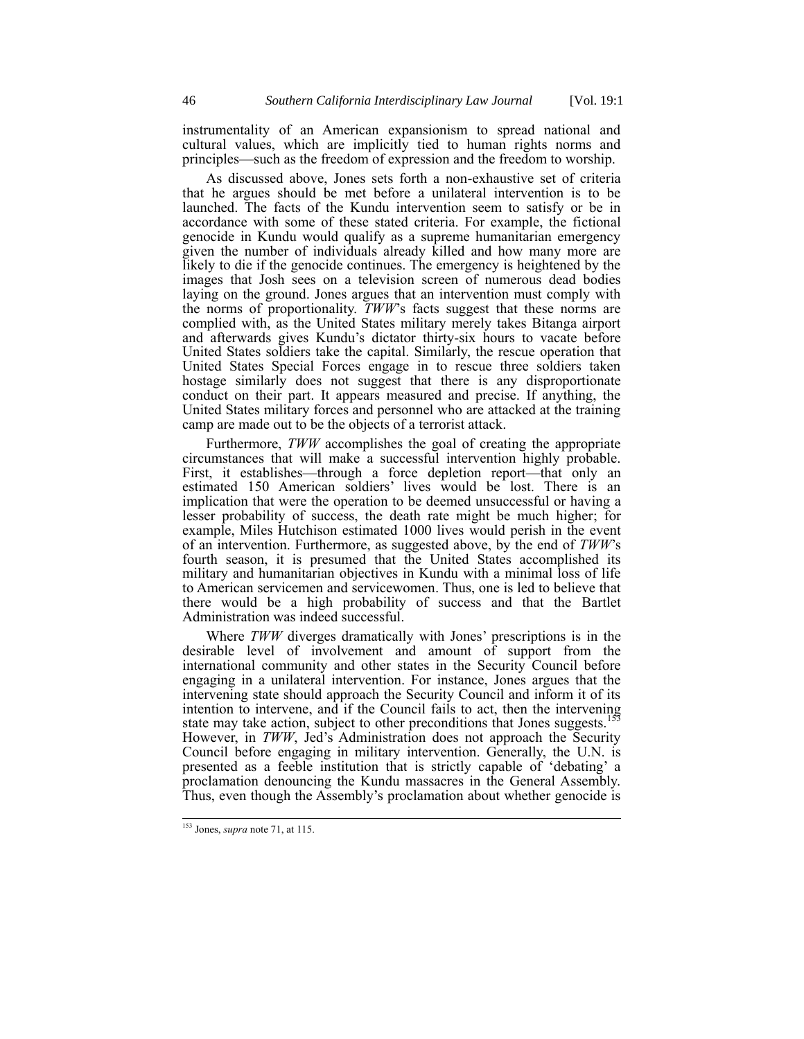instrumentality of an American expansionism to spread national and cultural values, which are implicitly tied to human rights norms and principles—such as the freedom of expression and the freedom to worship.

As discussed above, Jones sets forth a non-exhaustive set of criteria that he argues should be met before a unilateral intervention is to be launched. The facts of the Kundu intervention seem to satisfy or be in accordance with some of these stated criteria. For example, the fictional genocide in Kundu would qualify as a supreme humanitarian emergency given the number of individuals already killed and how many more are likely to die if the genocide continues. The emergency is heightened by the images that Josh sees on a television screen of numerous dead bodies laying on the ground. Jones argues that an intervention must comply with the norms of proportionality. *TWW*'s facts suggest that these norms are complied with, as the United States military merely takes Bitanga airport and afterwards gives Kundu's dictator thirty-six hours to vacate before United States soldiers take the capital. Similarly, the rescue operation that United States Special Forces engage in to rescue three soldiers taken hostage similarly does not suggest that there is any disproportionate conduct on their part. It appears measured and precise. If anything, the United States military forces and personnel who are attacked at the training camp are made out to be the objects of a terrorist attack.

Furthermore, *TWW* accomplishes the goal of creating the appropriate circumstances that will make a successful intervention highly probable. First, it establishes—through a force depletion report—that only an estimated 150 American soldiers' lives would be lost. There is an implication that were the operation to be deemed unsuccessful or having a lesser probability of success, the death rate might be much higher; for example, Miles Hutchison estimated 1000 lives would perish in the event of an intervention. Furthermore, as suggested above, by the end of *TWW*'s fourth season, it is presumed that the United States accomplished its military and humanitarian objectives in Kundu with a minimal loss of life to American servicemen and servicewomen. Thus, one is led to believe that there would be a high probability of success and that the Bartlet Administration was indeed successful.

Where *TWW* diverges dramatically with Jones' prescriptions is in the desirable level of involvement and amount of support from the international community and other states in the Security Council before engaging in a unilateral intervention. For instance, Jones argues that the intervening state should approach the Security Council and inform it of its intention to intervene, and if the Council fails to act, then the intervening state may take action, subject to other preconditions that Jones suggests.[153] However, in *TWW*, Jed's Administration does not approach the Security Council before engaging in military intervention. Generally, the U.N. is presented as a feeble institution that is strictly capable of 'debating' a proclamation denouncing the Kundu massacres in the General Assembly. Thus, even though the Assembly's proclamation about whether genocide is

[153] Jones, *supra* note 71, at 115.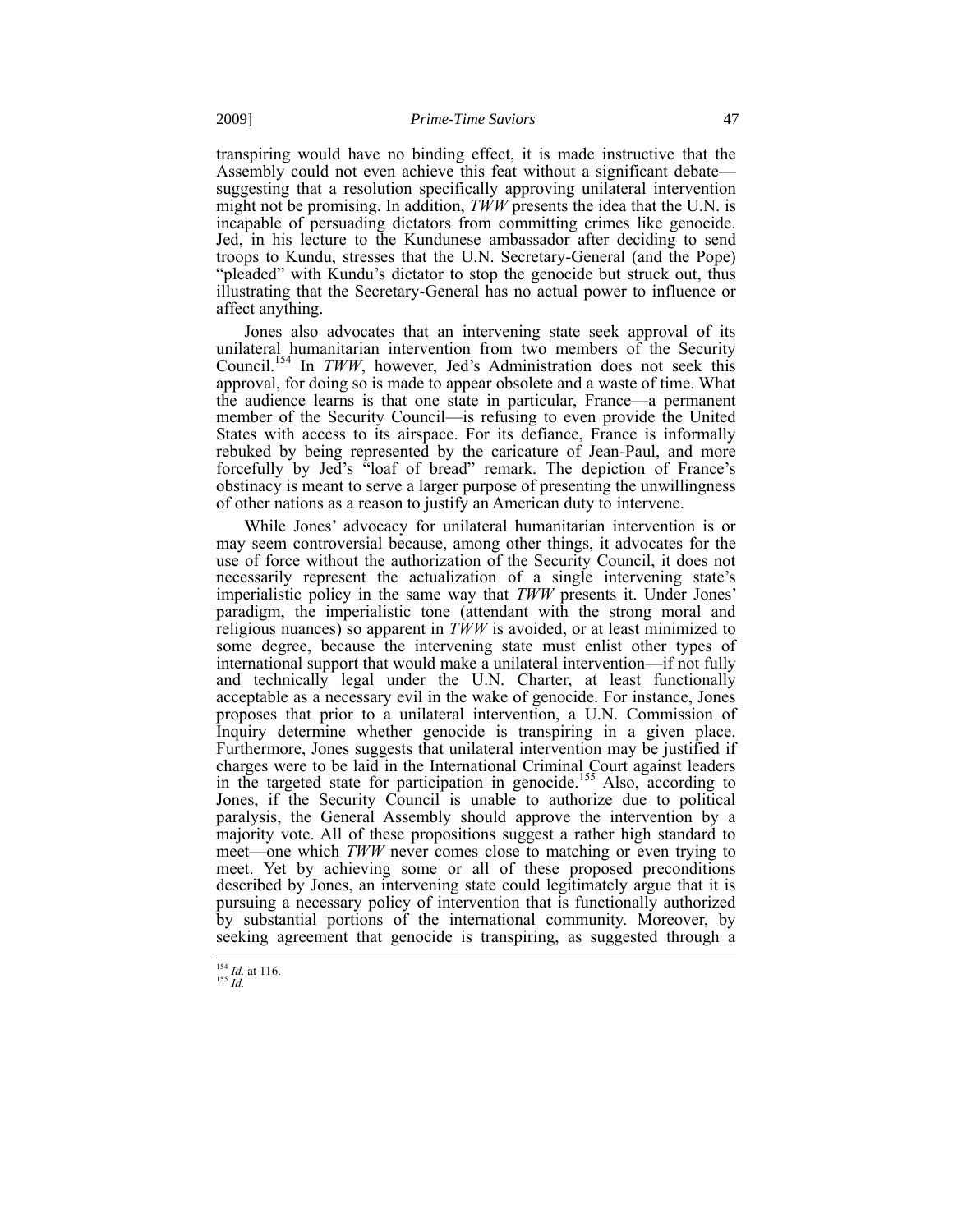transpiring would have no binding effect, it is made instructive that the Assembly could not even achieve this feat without a significant debate—suggesting that a resolution specifically approving unilateral intervention might not be promising. In addition, *TWW* presents the idea that the U.N. is incapable of persuading dictators from committing crimes like genocide. Jed, in his lecture to the Kundunese ambassador after deciding to send troops to Kundu, stresses that the U.N. Secretary-General (and the Pope) "pleaded" with Kundu's dictator to stop the genocide but struck out, thus illustrating that the Secretary-General has no actual power to influence or affect anything.

Jones also advocates that an intervening state seek approval of its unilateral humanitarian intervention from two members of the Security Council.[154] In *TWW*, however, Jed's Administration does not seek this approval, for doing so is made to appear obsolete and a waste of time. What the audience learns is that one state in particular, France—a permanent member of the Security Council—is refusing to even provide the United States with access to its airspace. For its defiance, France is informally rebuked by being represented by the caricature of Jean-Paul, and more forcefully by Jed's "loaf of bread" remark. The depiction of France's obstinacy is meant to serve a larger purpose of presenting the unwillingness of other nations as a reason to justify an American duty to intervene.

While Jones' advocacy for unilateral humanitarian intervention is or may seem controversial because, among other things, it advocates for the use of force without the authorization of the Security Council, it does not necessarily represent the actualization of a single intervening state's imperialistic policy in the same way that *TWW* presents it. Under Jones' paradigm, the imperialistic tone (attendant with the strong moral and religious nuances) so apparent in *TWW* is avoided, or at least minimized to some degree, because the intervening state must enlist other types of international support that would make a unilateral intervention—if not fully and technically legal under the U.N. Charter, at least functionally acceptable as a necessary evil in the wake of genocide. For instance, Jones proposes that prior to a unilateral intervention, a U.N. Commission of Inquiry determine whether genocide is transpiring in a given place. Furthermore, Jones suggests that unilateral intervention may be justified if charges were to be laid in the International Criminal Court against leaders in the targeted state for participation in genocide.[155] Also, according to Jones, if the Security Council is unable to authorize due to political paralysis, the General Assembly should approve the intervention by a majority vote. All of these propositions suggest a rather high standard to meet—one which *TWW* never comes close to matching or even trying to meet. Yet by achieving some or all of these proposed preconditions described by Jones, an intervening state could legitimately argue that it is pursuing a necessary policy of intervention that is functionally authorized by substantial portions of the international community. Moreover, by seeking agreement that genocide is transpiring, as suggested through a

---

[154] *Id.* at 116.
[155] *Id.*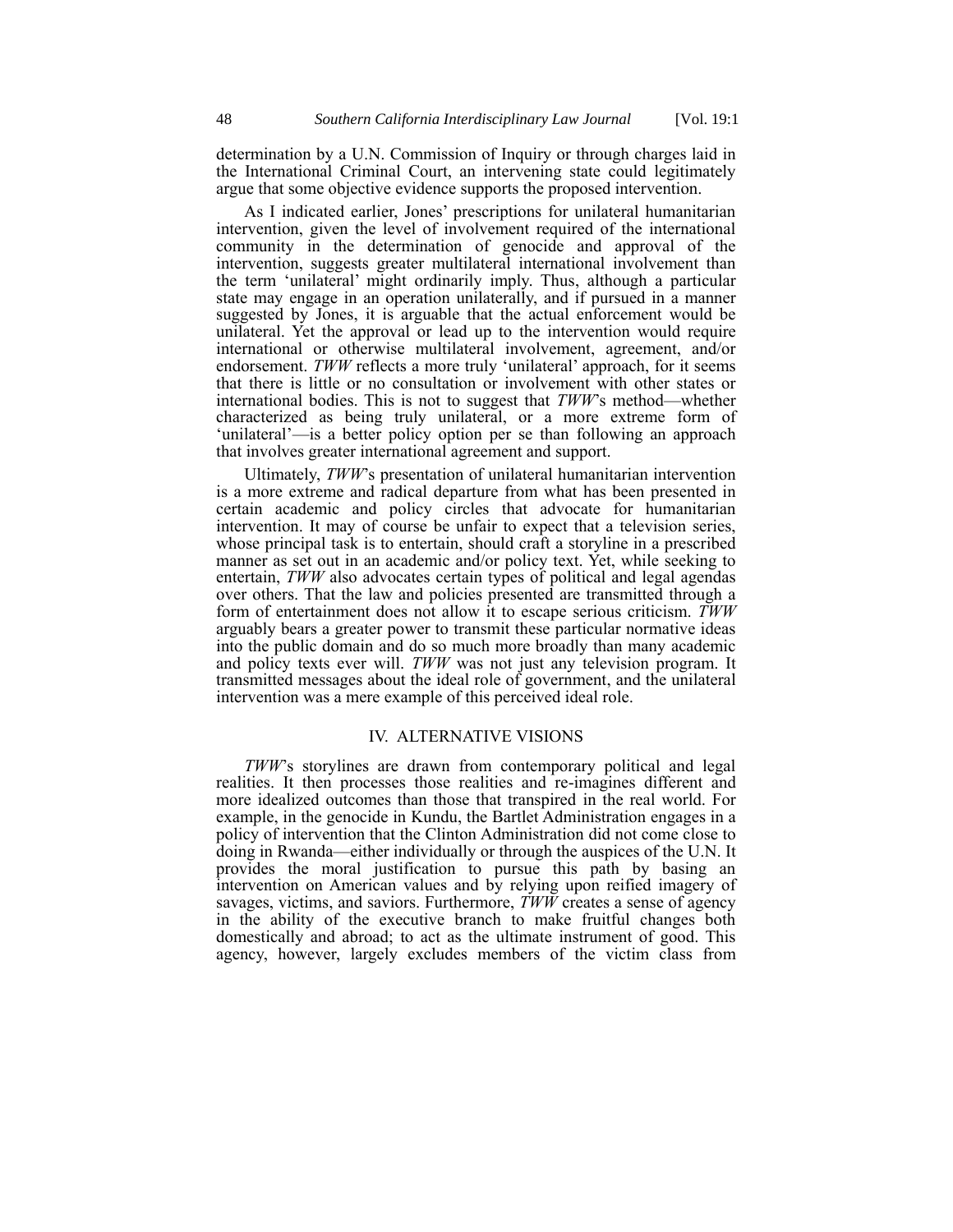determination by a U.N. Commission of Inquiry or through charges laid in the International Criminal Court, an intervening state could legitimately argue that some objective evidence supports the proposed intervention.

As I indicated earlier, Jones' prescriptions for unilateral humanitarian intervention, given the level of involvement required of the international community in the determination of genocide and approval of the intervention, suggests greater multilateral international involvement than the term 'unilateral' might ordinarily imply. Thus, although a particular state may engage in an operation unilaterally, and if pursued in a manner suggested by Jones, it is arguable that the actual enforcement would be unilateral. Yet the approval or lead up to the intervention would require international or otherwise multilateral involvement, agreement, and/or endorsement. *TWW* reflects a more truly 'unilateral' approach, for it seems that there is little or no consultation or involvement with other states or international bodies. This is not to suggest that *TWW*'s method—whether characterized as being truly unilateral, or a more extreme form of 'unilateral'—is a better policy option per se than following an approach that involves greater international agreement and support.

Ultimately, *TWW*'s presentation of unilateral humanitarian intervention is a more extreme and radical departure from what has been presented in certain academic and policy circles that advocate for humanitarian intervention. It may of course be unfair to expect that a television series, whose principal task is to entertain, should craft a storyline in a prescribed manner as set out in an academic and/or policy text. Yet, while seeking to entertain, *TWW* also advocates certain types of political and legal agendas over others. That the law and policies presented are transmitted through a form of entertainment does not allow it to escape serious criticism. *TWW* arguably bears a greater power to transmit these particular normative ideas into the public domain and do so much more broadly than many academic and policy texts ever will. *TWW* was not just any television program. It transmitted messages about the ideal role of government, and the unilateral intervention was a mere example of this perceived ideal role.

## IV. ALTERNATIVE VISIONS

*TWW*'s storylines are drawn from contemporary political and legal realities. It then processes those realities and re-imagines different and more idealized outcomes than those that transpired in the real world. For example, in the genocide in Kundu, the Bartlet Administration engages in a policy of intervention that the Clinton Administration did not come close to doing in Rwanda—either individually or through the auspices of the U.N. It provides the moral justification to pursue this path by basing an intervention on American values and by relying upon reified imagery of savages, victims, and saviors. Furthermore, *TWW* creates a sense of agency in the ability of the executive branch to make fruitful changes both domestically and abroad; to act as the ultimate instrument of good. This agency, however, largely excludes members of the victim class from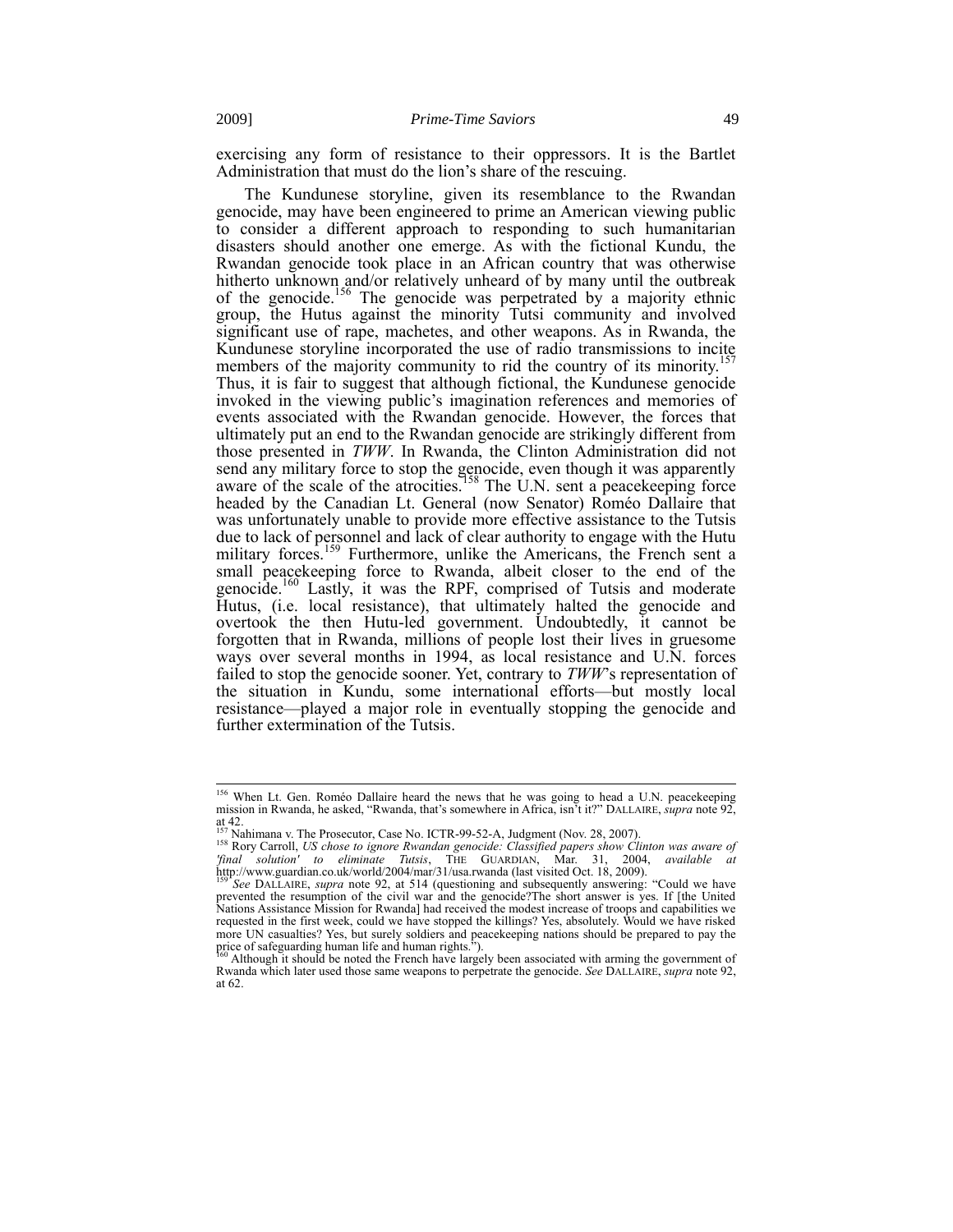exercising any form of resistance to their oppressors. It is the Bartlet Administration that must do the lion's share of the rescuing.

The Kundunese storyline, given its resemblance to the Rwandan genocide, may have been engineered to prime an American viewing public to consider a different approach to responding to such humanitarian disasters should another one emerge. As with the fictional Kundu, the Rwandan genocide took place in an African country that was otherwise hitherto unknown and/or relatively unheard of by many until the outbreak of the genocide.[156] The genocide was perpetrated by a majority ethnic group, the Hutus against the minority Tutsi community and involved significant use of rape, machetes, and other weapons. As in Rwanda, the Kundunese storyline incorporated the use of radio transmissions to incite members of the majority community to rid the country of its minority.[157] Thus, it is fair to suggest that although fictional, the Kundunese genocide invoked in the viewing public's imagination references and memories of events associated with the Rwandan genocide. However, the forces that ultimately put an end to the Rwandan genocide are strikingly different from those presented in *TWW*. In Rwanda, the Clinton Administration did not send any military force to stop the genocide, even though it was apparently aware of the scale of the atrocities.[158] The U.N. sent a peacekeeping force headed by the Canadian Lt. General (now Senator) Roméo Dallaire that was unfortunately unable to provide more effective assistance to the Tutsis due to lack of personnel and lack of clear authority to engage with the Hutu military forces.[159] Furthermore, unlike the Americans, the French sent a small peacekeeping force to Rwanda, albeit closer to the end of the genocide.[160] Lastly, it was the RPF, comprised of Tutsis and moderate Hutus, (i.e. local resistance), that ultimately halted the genocide and overtook the then Hutu-led government. Undoubtedly, it cannot be forgotten that in Rwanda, millions of people lost their lives in gruesome ways over several months in 1994, as local resistance and U.N. forces failed to stop the genocide sooner. Yet, contrary to *TWW*'s representation of the situation in Kundu, some international efforts—but mostly local resistance—played a major role in eventually stopping the genocide and further extermination of the Tutsis.

---

[156] When Lt. Gen. Roméo Dallaire heard the news that he was going to head a U.N. peacekeeping mission in Rwanda, he asked, "Rwanda, that's somewhere in Africa, isn't it?" DALLAIRE, *supra* note 92, at 42.

[157] Nahimana v. The Prosecutor, Case No. ICTR-99-52-A, Judgment (Nov. 28, 2007).

[158] Rory Carroll, *US chose to ignore Rwandan genocide: Classified papers show Clinton was aware of 'final solution' to eliminate Tutsis*, THE GUARDIAN, Mar. 31, 2004, *available at* http://www.guardian.co.uk/world/2004/mar/31/usa.rwanda (last visited Oct. 18, 2009).

[159] *See* DALLAIRE, *supra* note 92, at 514 (questioning and subsequently answering: "Could we have prevented the resumption of the civil war and the genocide?The short answer is yes. If [the United Nations Assistance Mission for Rwanda] had received the modest increase of troops and capabilities we requested in the first week, could we have stopped the killings? Yes, absolutely. Would we have risked more UN casualties? Yes, but surely soldiers and peacekeeping nations should be prepared to pay the price of safeguarding human life and human rights.").

[160] Although it should be noted the French have largely been associated with arming the government of Rwanda which later used those same weapons to perpetrate the genocide. *See* DALLAIRE, *supra* note 92, at 62.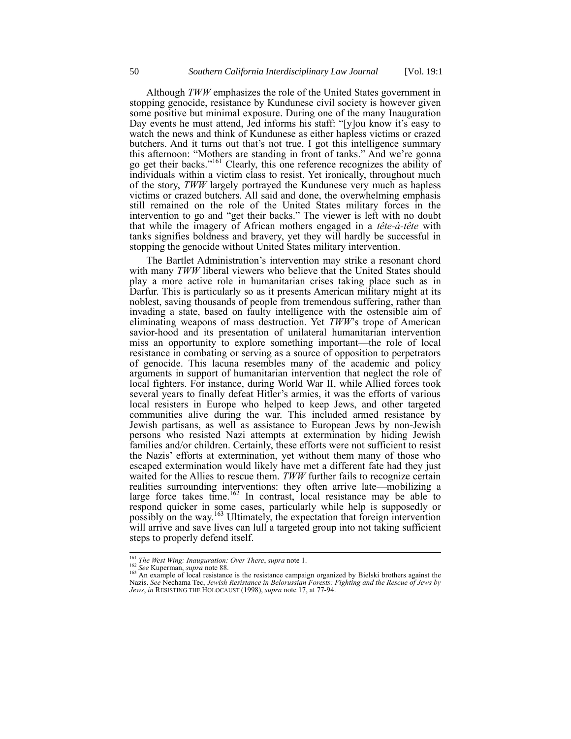Although *TWW* emphasizes the role of the United States government in stopping genocide, resistance by Kundunese civil society is however given some positive but minimal exposure. During one of the many Inauguration Day events he must attend, Jed informs his staff: "[y]ou know it's easy to watch the news and think of Kundunese as either hapless victims or crazed butchers. And it turns out that's not true. I got this intelligence summary this afternoon: "Mothers are standing in front of tanks." And we're gonna go get their backs."[161] Clearly, this one reference recognizes the ability of individuals within a victim class to resist. Yet ironically, throughout much of the story, *TWW* largely portrayed the Kundunese very much as hapless victims or crazed butchers. All said and done, the overwhelming emphasis still remained on the role of the United States military forces in the intervention to go and "get their backs." The viewer is left with no doubt that while the imagery of African mothers engaged in a *tête-à-tête* with tanks signifies boldness and bravery, yet they will hardly be successful in stopping the genocide without United States military intervention.

The Bartlet Administration's intervention may strike a resonant chord with many *TWW* liberal viewers who believe that the United States should play a more active role in humanitarian crises taking place such as in Darfur. This is particularly so as it presents American military might at its noblest, saving thousands of people from tremendous suffering, rather than invading a state, based on faulty intelligence with the ostensible aim of eliminating weapons of mass destruction. Yet *TWW*'s trope of American savior-hood and its presentation of unilateral humanitarian intervention miss an opportunity to explore something important—the role of local resistance in combating or serving as a source of opposition to perpetrators of genocide. This lacuna resembles many of the academic and policy arguments in support of humanitarian intervention that neglect the role of local fighters. For instance, during World War II, while Allied forces took several years to finally defeat Hitler's armies, it was the efforts of various local resisters in Europe who helped to keep Jews, and other targeted communities alive during the war. This included armed resistance by Jewish partisans, as well as assistance to European Jews by non-Jewish persons who resisted Nazi attempts at extermination by hiding Jewish families and/or children. Certainly, these efforts were not sufficient to resist the Nazis' efforts at extermination, yet without them many of those who escaped extermination would likely have met a different fate had they just waited for the Allies to rescue them. *TWW* further fails to recognize certain realities surrounding interventions: they often arrive late—mobilizing a large force takes time.[162] In contrast, local resistance may be able to respond quicker in some cases, particularly while help is supposedly or possibly on the way.[163] Ultimately, the expectation that foreign intervention will arrive and save lives can lull a targeted group into not taking sufficient steps to properly defend itself.

---

[161] *The West Wing: Inauguration: Over There*, *supra* note 1.

[162] *See* Kuperman, *supra* note 88.

[163] An example of local resistance is the resistance campaign organized by Bielski brothers against the Nazis. *See* Nechama Tec, *Jewish Resistance in Belorussian Forests: Fighting and the Rescue of Jews by Jews*, *in* RESISTING THE HOLOCAUST (1998), *supra* note 17, at 77-94.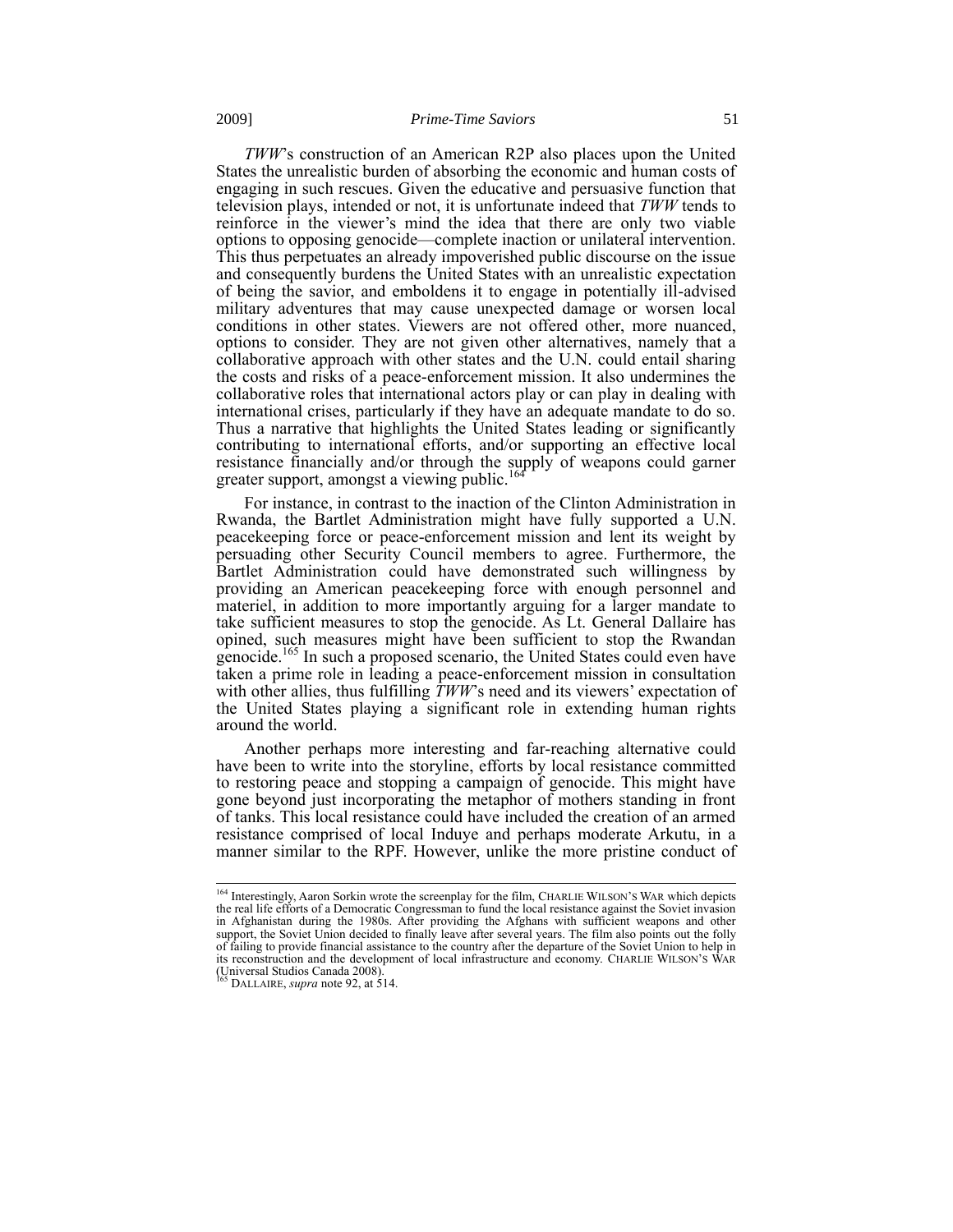*TWW*'s construction of an American R2P also places upon the United States the unrealistic burden of absorbing the economic and human costs of engaging in such rescues. Given the educative and persuasive function that television plays, intended or not, it is unfortunate indeed that *TWW* tends to reinforce in the viewer's mind the idea that there are only two viable options to opposing genocide—complete inaction or unilateral intervention. This thus perpetuates an already impoverished public discourse on the issue and consequently burdens the United States with an unrealistic expectation of being the savior, and emboldens it to engage in potentially ill-advised military adventures that may cause unexpected damage or worsen local conditions in other states. Viewers are not offered other, more nuanced, options to consider. They are not given other alternatives, namely that a collaborative approach with other states and the U.N. could entail sharing the costs and risks of a peace-enforcement mission. It also undermines the collaborative roles that international actors play or can play in dealing with international crises, particularly if they have an adequate mandate to do so. Thus a narrative that highlights the United States leading or significantly contributing to international efforts, and/or supporting an effective local resistance financially and/or through the supply of weapons could garner greater support, amongst a viewing public.[164]

For instance, in contrast to the inaction of the Clinton Administration in Rwanda, the Bartlet Administration might have fully supported a U.N. peacekeeping force or peace-enforcement mission and lent its weight by persuading other Security Council members to agree. Furthermore, the Bartlet Administration could have demonstrated such willingness by providing an American peacekeeping force with enough personnel and materiel, in addition to more importantly arguing for a larger mandate to take sufficient measures to stop the genocide. As Lt. General Dallaire has opined, such measures might have been sufficient to stop the Rwandan genocide.[165] In such a proposed scenario, the United States could even have taken a prime role in leading a peace-enforcement mission in consultation with other allies, thus fulfilling *TWW*'s need and its viewers' expectation of the United States playing a significant role in extending human rights around the world.

Another perhaps more interesting and far-reaching alternative could have been to write into the storyline, efforts by local resistance committed to restoring peace and stopping a campaign of genocide. This might have gone beyond just incorporating the metaphor of mothers standing in front of tanks. This local resistance could have included the creation of an armed resistance comprised of local Induye and perhaps moderate Arkutu, in a manner similar to the RPF. However, unlike the more pristine conduct of

---

[164] Interestingly, Aaron Sorkin wrote the screenplay for the film, CHARLIE WILSON'S WAR which depicts the real life efforts of a Democratic Congressman to fund the local resistance against the Soviet invasion in Afghanistan during the 1980s. After providing the Afghans with sufficient weapons and other support, the Soviet Union decided to finally leave after several years. The film also points out the folly of failing to provide financial assistance to the country after the departure of the Soviet Union to help in its reconstruction and the development of local infrastructure and economy. CHARLIE WILSON'S WAR (Universal Studios Canada 2008).

[165] DALLAIRE, *supra* note 92, at 514.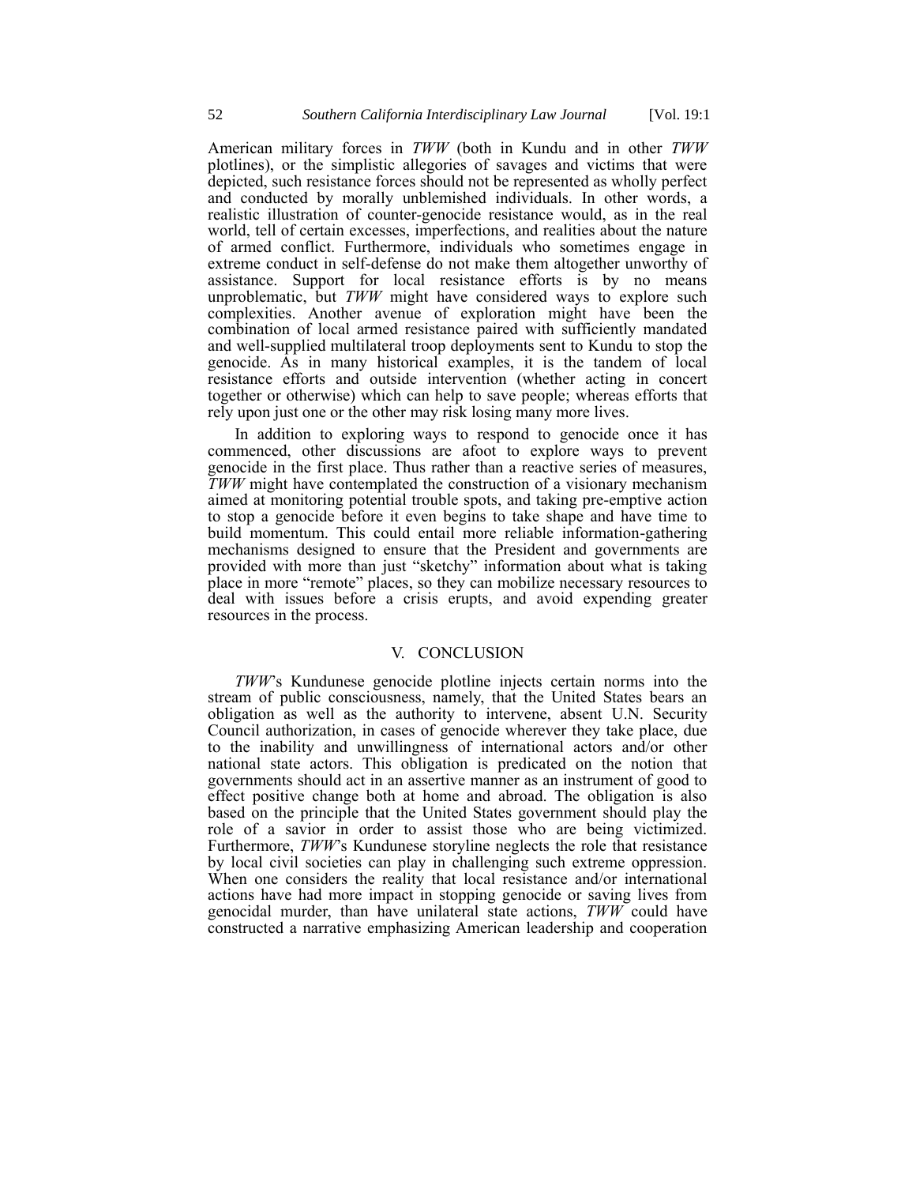American military forces in *TWW* (both in Kundu and in other *TWW* plotlines), or the simplistic allegories of savages and victims that were depicted, such resistance forces should not be represented as wholly perfect and conducted by morally unblemished individuals. In other words, a realistic illustration of counter-genocide resistance would, as in the real world, tell of certain excesses, imperfections, and realities about the nature of armed conflict. Furthermore, individuals who sometimes engage in extreme conduct in self-defense do not make them altogether unworthy of assistance. Support for local resistance efforts is by no means unproblematic, but *TWW* might have considered ways to explore such complexities. Another avenue of exploration might have been the combination of local armed resistance paired with sufficiently mandated and well-supplied multilateral troop deployments sent to Kundu to stop the genocide. As in many historical examples, it is the tandem of local resistance efforts and outside intervention (whether acting in concert together or otherwise) which can help to save people; whereas efforts that rely upon just one or the other may risk losing many more lives.

In addition to exploring ways to respond to genocide once it has commenced, other discussions are afoot to explore ways to prevent genocide in the first place. Thus rather than a reactive series of measures, *TWW* might have contemplated the construction of a visionary mechanism aimed at monitoring potential trouble spots, and taking pre-emptive action to stop a genocide before it even begins to take shape and have time to build momentum. This could entail more reliable information-gathering mechanisms designed to ensure that the President and governments are provided with more than just "sketchy" information about what is taking place in more "remote" places, so they can mobilize necessary resources to deal with issues before a crisis erupts, and avoid expending greater resources in the process.

## V. CONCLUSION

*TWW*'s Kundunese genocide plotline injects certain norms into the stream of public consciousness, namely, that the United States bears an obligation as well as the authority to intervene, absent U.N. Security Council authorization, in cases of genocide wherever they take place, due to the inability and unwillingness of international actors and/or other national state actors. This obligation is predicated on the notion that governments should act in an assertive manner as an instrument of good to effect positive change both at home and abroad. The obligation is also based on the principle that the United States government should play the role of a savior in order to assist those who are being victimized. Furthermore, *TWW*'s Kundunese storyline neglects the role that resistance by local civil societies can play in challenging such extreme oppression. When one considers the reality that local resistance and/or international actions have had more impact in stopping genocide or saving lives from genocidal murder, than have unilateral state actions, *TWW* could have constructed a narrative emphasizing American leadership and cooperation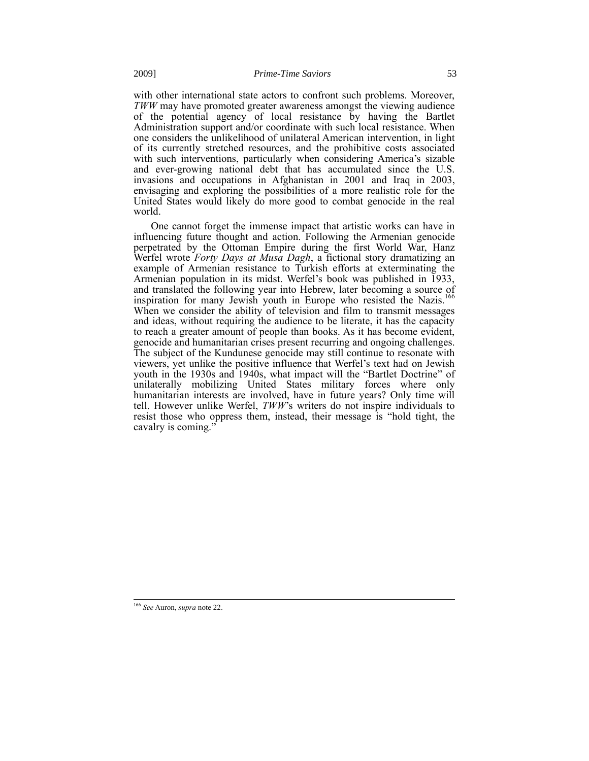with other international state actors to confront such problems. Moreover, *TWW* may have promoted greater awareness amongst the viewing audience of the potential agency of local resistance by having the Bartlet Administration support and/or coordinate with such local resistance. When one considers the unlikelihood of unilateral American intervention, in light of its currently stretched resources, and the prohibitive costs associated with such interventions, particularly when considering America's sizable and ever-growing national debt that has accumulated since the U.S. invasions and occupations in Afghanistan in 2001 and Iraq in 2003, envisaging and exploring the possibilities of a more realistic role for the United States would likely do more good to combat genocide in the real world.

One cannot forget the immense impact that artistic works can have in influencing future thought and action. Following the Armenian genocide perpetrated by the Ottoman Empire during the first World War, Hanz Werfel wrote *Forty Days at Musa Dagh*, a fictional story dramatizing an example of Armenian resistance to Turkish efforts at exterminating the Armenian population in its midst. Werfel's book was published in 1933, and translated the following year into Hebrew, later becoming a source of inspiration for many Jewish youth in Europe who resisted the Nazis.[166] When we consider the ability of television and film to transmit messages and ideas, without requiring the audience to be literate, it has the capacity to reach a greater amount of people than books. As it has become evident, genocide and humanitarian crises present recurring and ongoing challenges. The subject of the Kundunese genocide may still continue to resonate with viewers, yet unlike the positive influence that Werfel's text had on Jewish youth in the 1930s and 1940s, what impact will the "Bartlet Doctrine" of unilaterally mobilizing United States military forces where only humanitarian interests are involved, have in future years? Only time will tell. However unlike Werfel, *TWW*'s writers do not inspire individuals to resist those who oppress them, instead, their message is "hold tight, the cavalry is coming."

---

[166] *See* Auron, *supra* note 22.